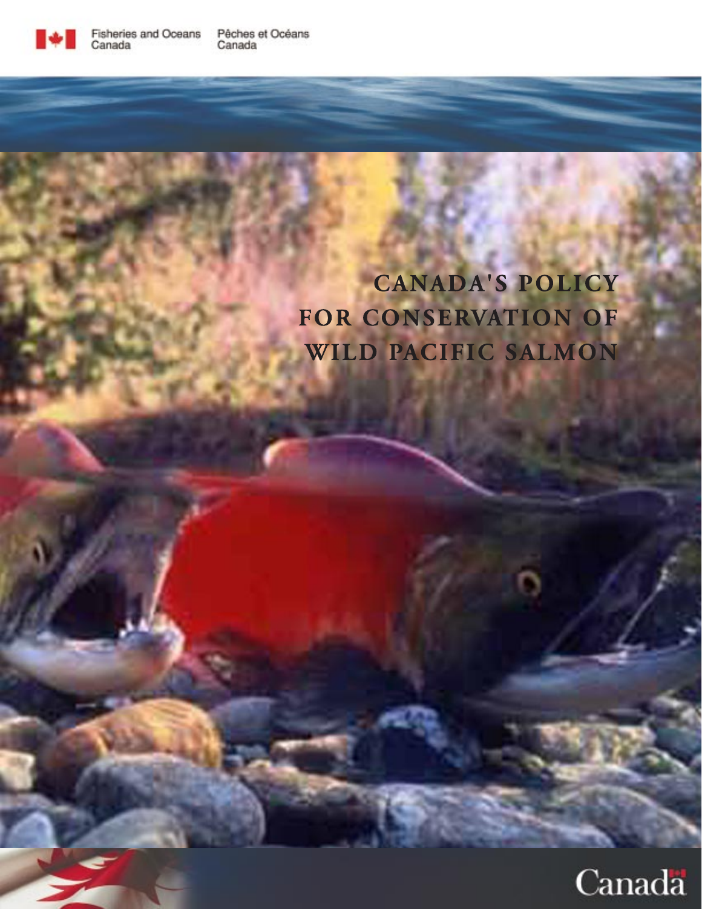Fisheries and Oceans Canada

Pêches et Océans Canada

# CANADA'S POLICY FOR CONSERVATION OF WILD PACIFIC SALMON

Canada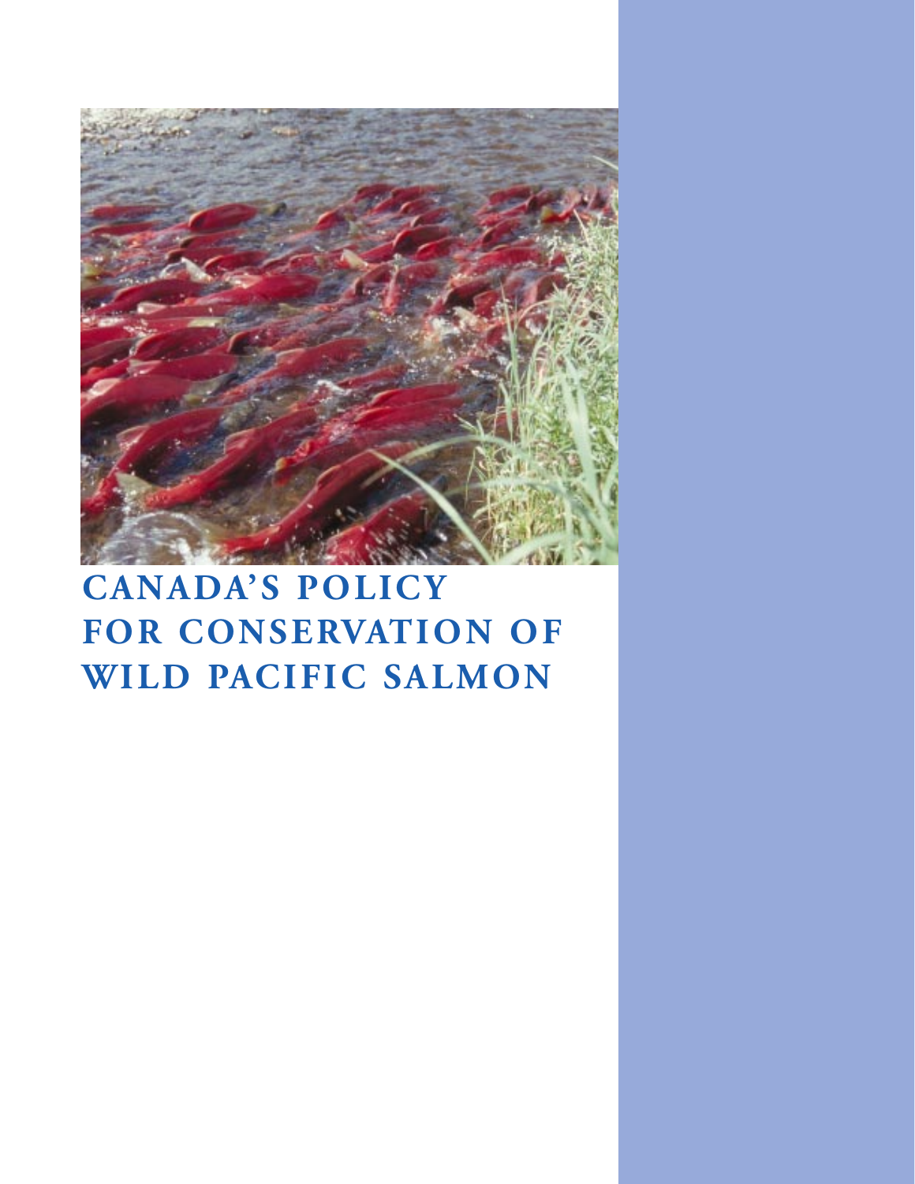# CANADA'S POLICY FOR CONSERVATION OF WILD PACIFIC SALMON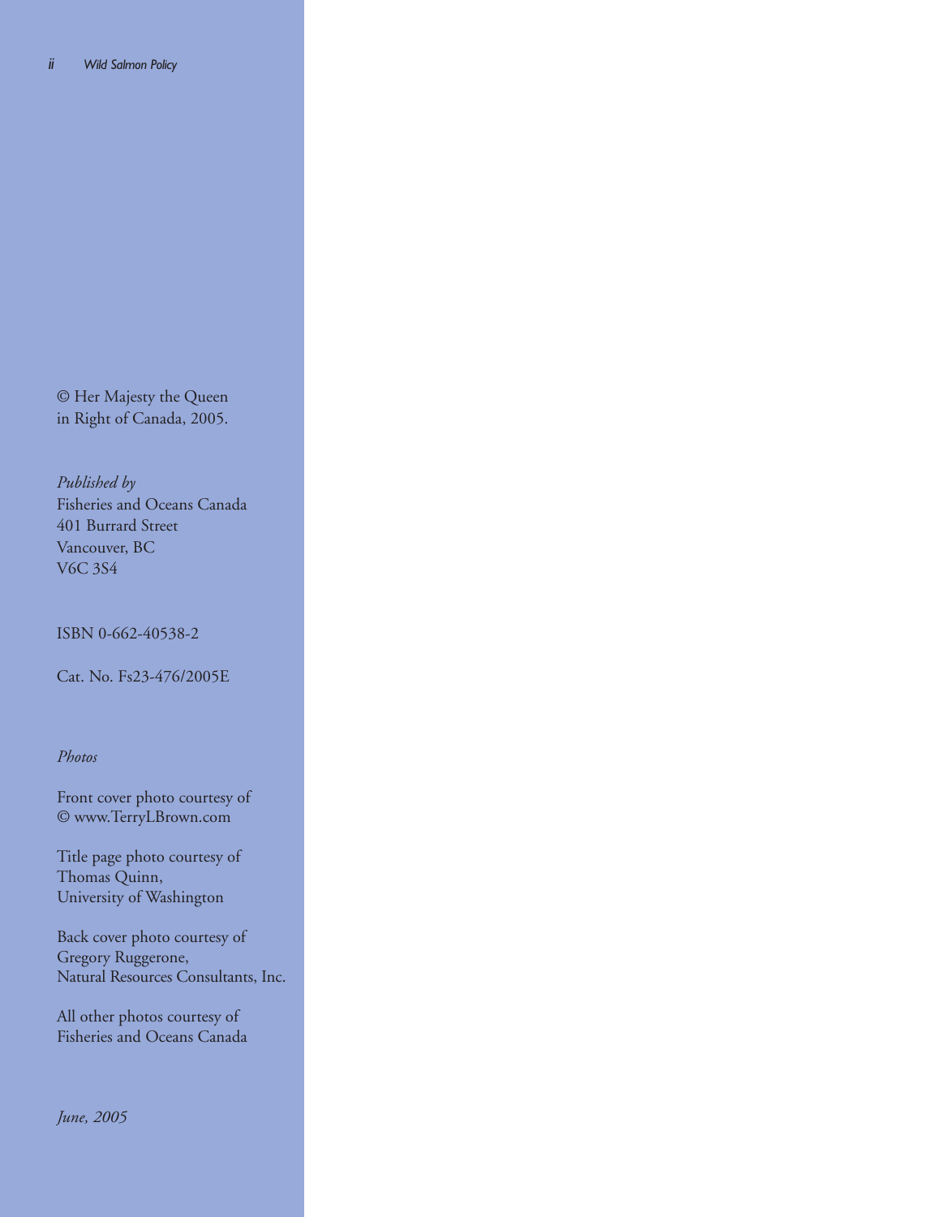© Her Majesty the Queen
in Right of Canada, 2005.

*Published by*
Fisheries and Oceans Canada
401 Burrard Street
Vancouver, BC
V6C 3S4

ISBN 0-662-40538-2

Cat. No. Fs23-476/2005E

*Photos*

Front cover photo courtesy of
© www.TerryLBrown.com

Title page photo courtesy of
Thomas Quinn,
University of Washington

Back cover photo courtesy of
Gregory Ruggerone,
Natural Resources Consultants, Inc.

All other photos courtesy of
Fisheries and Oceans Canada

*June, 2005*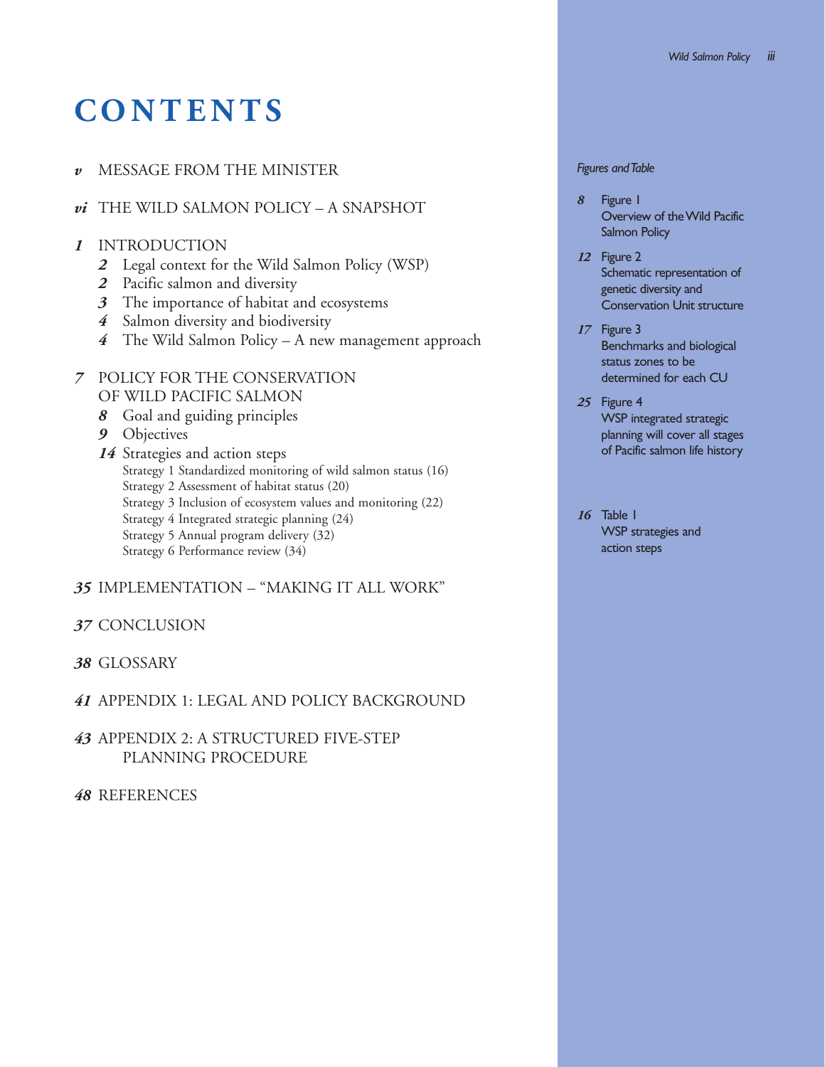# CONTENTS

*v* MESSAGE FROM THE MINISTER

*vi* THE WILD SALMON POLICY – A SNAPSHOT

*1* INTRODUCTION

- *2* Legal context for the Wild Salmon Policy (WSP)
- *2* Pacific salmon and diversity
- *3* The importance of habitat and ecosystems
- *4* Salmon diversity and biodiversity
- *4* The Wild Salmon Policy – A new management approach

*7* POLICY FOR THE CONSERVATION OF WILD PACIFIC SALMON

- *8* Goal and guiding principles
- *9* Objectives
- *14* Strategies and action steps
  - Strategy 1 Standardized monitoring of wild salmon status (16)
  - Strategy 2 Assessment of habitat status (20)
  - Strategy 3 Inclusion of ecosystem values and monitoring (22)
  - Strategy 4 Integrated strategic planning (24)
  - Strategy 5 Annual program delivery (32)
  - Strategy 6 Performance review (34)

*35* IMPLEMENTATION – "MAKING IT ALL WORK"

*37* CONCLUSION

*38* GLOSSARY

*41* APPENDIX 1: LEGAL AND POLICY BACKGROUND

*43* APPENDIX 2: A STRUCTURED FIVE-STEP PLANNING PROCEDURE

*48* REFERENCES

*Figures and Table*

*8* Figure 1
Overview of the Wild Pacific Salmon Policy

*12* Figure 2
Schematic representation of genetic diversity and Conservation Unit structure

*17* Figure 3
Benchmarks and biological status zones to be determined for each CU

*25* Figure 4
WSP integrated strategic planning will cover all stages of Pacific salmon life history

*16* Table 1
WSP strategies and action steps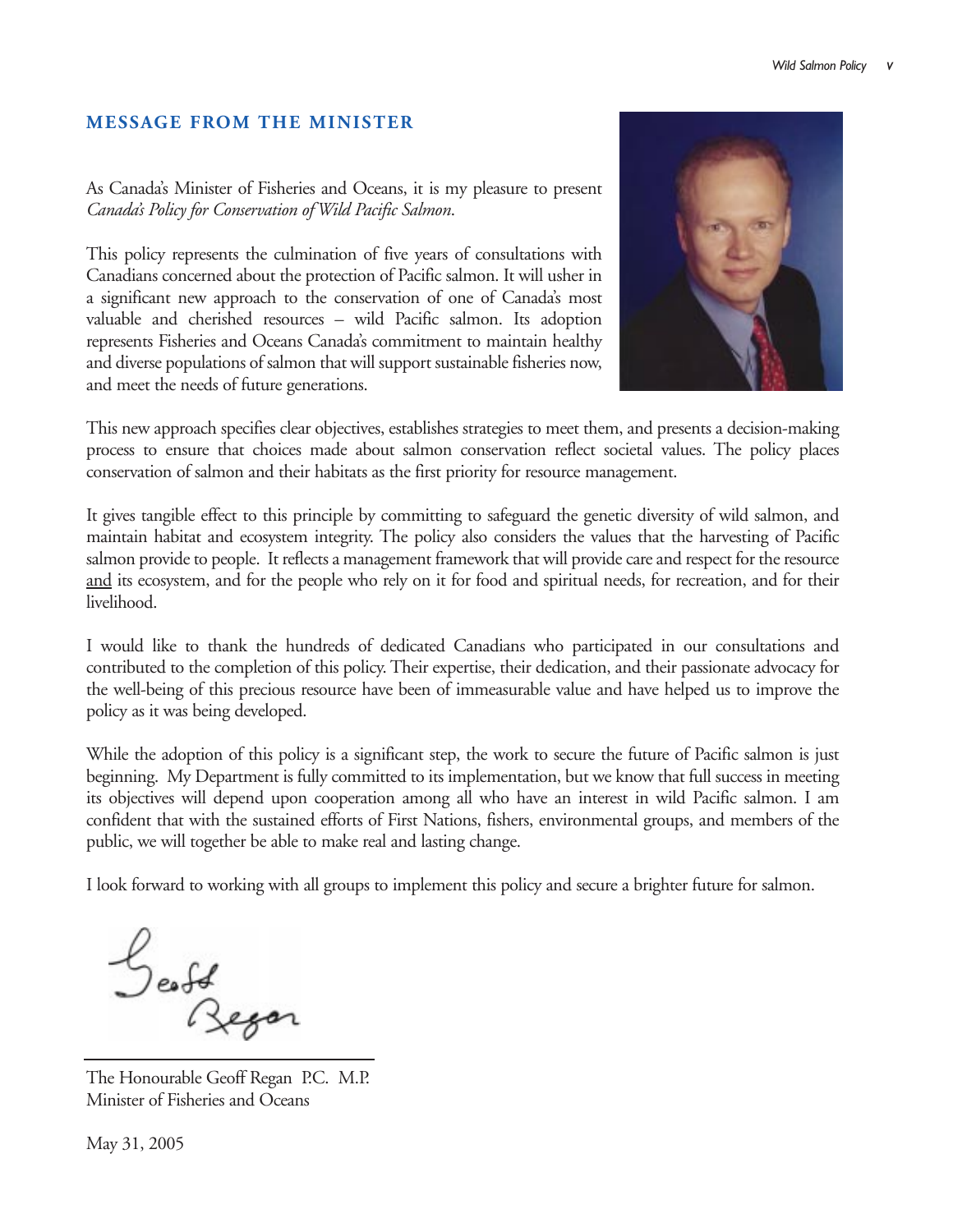## MESSAGE FROM THE MINISTER

As Canada's Minister of Fisheries and Oceans, it is my pleasure to present *Canada's Policy for Conservation of Wild Pacific Salmon*.

This policy represents the culmination of five years of consultations with Canadians concerned about the protection of Pacific salmon. It will usher in a significant new approach to the conservation of one of Canada's most valuable and cherished resources – wild Pacific salmon. Its adoption represents Fisheries and Oceans Canada's commitment to maintain healthy and diverse populations of salmon that will support sustainable fisheries now, and meet the needs of future generations.

This new approach specifies clear objectives, establishes strategies to meet them, and presents a decision-making process to ensure that choices made about salmon conservation reflect societal values. The policy places conservation of salmon and their habitats as the first priority for resource management.

It gives tangible effect to this principle by committing to safeguard the genetic diversity of wild salmon, and maintain habitat and ecosystem integrity. The policy also considers the values that the harvesting of Pacific salmon provide to people. It reflects a management framework that will provide care and respect for the resource <u>and</u> its ecosystem, and for the people who rely on it for food and spiritual needs, for recreation, and for their livelihood.

I would like to thank the hundreds of dedicated Canadians who participated in our consultations and contributed to the completion of this policy. Their expertise, their dedication, and their passionate advocacy for the well-being of this precious resource have been of immeasurable value and have helped us to improve the policy as it was being developed.

While the adoption of this policy is a significant step, the work to secure the future of Pacific salmon is just beginning. My Department is fully committed to its implementation, but we know that full success in meeting its objectives will depend upon cooperation among all who have an interest in wild Pacific salmon. I am confident that with the sustained efforts of First Nations, fishers, environmental groups, and members of the public, we will together be able to make real and lasting change.

I look forward to working with all groups to implement this policy and secure a brighter future for salmon.

Geoff Regan

The Honourable Geoff Regan P.C. M.P.
Minister of Fisheries and Oceans

May 31, 2005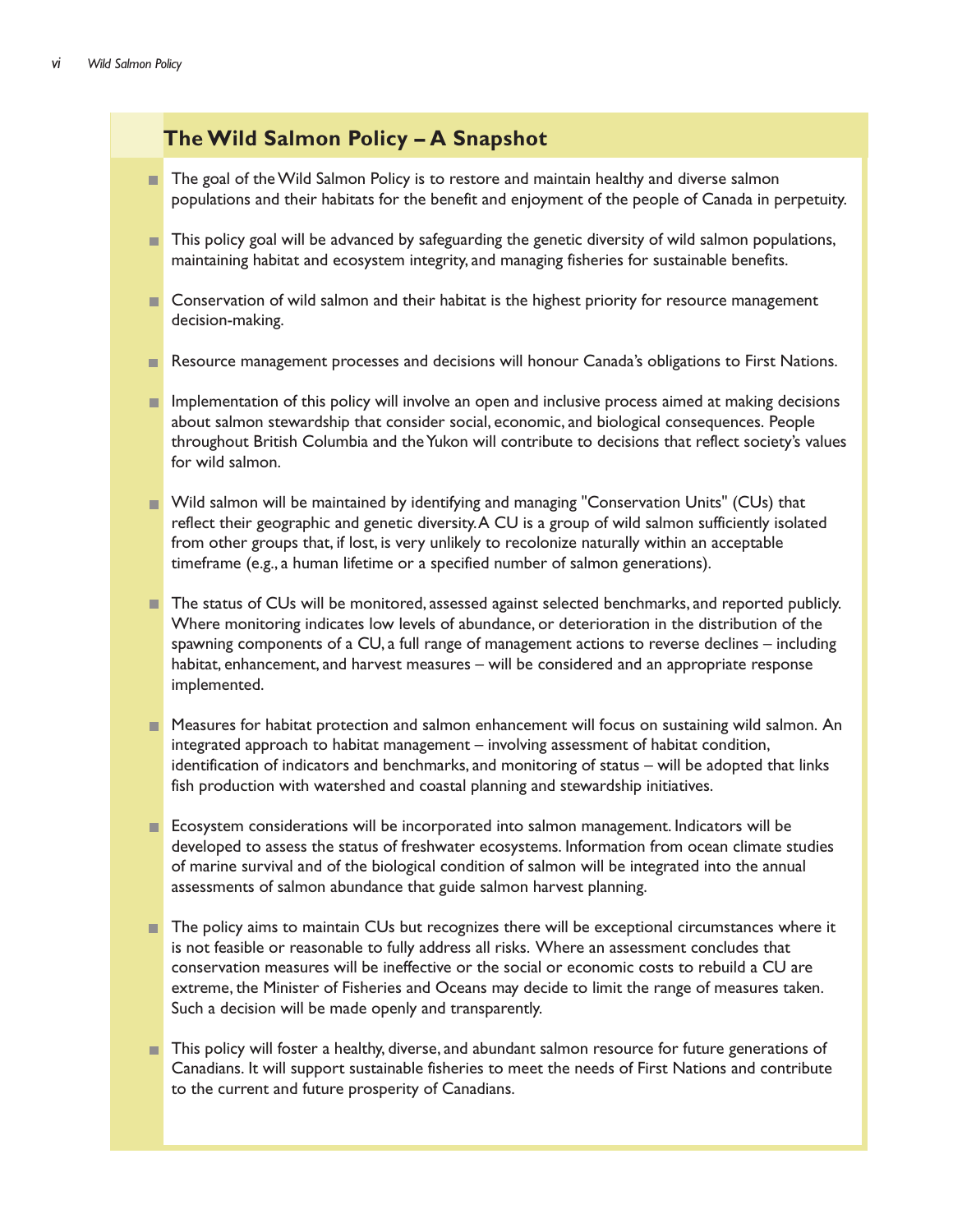## The Wild Salmon Policy – A Snapshot

- The goal of the Wild Salmon Policy is to restore and maintain healthy and diverse salmon populations and their habitats for the benefit and enjoyment of the people of Canada in perpetuity.
- This policy goal will be advanced by safeguarding the genetic diversity of wild salmon populations, maintaining habitat and ecosystem integrity, and managing fisheries for sustainable benefits.
- Conservation of wild salmon and their habitat is the highest priority for resource management decision-making.
- Resource management processes and decisions will honour Canada's obligations to First Nations.
- Implementation of this policy will involve an open and inclusive process aimed at making decisions about salmon stewardship that consider social, economic, and biological consequences. People throughout British Columbia and the Yukon will contribute to decisions that reflect society's values for wild salmon.
- Wild salmon will be maintained by identifying and managing "Conservation Units" (CUs) that reflect their geographic and genetic diversity. A CU is a group of wild salmon sufficiently isolated from other groups that, if lost, is very unlikely to recolonize naturally within an acceptable timeframe (e.g., a human lifetime or a specified number of salmon generations).
- The status of CUs will be monitored, assessed against selected benchmarks, and reported publicly. Where monitoring indicates low levels of abundance, or deterioration in the distribution of the spawning components of a CU, a full range of management actions to reverse declines – including habitat, enhancement, and harvest measures – will be considered and an appropriate response implemented.
- Measures for habitat protection and salmon enhancement will focus on sustaining wild salmon. An integrated approach to habitat management – involving assessment of habitat condition, identification of indicators and benchmarks, and monitoring of status – will be adopted that links fish production with watershed and coastal planning and stewardship initiatives.
- Ecosystem considerations will be incorporated into salmon management. Indicators will be developed to assess the status of freshwater ecosystems. Information from ocean climate studies of marine survival and of the biological condition of salmon will be integrated into the annual assessments of salmon abundance that guide salmon harvest planning.
- The policy aims to maintain CUs but recognizes there will be exceptional circumstances where it is not feasible or reasonable to fully address all risks. Where an assessment concludes that conservation measures will be ineffective or the social or economic costs to rebuild a CU are extreme, the Minister of Fisheries and Oceans may decide to limit the range of measures taken. Such a decision will be made openly and transparently.
- This policy will foster a healthy, diverse, and abundant salmon resource for future generations of Canadians. It will support sustainable fisheries to meet the needs of First Nations and contribute to the current and future prosperity of Canadians.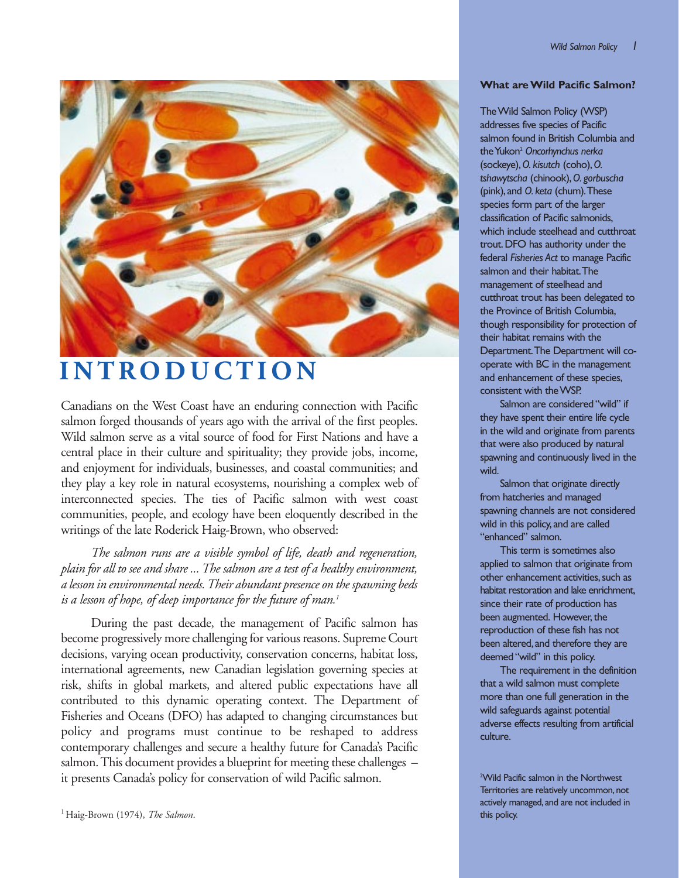# INTRODUCTION

Canadians on the West Coast have an enduring connection with Pacific salmon forged thousands of years ago with the arrival of the first peoples. Wild salmon serve as a vital source of food for First Nations and have a central place in their culture and spirituality; they provide jobs, income, and enjoyment for individuals, businesses, and coastal communities; and they play a key role in natural ecosystems, nourishing a complex web of interconnected species. The ties of Pacific salmon with west coast communities, people, and ecology have been eloquently described in the writings of the late Roderick Haig-Brown, who observed:

> *The salmon runs are a visible symbol of life, death and regeneration, plain for all to see and share ... The salmon are a test of a healthy environment, a lesson in environmental needs. Their abundant presence on the spawning beds is a lesson of hope, of deep importance for the future of man.*[1]

During the past decade, the management of Pacific salmon has become progressively more challenging for various reasons. Supreme Court decisions, varying ocean productivity, conservation concerns, habitat loss, international agreements, new Canadian legislation governing species at risk, shifts in global markets, and altered public expectations have all contributed to this dynamic operating context. The Department of Fisheries and Oceans (DFO) has adapted to changing circumstances but policy and programs must continue to be reshaped to address contemporary challenges and secure a healthy future for Canada's Pacific salmon. This document provides a blueprint for meeting these challenges – it presents Canada's policy for conservation of wild Pacific salmon.

[1] Haig-Brown (1974), *The Salmon*.

**What are Wild Pacific Salmon?**

The Wild Salmon Policy (WSP) addresses five species of Pacific salmon found in British Columbia and the Yukon[2] *Oncorhynchus nerka* (sockeye), *O. kisutch* (coho), *O. tshawytscha* (chinook), *O. gorbuscha* (pink), and *O. keta* (chum). These species form part of the larger classification of Pacific salmonids, which include steelhead and cutthroat trout. DFO has authority under the federal *Fisheries Act* to manage Pacific salmon and their habitat. The management of steelhead and cutthroat trout has been delegated to the Province of British Columbia, though responsibility for protection of their habitat remains with the Department. The Department will co-operate with BC in the management and enhancement of these species, consistent with the WSP.

Salmon are considered "wild" if they have spent their entire life cycle in the wild and originate from parents that were also produced by natural spawning and continuously lived in the wild.

Salmon that originate directly from hatcheries and managed spawning channels are not considered wild in this policy, and are called "enhanced" salmon.

This term is sometimes also applied to salmon that originate from other enhancement activities, such as habitat restoration and lake enrichment, since their rate of production has been augmented. However, the reproduction of these fish has not been altered, and therefore they are deemed "wild" in this policy.

The requirement in the definition that a wild salmon must complete more than one full generation in the wild safeguards against potential adverse effects resulting from artificial culture.

[2] Wild Pacific salmon in the Northwest Territories are relatively uncommon, not actively managed, and are not included in this policy.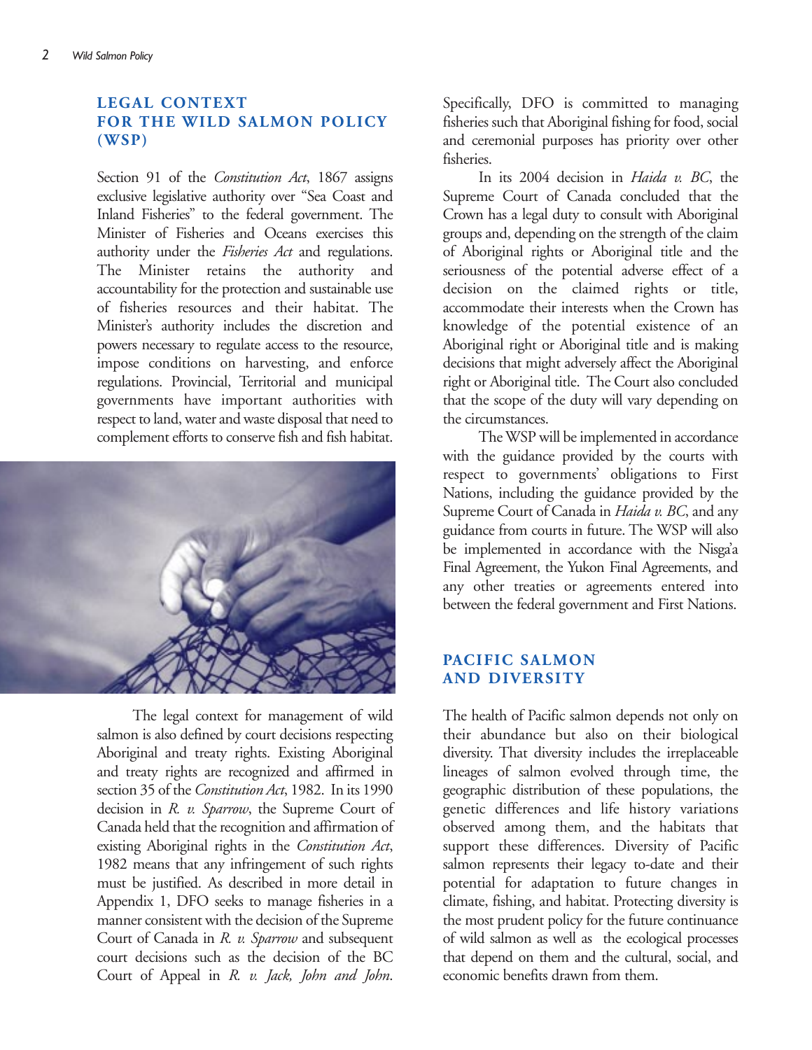## LEGAL CONTEXT FOR THE WILD SALMON POLICY (WSP)

Section 91 of the *Constitution Act*, 1867 assigns exclusive legislative authority over "Sea Coast and Inland Fisheries" to the federal government. The Minister of Fisheries and Oceans exercises this authority under the *Fisheries Act* and regulations. The Minister retains the authority and accountability for the protection and sustainable use of fisheries resources and their habitat. The Minister's authority includes the discretion and powers necessary to regulate access to the resource, impose conditions on harvesting, and enforce regulations. Provincial, Territorial and municipal governments have important authorities with respect to land, water and waste disposal that need to complement efforts to conserve fish and fish habitat.

The legal context for management of wild salmon is also defined by court decisions respecting Aboriginal and treaty rights. Existing Aboriginal and treaty rights are recognized and affirmed in section 35 of the *Constitution Act*, 1982. In its 1990 decision in *R. v. Sparrow*, the Supreme Court of Canada held that the recognition and affirmation of existing Aboriginal rights in the *Constitution Act*, 1982 means that any infringement of such rights must be justified. As described in more detail in Appendix 1, DFO seeks to manage fisheries in a manner consistent with the decision of the Supreme Court of Canada in *R. v. Sparrow* and subsequent court decisions such as the decision of the BC Court of Appeal in *R. v. Jack, John and John*. Specifically, DFO is committed to managing fisheries such that Aboriginal fishing for food, social and ceremonial purposes has priority over other fisheries.

In its 2004 decision in *Haida v. BC*, the Supreme Court of Canada concluded that the Crown has a legal duty to consult with Aboriginal groups and, depending on the strength of the claim of Aboriginal rights or Aboriginal title and the seriousness of the potential adverse effect of a decision on the claimed rights or title, accommodate their interests when the Crown has knowledge of the potential existence of an Aboriginal right or Aboriginal title and is making decisions that might adversely affect the Aboriginal right or Aboriginal title. The Court also concluded that the scope of the duty will vary depending on the circumstances.

The WSP will be implemented in accordance with the guidance provided by the courts with respect to governments' obligations to First Nations, including the guidance provided by the Supreme Court of Canada in *Haida v. BC*, and any guidance from courts in future. The WSP will also be implemented in accordance with the Nisga'a Final Agreement, the Yukon Final Agreements, and any other treaties or agreements entered into between the federal government and First Nations.

## PACIFIC SALMON AND DIVERSITY

The health of Pacific salmon depends not only on their abundance but also on their biological diversity. That diversity includes the irreplaceable lineages of salmon evolved through time, the geographic distribution of these populations, the genetic differences and life history variations observed among them, and the habitats that support these differences. Diversity of Pacific salmon represents their legacy to-date and their potential for adaptation to future changes in climate, fishing, and habitat. Protecting diversity is the most prudent policy for the future continuance of wild salmon as well as the ecological processes that depend on them and the cultural, social, and economic benefits drawn from them.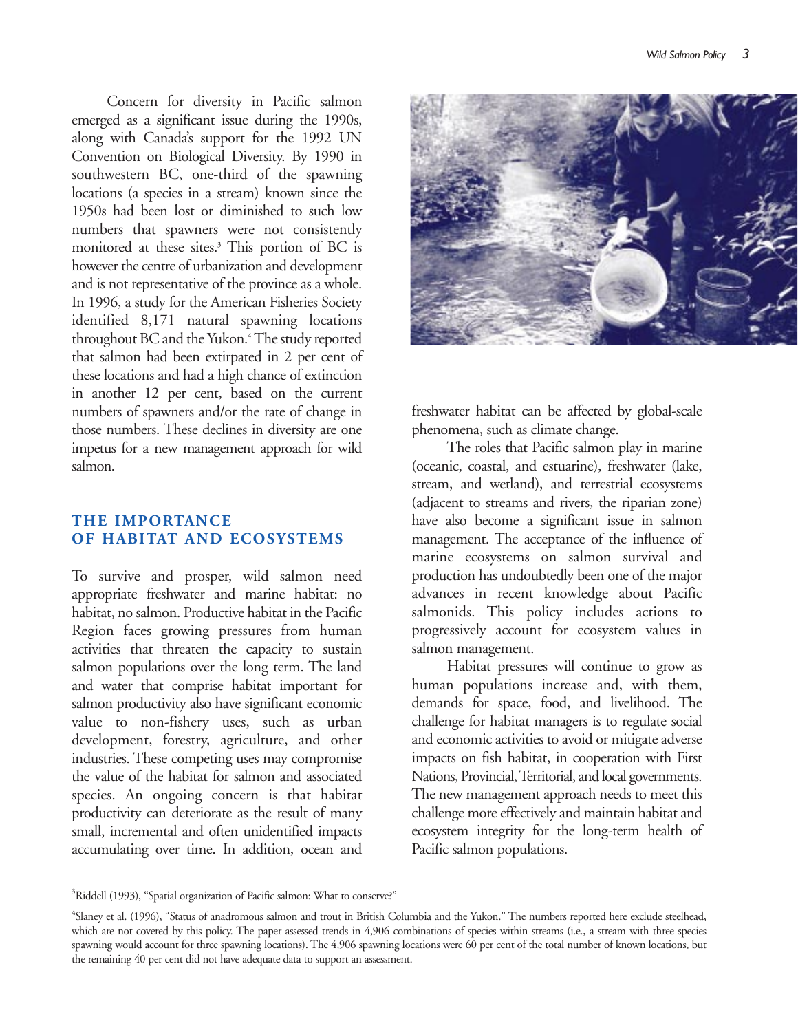Concern for diversity in Pacific salmon emerged as a significant issue during the 1990s, along with Canada's support for the 1992 UN Convention on Biological Diversity. By 1990 in southwestern BC, one-third of the spawning locations (a species in a stream) known since the 1950s had been lost or diminished to such low numbers that spawners were not consistently monitored at these sites.[3] This portion of BC is however the centre of urbanization and development and is not representative of the province as a whole. In 1996, a study for the American Fisheries Society identified 8,171 natural spawning locations throughout BC and the Yukon.[4] The study reported that salmon had been extirpated in 2 per cent of these locations and had a high chance of extinction in another 12 per cent, based on the current numbers of spawners and/or the rate of change in those numbers. These declines in diversity are one impetus for a new management approach for wild salmon.

## THE IMPORTANCE OF HABITAT AND ECOSYSTEMS

To survive and prosper, wild salmon need appropriate freshwater and marine habitat: no habitat, no salmon. Productive habitat in the Pacific Region faces growing pressures from human activities that threaten the capacity to sustain salmon populations over the long term. The land and water that comprise habitat important for salmon productivity also have significant economic value to non-fishery uses, such as urban development, forestry, agriculture, and other industries. These competing uses may compromise the value of the habitat for salmon and associated species. An ongoing concern is that habitat productivity can deteriorate as the result of many small, incremental and often unidentified impacts accumulating over time. In addition, ocean and freshwater habitat can be affected by global-scale phenomena, such as climate change.

The roles that Pacific salmon play in marine (oceanic, coastal, and estuarine), freshwater (lake, stream, and wetland), and terrestrial ecosystems (adjacent to streams and rivers, the riparian zone) have also become a significant issue in salmon management. The acceptance of the influence of marine ecosystems on salmon survival and production has undoubtedly been one of the major advances in recent knowledge about Pacific salmonids. This policy includes actions to progressively account for ecosystem values in salmon management.

Habitat pressures will continue to grow as human populations increase and, with them, demands for space, food, and livelihood. The challenge for habitat managers is to regulate social and economic activities to avoid or mitigate adverse impacts on fish habitat, in cooperation with First Nations, Provincial, Territorial, and local governments. The new management approach needs to meet this challenge more effectively and maintain habitat and ecosystem integrity for the long-term health of Pacific salmon populations.

---

[3] Riddell (1993), "Spatial organization of Pacific salmon: What to conserve?"

[4] Slaney et al. (1996), "Status of anadromous salmon and trout in British Columbia and the Yukon." The numbers reported here exclude steelhead, which are not covered by this policy. The paper assessed trends in 4,906 combinations of species within streams (i.e., a stream with three species spawning would account for three spawning locations). The 4,906 spawning locations were 60 per cent of the total number of known locations, but the remaining 40 per cent did not have adequate data to support an assessment.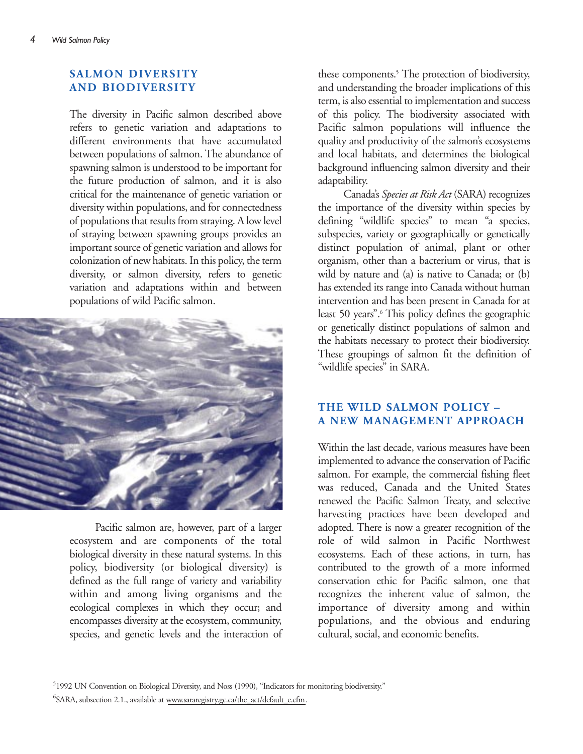## SALMON DIVERSITY AND BIODIVERSITY

The diversity in Pacific salmon described above refers to genetic variation and adaptations to different environments that have accumulated between populations of salmon. The abundance of spawning salmon is understood to be important for the future production of salmon, and it is also critical for the maintenance of genetic variation or diversity within populations, and for connectedness of populations that results from straying. A low level of straying between spawning groups provides an important source of genetic variation and allows for colonization of new habitats. In this policy, the term diversity, or salmon diversity, refers to genetic variation and adaptations within and between populations of wild Pacific salmon.

Pacific salmon are, however, part of a larger ecosystem and are components of the total biological diversity in these natural systems. In this policy, biodiversity (or biological diversity) is defined as the full range of variety and variability within and among living organisms and the ecological complexes in which they occur; and encompasses diversity at the ecosystem, community, species, and genetic levels and the interaction of these components.[5] The protection of biodiversity, and understanding the broader implications of this term, is also essential to implementation and success of this policy. The biodiversity associated with Pacific salmon populations will influence the quality and productivity of the salmon's ecosystems and local habitats, and determines the biological background influencing salmon diversity and their adaptability.

Canada's *Species at Risk Act* (SARA) recognizes the importance of the diversity within species by defining "wildlife species" to mean "a species, subspecies, variety or geographically or genetically distinct population of animal, plant or other organism, other than a bacterium or virus, that is wild by nature and (a) is native to Canada; or (b) has extended its range into Canada without human intervention and has been present in Canada for at least 50 years".[6] This policy defines the geographic or genetically distinct populations of salmon and the habitats necessary to protect their biodiversity. These groupings of salmon fit the definition of "wildlife species" in SARA.

## THE WILD SALMON POLICY – A NEW MANAGEMENT APPROACH

Within the last decade, various measures have been implemented to advance the conservation of Pacific salmon. For example, the commercial fishing fleet was reduced, Canada and the United States renewed the Pacific Salmon Treaty, and selective harvesting practices have been developed and adopted. There is now a greater recognition of the role of wild salmon in Pacific Northwest ecosystems. Each of these actions, in turn, has contributed to the growth of a more informed conservation ethic for Pacific salmon, one that recognizes the inherent value of salmon, the importance of diversity among and within populations, and the obvious and enduring cultural, social, and economic benefits.

---

[5] 1992 UN Convention on Biological Diversity, and Noss (1990), "Indicators for monitoring biodiversity."

[6] SARA, subsection 2.1., available at www.sararegistry.gc.ca/the_act/default_e.cfm.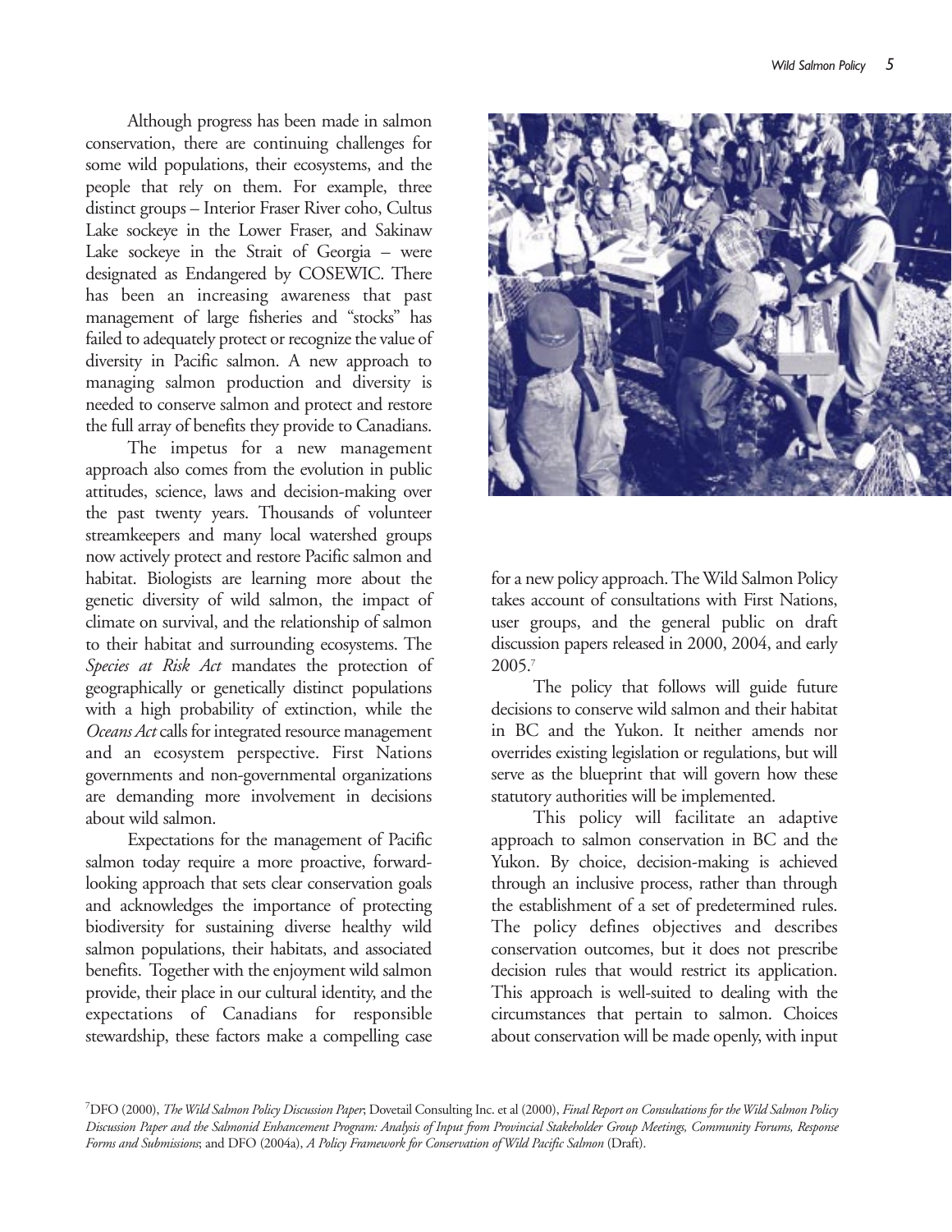Although progress has been made in salmon conservation, there are continuing challenges for some wild populations, their ecosystems, and the people that rely on them. For example, three distinct groups – Interior Fraser River coho, Cultus Lake sockeye in the Lower Fraser, and Sakinaw Lake sockeye in the Strait of Georgia – were designated as Endangered by COSEWIC. There has been an increasing awareness that past management of large fisheries and "stocks" has failed to adequately protect or recognize the value of diversity in Pacific salmon. A new approach to managing salmon production and diversity is needed to conserve salmon and protect and restore the full array of benefits they provide to Canadians.

The impetus for a new management approach also comes from the evolution in public attitudes, science, laws and decision-making over the past twenty years. Thousands of volunteer streamkeepers and many local watershed groups now actively protect and restore Pacific salmon and habitat. Biologists are learning more about the genetic diversity of wild salmon, the impact of climate on survival, and the relationship of salmon to their habitat and surrounding ecosystems. The *Species at Risk Act* mandates the protection of geographically or genetically distinct populations with a high probability of extinction, while the *Oceans Act* calls for integrated resource management and an ecosystem perspective. First Nations governments and non-governmental organizations are demanding more involvement in decisions about wild salmon.

Expectations for the management of Pacific salmon today require a more proactive, forward-looking approach that sets clear conservation goals and acknowledges the importance of protecting biodiversity for sustaining diverse healthy wild salmon populations, their habitats, and associated benefits. Together with the enjoyment wild salmon provide, their place in our cultural identity, and the expectations of Canadians for responsible stewardship, these factors make a compelling case for a new policy approach. The Wild Salmon Policy takes account of consultations with First Nations, user groups, and the general public on draft discussion papers released in 2000, 2004, and early 2005.[7]

The policy that follows will guide future decisions to conserve wild salmon and their habitat in BC and the Yukon. It neither amends nor overrides existing legislation or regulations, but will serve as the blueprint that will govern how these statutory authorities will be implemented.

This policy will facilitate an adaptive approach to salmon conservation in BC and the Yukon. By choice, decision-making is achieved through an inclusive process, rather than through the establishment of a set of predetermined rules. The policy defines objectives and describes conservation outcomes, but it does not prescribe decision rules that would restrict its application. This approach is well-suited to dealing with the circumstances that pertain to salmon. Choices about conservation will be made openly, with input

[7] DFO (2000), *The Wild Salmon Policy Discussion Paper*; Dovetail Consulting Inc. et al (2000), *Final Report on Consultations for the Wild Salmon Policy Discussion Paper and the Salmonid Enhancement Program: Analysis of Input from Provincial Stakeholder Group Meetings, Community Forums, Response Forms and Submissions*; and DFO (2004a), *A Policy Framework for Conservation of Wild Pacific Salmon* (Draft).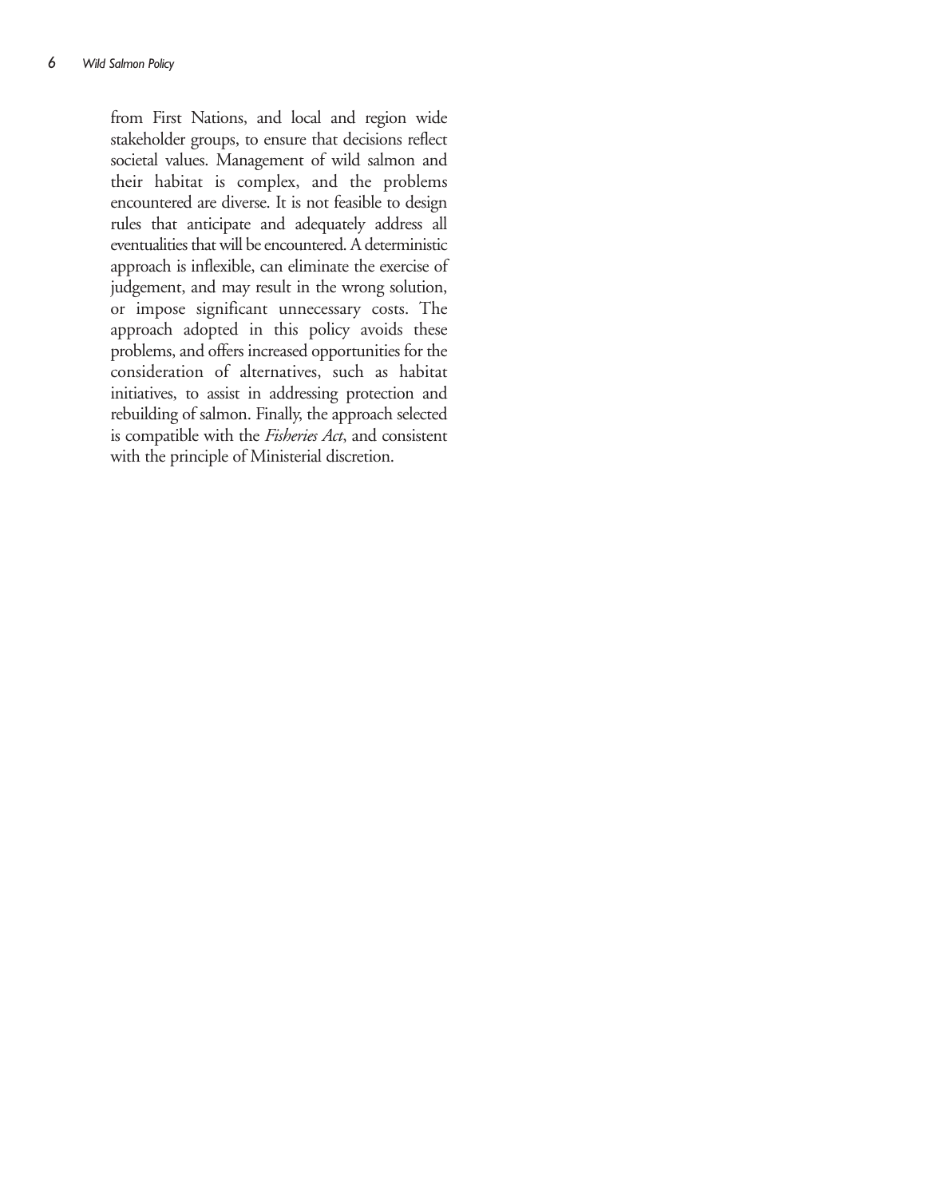from First Nations, and local and region wide stakeholder groups, to ensure that decisions reflect societal values. Management of wild salmon and their habitat is complex, and the problems encountered are diverse. It is not feasible to design rules that anticipate and adequately address all eventualities that will be encountered. A deterministic approach is inflexible, can eliminate the exercise of judgement, and may result in the wrong solution, or impose significant unnecessary costs. The approach adopted in this policy avoids these problems, and offers increased opportunities for the consideration of alternatives, such as habitat initiatives, to assist in addressing protection and rebuilding of salmon. Finally, the approach selected is compatible with the *Fisheries Act*, and consistent with the principle of Ministerial discretion.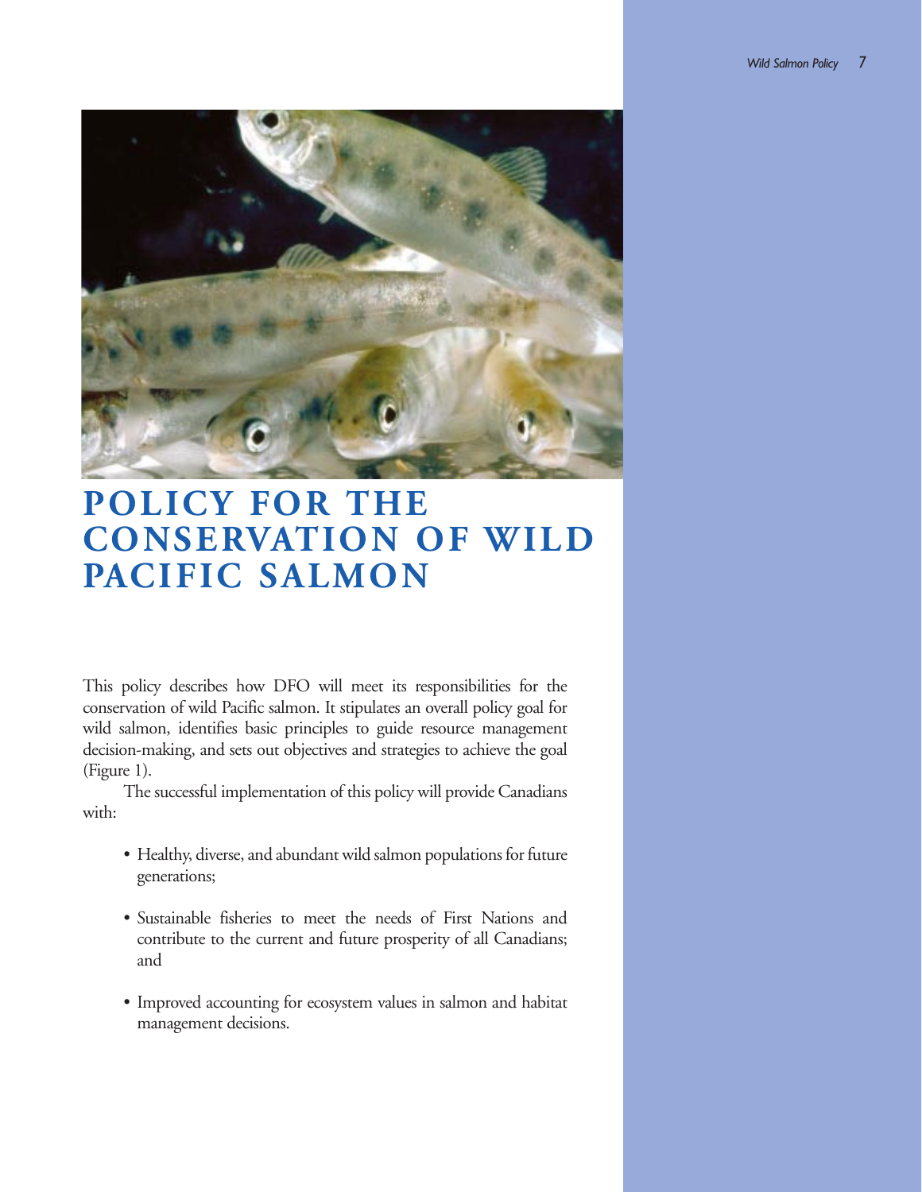# POLICY FOR THE CONSERVATION OF WILD PACIFIC SALMON

This policy describes how DFO will meet its responsibilities for the conservation of wild Pacific salmon. It stipulates an overall policy goal for wild salmon, identifies basic principles to guide resource management decision-making, and sets out objectives and strategies to achieve the goal (Figure 1).

The successful implementation of this policy will provide Canadians with:

- Healthy, diverse, and abundant wild salmon populations for future generations;
- Sustainable fisheries to meet the needs of First Nations and contribute to the current and future prosperity of all Canadians; and
- Improved accounting for ecosystem values in salmon and habitat management decisions.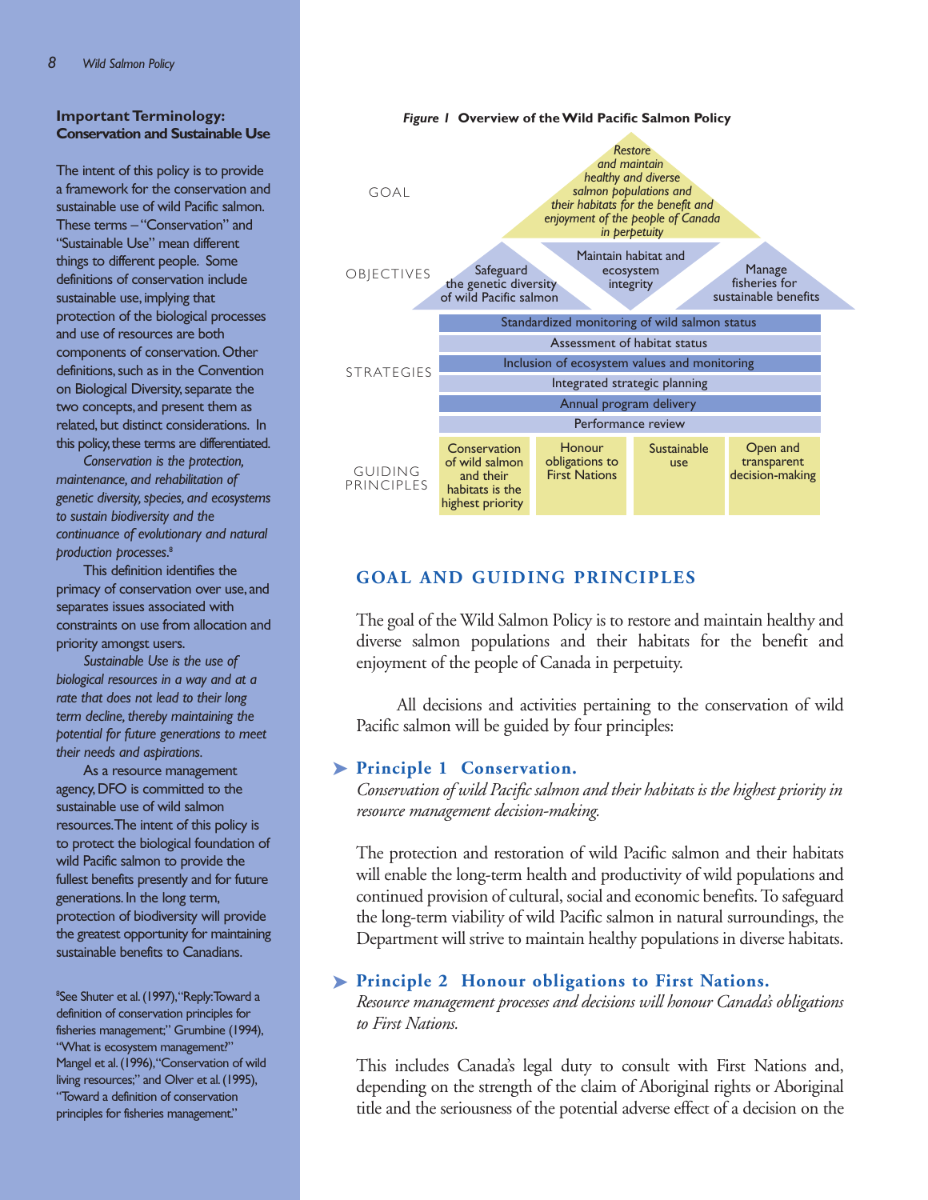### Important Terminology: Conservation and Sustainable Use

The intent of this policy is to provide a framework for the conservation and sustainable use of wild Pacific salmon. These terms – "Conservation" and "Sustainable Use" mean different things to different people. Some definitions of conservation include sustainable use, implying that protection of the biological processes and use of resources are both components of conservation. Other definitions, such as in the Convention on Biological Diversity, separate the two concepts, and present them as related, but distinct considerations. In this policy, these terms are differentiated.

*Conservation is the protection, maintenance, and rehabilitation of genetic diversity, species, and ecosystems to sustain biodiversity and the continuance of evolutionary and natural production processes.*[8]

This definition identifies the primacy of conservation over use, and separates issues associated with constraints on use from allocation and priority amongst users.

*Sustainable Use is the use of biological resources in a way and at a rate that does not lead to their long term decline, thereby maintaining the potential for future generations to meet their needs and aspirations.*

As a resource management agency, DFO is committed to the sustainable use of wild salmon resources. The intent of this policy is to protect the biological foundation of wild Pacific salmon to provide the fullest benefits presently and for future generations. In the long term, protection of biodiversity will provide the greatest opportunity for maintaining sustainable benefits to Canadians.

[8]See Shuter et al. (1997), "Reply: Toward a definition of conservation principles for fisheries management;" Grumbine (1994), "What is ecosystem management?" Mangel et al. (1996), "Conservation of wild living resources;" and Olver et al. (1995), "Toward a definition of conservation principles for fisheries management."

***Figure 1*** **Overview of the Wild Pacific Salmon Policy**

GOAL: *Restore and maintain healthy and diverse salmon populations and their habitats for the benefit and enjoyment of the people of Canada in perpetuity*

OBJECTIVES:
- Safeguard the genetic diversity of wild Pacific salmon
- Maintain habitat and ecosystem integrity
- Manage fisheries for sustainable benefits

STRATEGIES:
- Standardized monitoring of wild salmon status
- Assessment of habitat status
- Inclusion of ecosystem values and monitoring
- Integrated strategic planning
- Annual program delivery
- Performance review

GUIDING PRINCIPLES:
- Conservation of wild salmon and their habitats is the highest priority
- Honour obligations to First Nations
- Sustainable use
- Open and transparent decision-making

## GOAL AND GUIDING PRINCIPLES

The goal of the Wild Salmon Policy is to restore and maintain healthy and diverse salmon populations and their habitats for the benefit and enjoyment of the people of Canada in perpetuity.

All decisions and activities pertaining to the conservation of wild Pacific salmon will be guided by four principles:

### Principle 1 Conservation.

*Conservation of wild Pacific salmon and their habitats is the highest priority in resource management decision-making.*

The protection and restoration of wild Pacific salmon and their habitats will enable the long-term health and productivity of wild populations and continued provision of cultural, social and economic benefits. To safeguard the long-term viability of wild Pacific salmon in natural surroundings, the Department will strive to maintain healthy populations in diverse habitats.

### Principle 2 Honour obligations to First Nations.

*Resource management processes and decisions will honour Canada's obligations to First Nations.*

This includes Canada's legal duty to consult with First Nations and, depending on the strength of the claim of Aboriginal rights or Aboriginal title and the seriousness of the potential adverse effect of a decision on the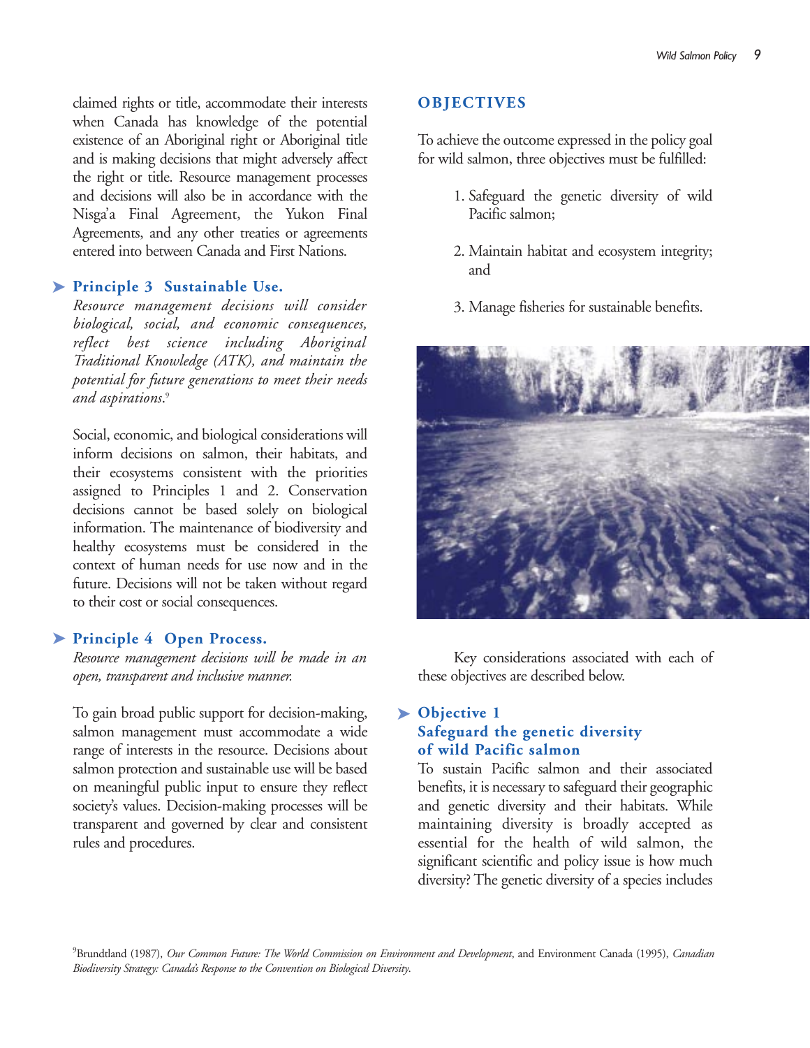claimed rights or title, accommodate their interests when Canada has knowledge of the potential existence of an Aboriginal right or Aboriginal title and is making decisions that might adversely affect the right or title. Resource management processes and decisions will also be in accordance with the Nisga'a Final Agreement, the Yukon Final Agreements, and any other treaties or agreements entered into between Canada and First Nations.

### Principle 3 Sustainable Use.

*Resource management decisions will consider biological, social, and economic consequences, reflect best science including Aboriginal Traditional Knowledge (ATK), and maintain the potential for future generations to meet their needs and aspirations.*[9]

Social, economic, and biological considerations will inform decisions on salmon, their habitats, and their ecosystems consistent with the priorities assigned to Principles 1 and 2. Conservation decisions cannot be based solely on biological information. The maintenance of biodiversity and healthy ecosystems must be considered in the context of human needs for use now and in the future. Decisions will not be taken without regard to their cost or social consequences.

### Principle 4 Open Process.

*Resource management decisions will be made in an open, transparent and inclusive manner.*

To gain broad public support for decision-making, salmon management must accommodate a wide range of interests in the resource. Decisions about salmon protection and sustainable use will be based on meaningful public input to ensure they reflect society's values. Decision-making processes will be transparent and governed by clear and consistent rules and procedures.

## OBJECTIVES

To achieve the outcome expressed in the policy goal for wild salmon, three objectives must be fulfilled:

1. Safeguard the genetic diversity of wild Pacific salmon;
2. Maintain habitat and ecosystem integrity; and
3. Manage fisheries for sustainable benefits.

Key considerations associated with each of these objectives are described below.

### Objective 1 Safeguard the genetic diversity of wild Pacific salmon

To sustain Pacific salmon and their associated benefits, it is necessary to safeguard their geographic and genetic diversity and their habitats. While maintaining diversity is broadly accepted as essential for the health of wild salmon, the significant scientific and policy issue is how much diversity? The genetic diversity of a species includes

[9] Brundtland (1987), *Our Common Future: The World Commission on Environment and Development*, and Environment Canada (1995), *Canadian Biodiversity Strategy: Canada's Response to the Convention on Biological Diversity.*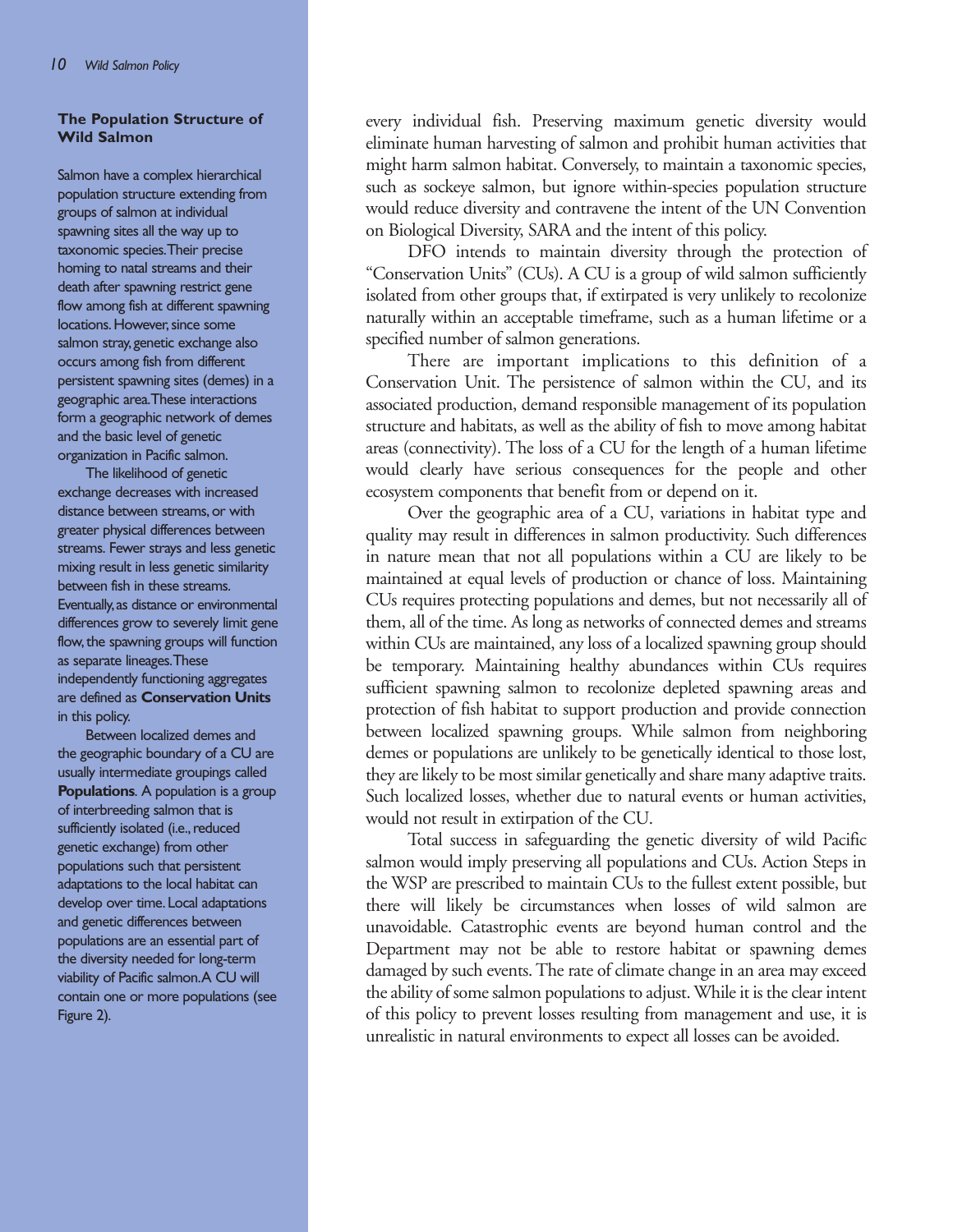### The Population Structure of Wild Salmon

Salmon have a complex hierarchical population structure extending from groups of salmon at individual spawning sites all the way up to taxonomic species. Their precise homing to natal streams and their death after spawning restrict gene flow among fish at different spawning locations. However, since some salmon stray, genetic exchange also occurs among fish from different persistent spawning sites (demes) in a geographic area. These interactions form a geographic network of demes and the basic level of genetic organization in Pacific salmon.

The likelihood of genetic exchange decreases with increased distance between streams, or with greater physical differences between streams. Fewer strays and less genetic mixing result in less genetic similarity between fish in these streams. Eventually, as distance or environmental differences grow to severely limit gene flow, the spawning groups will function as separate lineages. These independently functioning aggregates are defined as **Conservation Units** in this policy.

Between localized demes and the geographic boundary of a CU are usually intermediate groupings called **Populations**. A population is a group of interbreeding salmon that is sufficiently isolated (i.e., reduced genetic exchange) from other populations such that persistent adaptations to the local habitat can develop over time. Local adaptations and genetic differences between populations are an essential part of the diversity needed for long-term viability of Pacific salmon. A CU will contain one or more populations (see Figure 2).

every individual fish. Preserving maximum genetic diversity would eliminate human harvesting of salmon and prohibit human activities that might harm salmon habitat. Conversely, to maintain a taxonomic species, such as sockeye salmon, but ignore within-species population structure would reduce diversity and contravene the intent of the UN Convention on Biological Diversity, SARA and the intent of this policy.

DFO intends to maintain diversity through the protection of "Conservation Units" (CUs). A CU is a group of wild salmon sufficiently isolated from other groups that, if extirpated is very unlikely to recolonize naturally within an acceptable timeframe, such as a human lifetime or a specified number of salmon generations.

There are important implications to this definition of a Conservation Unit. The persistence of salmon within the CU, and its associated production, demand responsible management of its population structure and habitats, as well as the ability of fish to move among habitat areas (connectivity). The loss of a CU for the length of a human lifetime would clearly have serious consequences for the people and other ecosystem components that benefit from or depend on it.

Over the geographic area of a CU, variations in habitat type and quality may result in differences in salmon productivity. Such differences in nature mean that not all populations within a CU are likely to be maintained at equal levels of production or chance of loss. Maintaining CUs requires protecting populations and demes, but not necessarily all of them, all of the time. As long as networks of connected demes and streams within CUs are maintained, any loss of a localized spawning group should be temporary. Maintaining healthy abundances within CUs requires sufficient spawning salmon to recolonize depleted spawning areas and protection of fish habitat to support production and provide connection between localized spawning groups. While salmon from neighboring demes or populations are unlikely to be genetically identical to those lost, they are likely to be most similar genetically and share many adaptive traits. Such localized losses, whether due to natural events or human activities, would not result in extirpation of the CU.

Total success in safeguarding the genetic diversity of wild Pacific salmon would imply preserving all populations and CUs. Action Steps in the WSP are prescribed to maintain CUs to the fullest extent possible, but there will likely be circumstances when losses of wild salmon are unavoidable. Catastrophic events are beyond human control and the Department may not be able to restore habitat or spawning demes damaged by such events. The rate of climate change in an area may exceed the ability of some salmon populations to adjust. While it is the clear intent of this policy to prevent losses resulting from management and use, it is unrealistic in natural environments to expect all losses can be avoided.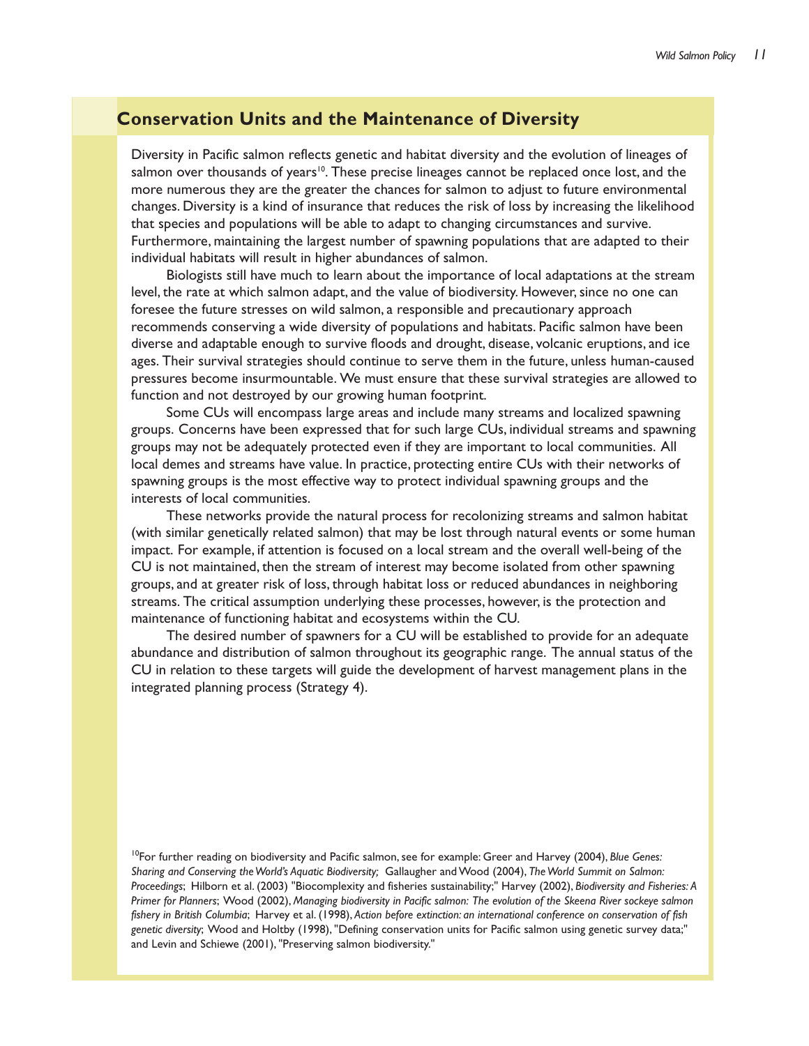## Conservation Units and the Maintenance of Diversity

Diversity in Pacific salmon reflects genetic and habitat diversity and the evolution of lineages of salmon over thousands of years[10]. These precise lineages cannot be replaced once lost, and the more numerous they are the greater the chances for salmon to adjust to future environmental changes. Diversity is a kind of insurance that reduces the risk of loss by increasing the likelihood that species and populations will be able to adapt to changing circumstances and survive. Furthermore, maintaining the largest number of spawning populations that are adapted to their individual habitats will result in higher abundances of salmon.

Biologists still have much to learn about the importance of local adaptations at the stream level, the rate at which salmon adapt, and the value of biodiversity. However, since no one can foresee the future stresses on wild salmon, a responsible and precautionary approach recommends conserving a wide diversity of populations and habitats. Pacific salmon have been diverse and adaptable enough to survive floods and drought, disease, volcanic eruptions, and ice ages. Their survival strategies should continue to serve them in the future, unless human-caused pressures become insurmountable. We must ensure that these survival strategies are allowed to function and not destroyed by our growing human footprint.

Some CUs will encompass large areas and include many streams and localized spawning groups. Concerns have been expressed that for such large CUs, individual streams and spawning groups may not be adequately protected even if they are important to local communities. All local demes and streams have value. In practice, protecting entire CUs with their networks of spawning groups is the most effective way to protect individual spawning groups and the interests of local communities.

These networks provide the natural process for recolonizing streams and salmon habitat (with similar genetically related salmon) that may be lost through natural events or some human impact. For example, if attention is focused on a local stream and the overall well-being of the CU is not maintained, then the stream of interest may become isolated from other spawning groups, and at greater risk of loss, through habitat loss or reduced abundances in neighboring streams. The critical assumption underlying these processes, however, is the protection and maintenance of functioning habitat and ecosystems within the CU.

The desired number of spawners for a CU will be established to provide for an adequate abundance and distribution of salmon throughout its geographic range. The annual status of the CU in relation to these targets will guide the development of harvest management plans in the integrated planning process (Strategy 4).

[10] For further reading on biodiversity and Pacific salmon, see for example: Greer and Harvey (2004), *Blue Genes: Sharing and Conserving the World's Aquatic Biodiversity;* Gallaugher and Wood (2004), *The World Summit on Salmon: Proceedings*; Hilborn et al. (2003) "Biocomplexity and fisheries sustainability;" Harvey (2002), *Biodiversity and Fisheries: A Primer for Planners*; Wood (2002), *Managing biodiversity in Pacific salmon: The evolution of the Skeena River sockeye salmon fishery in British Columbia*; Harvey et al. (1998), *Action before extinction: an international conference on conservation of fish genetic diversity*; Wood and Holtby (1998), "Defining conservation units for Pacific salmon using genetic survey data;" and Levin and Schiewe (2001), "Preserving salmon biodiversity."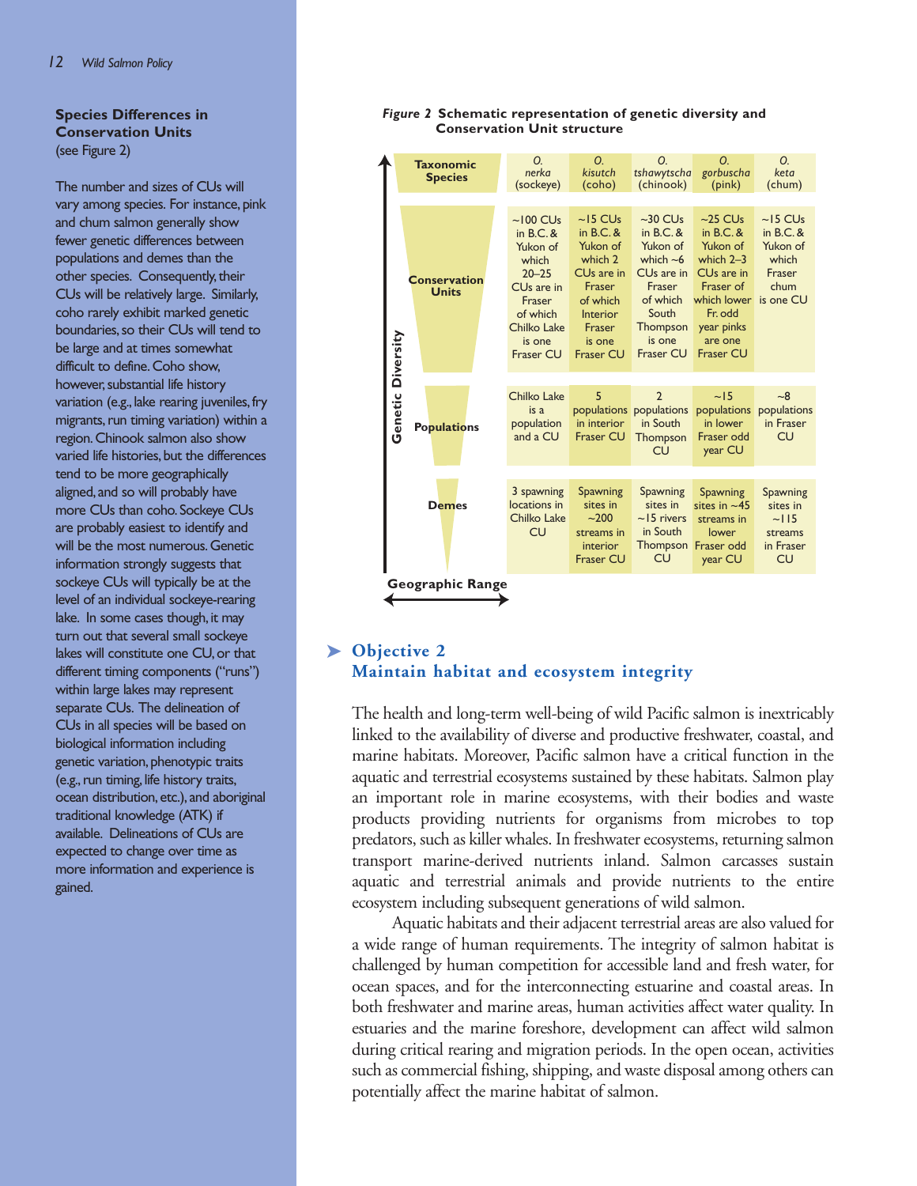### Species Differences in Conservation Units

(see Figure 2)

The number and sizes of CUs will vary among species. For instance, pink and chum salmon generally show fewer genetic differences between populations and demes than the other species. Consequently, their CUs will be relatively large. Similarly, coho rarely exhibit marked genetic boundaries, so their CUs will tend to be large and at times somewhat difficult to define. Coho show, however, substantial life history variation (e.g., lake rearing juveniles, fry migrants, run timing variation) within a region. Chinook salmon also show varied life histories, but the differences tend to be more geographically aligned, and so will probably have more CUs than coho. Sockeye CUs are probably easiest to identify and will be the most numerous. Genetic information strongly suggests that sockeye CUs will typically be at the level of an individual sockeye-rearing lake. In some cases though, it may turn out that several small sockeye lakes will constitute one CU, or that different timing components ("runs") within large lakes may represent separate CUs. The delineation of CUs in all species will be based on biological information including genetic variation, phenotypic traits (e.g., run timing, life history traits, ocean distribution, etc.), and aboriginal traditional knowledge (ATK) if available. Delineations of CUs are expected to change over time as more information and experience is gained.

***Figure 2*** **Schematic representation of genetic diversity and Conservation Unit structure**

| | *O. nerka* (sockeye) | *O. kisutch* (coho) | *O. tshawytscha* (chinook) | *O. gorbuscha* (pink) | *O. keta* (chum) |
|---|---|---|---|---|---|
| **Taxonomic Species** | *O. nerka* (sockeye) | *O. kisutch* (coho) | *O. tshawytscha* (chinook) | *O. gorbuscha* (pink) | *O. keta* (chum) |
| **Conservation Units** | ~100 CUs in B.C. & Yukon of which 20–25 CUs are in Fraser of which Chilko Lake is one Fraser CU | ~15 CUs in B.C. & Yukon of which 2 CUs are in Fraser of which Interior Fraser is one Fraser CU | ~30 CUs in B.C. & Yukon of which ~6 CUs are in Fraser of which South Thompson is one Fraser CU | ~25 CUs in B.C. & Yukon of which 2–3 CUs are in Fraser of which lower Fr. odd year pinks are one Fraser CU | ~15 CUs in B.C. & Yukon of which Fraser chum is one CU |
| **Populations** | Chilko Lake is a population and a CU | 5 populations in interior Fraser CU | 2 populations in South Thompson CU | ~15 populations in lower Fraser odd year CU | ~8 populations in Fraser CU |
| **Demes** | 3 spawning locations in Chilko Lake CU | Spawning sites in ~200 streams in interior Fraser CU | Spawning sites in ~15 rivers in South Thompson CU | Spawning sites in ~45 streams in lower Fraser odd year CU | Spawning sites in ~115 streams in Fraser CU |

Genetic Diversity (vertical axis); Geographic Range (horizontal axis)

## ➤ Objective 2
## Maintain habitat and ecosystem integrity

The health and long-term well-being of wild Pacific salmon is inextricably linked to the availability of diverse and productive freshwater, coastal, and marine habitats. Moreover, Pacific salmon have a critical function in the aquatic and terrestrial ecosystems sustained by these habitats. Salmon play an important role in marine ecosystems, with their bodies and waste products providing nutrients for organisms from microbes to top predators, such as killer whales. In freshwater ecosystems, returning salmon transport marine-derived nutrients inland. Salmon carcasses sustain aquatic and terrestrial animals and provide nutrients to the entire ecosystem including subsequent generations of wild salmon.

Aquatic habitats and their adjacent terrestrial areas are also valued for a wide range of human requirements. The integrity of salmon habitat is challenged by human competition for accessible land and fresh water, for ocean spaces, and for the interconnecting estuarine and coastal areas. In both freshwater and marine areas, human activities affect water quality. In estuaries and the marine foreshore, development can affect wild salmon during critical rearing and migration periods. In the open ocean, activities such as commercial fishing, shipping, and waste disposal among others can potentially affect the marine habitat of salmon.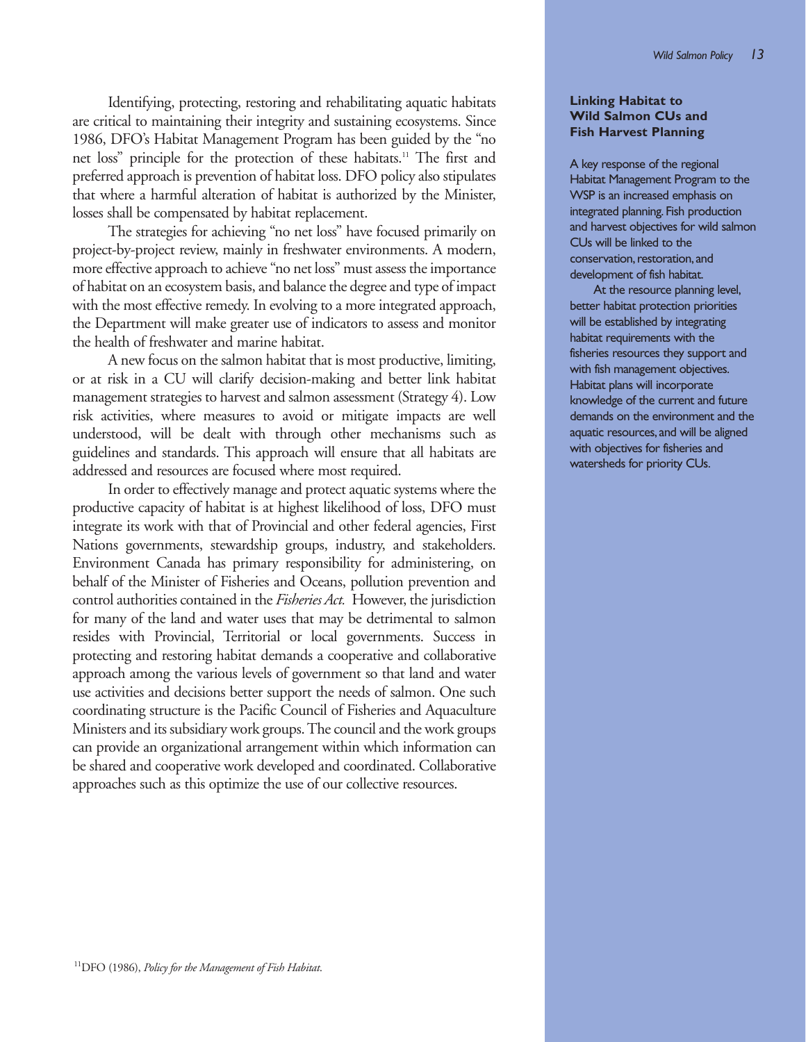Identifying, protecting, restoring and rehabilitating aquatic habitats are critical to maintaining their integrity and sustaining ecosystems. Since 1986, DFO's Habitat Management Program has been guided by the "no net loss" principle for the protection of these habitats.[11] The first and preferred approach is prevention of habitat loss. DFO policy also stipulates that where a harmful alteration of habitat is authorized by the Minister, losses shall be compensated by habitat replacement.

The strategies for achieving "no net loss" have focused primarily on project-by-project review, mainly in freshwater environments. A modern, more effective approach to achieve "no net loss" must assess the importance of habitat on an ecosystem basis, and balance the degree and type of impact with the most effective remedy. In evolving to a more integrated approach, the Department will make greater use of indicators to assess and monitor the health of freshwater and marine habitat.

A new focus on the salmon habitat that is most productive, limiting, or at risk in a CU will clarify decision-making and better link habitat management strategies to harvest and salmon assessment (Strategy 4). Low risk activities, where measures to avoid or mitigate impacts are well understood, will be dealt with through other mechanisms such as guidelines and standards. This approach will ensure that all habitats are addressed and resources are focused where most required.

In order to effectively manage and protect aquatic systems where the productive capacity of habitat is at highest likelihood of loss, DFO must integrate its work with that of Provincial and other federal agencies, First Nations governments, stewardship groups, industry, and stakeholders. Environment Canada has primary responsibility for administering, on behalf of the Minister of Fisheries and Oceans, pollution prevention and control authorities contained in the *Fisheries Act.* However, the jurisdiction for many of the land and water uses that may be detrimental to salmon resides with Provincial, Territorial or local governments. Success in protecting and restoring habitat demands a cooperative and collaborative approach among the various levels of government so that land and water use activities and decisions better support the needs of salmon. One such coordinating structure is the Pacific Council of Fisheries and Aquaculture Ministers and its subsidiary work groups. The council and the work groups can provide an organizational arrangement within which information can be shared and cooperative work developed and coordinated. Collaborative approaches such as this optimize the use of our collective resources.

### Linking Habitat to Wild Salmon CUs and Fish Harvest Planning

A key response of the regional Habitat Management Program to the WSP is an increased emphasis on integrated planning. Fish production and harvest objectives for wild salmon CUs will be linked to the conservation, restoration, and development of fish habitat.

At the resource planning level, better habitat protection priorities will be established by integrating habitat requirements with the fisheries resources they support and with fish management objectives. Habitat plans will incorporate knowledge of the current and future demands on the environment and the aquatic resources, and will be aligned with objectives for fisheries and watersheds for priority CUs.

[11] DFO (1986), *Policy for the Management of Fish Habitat*.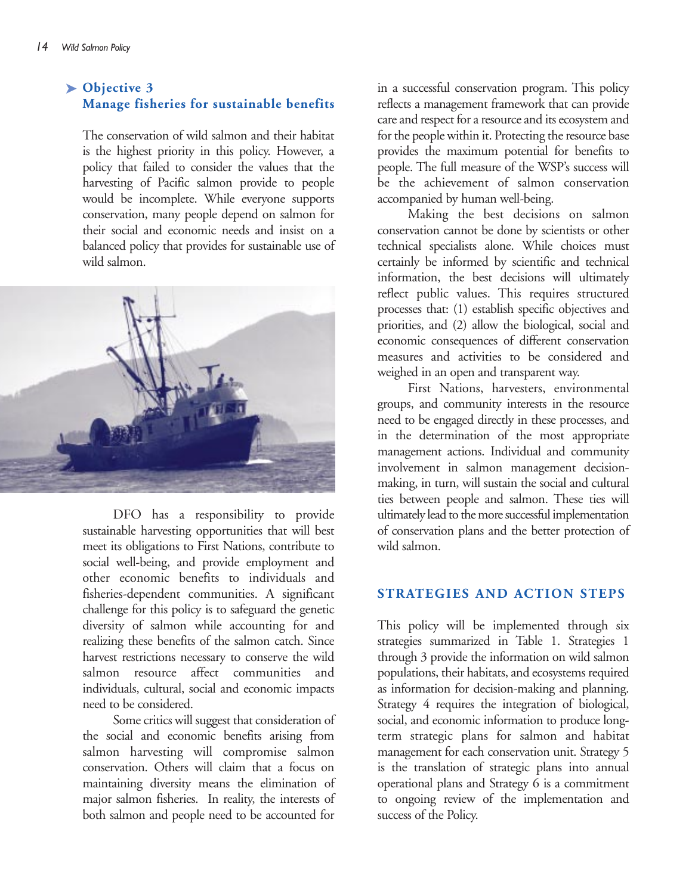### Objective 3
### Manage fisheries for sustainable benefits

The conservation of wild salmon and their habitat is the highest priority in this policy. However, a policy that failed to consider the values that the harvesting of Pacific salmon provide to people would be incomplete. While everyone supports conservation, many people depend on salmon for their social and economic needs and insist on a balanced policy that provides for sustainable use of wild salmon.

DFO has a responsibility to provide sustainable harvesting opportunities that will best meet its obligations to First Nations, contribute to social well-being, and provide employment and other economic benefits to individuals and fisheries-dependent communities. A significant challenge for this policy is to safeguard the genetic diversity of salmon while accounting for and realizing these benefits of the salmon catch. Since harvest restrictions necessary to conserve the wild salmon resource affect communities and individuals, cultural, social and economic impacts need to be considered.

Some critics will suggest that consideration of the social and economic benefits arising from salmon harvesting will compromise salmon conservation. Others will claim that a focus on maintaining diversity means the elimination of major salmon fisheries. In reality, the interests of both salmon and people need to be accounted for in a successful conservation program. This policy reflects a management framework that can provide care and respect for a resource and its ecosystem and for the people within it. Protecting the resource base provides the maximum potential for benefits to people. The full measure of the WSP's success will be the achievement of salmon conservation accompanied by human well-being.

Making the best decisions on salmon conservation cannot be done by scientists or other technical specialists alone. While choices must certainly be informed by scientific and technical information, the best decisions will ultimately reflect public values. This requires structured processes that: (1) establish specific objectives and priorities, and (2) allow the biological, social and economic consequences of different conservation measures and activities to be considered and weighed in an open and transparent way.

First Nations, harvesters, environmental groups, and community interests in the resource need to be engaged directly in these processes, and in the determination of the most appropriate management actions. Individual and community involvement in salmon management decision-making, in turn, will sustain the social and cultural ties between people and salmon. These ties will ultimately lead to the more successful implementation of conservation plans and the better protection of wild salmon.

## STRATEGIES AND ACTION STEPS

This policy will be implemented through six strategies summarized in Table 1. Strategies 1 through 3 provide the information on wild salmon populations, their habitats, and ecosystems required as information for decision-making and planning. Strategy 4 requires the integration of biological, social, and economic information to produce long-term strategic plans for salmon and habitat management for each conservation unit. Strategy 5 is the translation of strategic plans into annual operational plans and Strategy 6 is a commitment to ongoing review of the implementation and success of the Policy.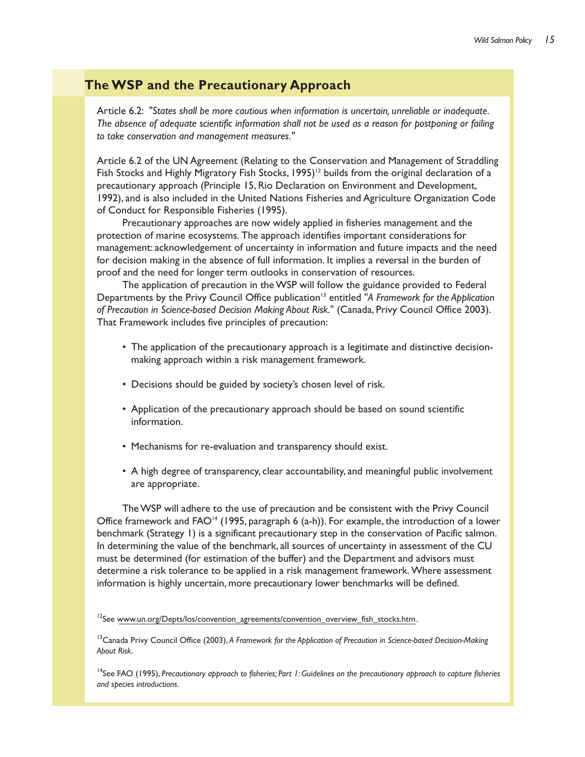## The WSP and the Precautionary Approach

Article 6.2: *"States shall be more cautious when information is uncertain, unreliable or inadequate. The absence of adequate scientific information shall not be used as a reason for postponing or failing to take conservation and management measures."*

Article 6.2 of the UN Agreement (Relating to the Conservation and Management of Straddling Fish Stocks and Highly Migratory Fish Stocks, 1995)[12] builds from the original declaration of a precautionary approach (Principle 15, Rio Declaration on Environment and Development, 1992), and is also included in the United Nations Fisheries and Agriculture Organization Code of Conduct for Responsible Fisheries (1995).

Precautionary approaches are now widely applied in fisheries management and the protection of marine ecosystems. The approach identifies important considerations for management: acknowledgement of uncertainty in information and future impacts and the need for decision making in the absence of full information. It implies a reversal in the burden of proof and the need for longer term outlooks in conservation of resources.

The application of precaution in the WSP will follow the guidance provided to Federal Departments by the Privy Council Office publication[13] entitled "*A Framework for the Application of Precaution in Science-based Decision Making About Risk.*" (Canada, Privy Council Office 2003). That Framework includes five principles of precaution:

- The application of the precautionary approach is a legitimate and distinctive decision-making approach within a risk management framework.
- Decisions should be guided by society's chosen level of risk.
- Application of the precautionary approach should be based on sound scientific information.
- Mechanisms for re-evaluation and transparency should exist.
- A high degree of transparency, clear accountability, and meaningful public involvement are appropriate.

The WSP will adhere to the use of precaution and be consistent with the Privy Council Office framework and FAO[14] (1995, paragraph 6 (a-h)). For example, the introduction of a lower benchmark (Strategy 1) is a significant precautionary step in the conservation of Pacific salmon. In determining the value of the benchmark, all sources of uncertainty in assessment of the CU must be determined (for estimation of the buffer) and the Department and advisors must determine a risk tolerance to be applied in a risk management framework. Where assessment information is highly uncertain, more precautionary lower benchmarks will be defined.

[12]See www.un.org/Depts/los/convention_agreements/convention_overview_fish_stocks.htm.

[13]Canada Privy Council Office (2003), *A Framework for the Application of Precaution in Science-based Decision-Making About Risk*.

[14]See FAO (1995), *Precautionary approach to fisheries; Part 1: Guidelines on the precautionary approach to capture fisheries and species introductions*.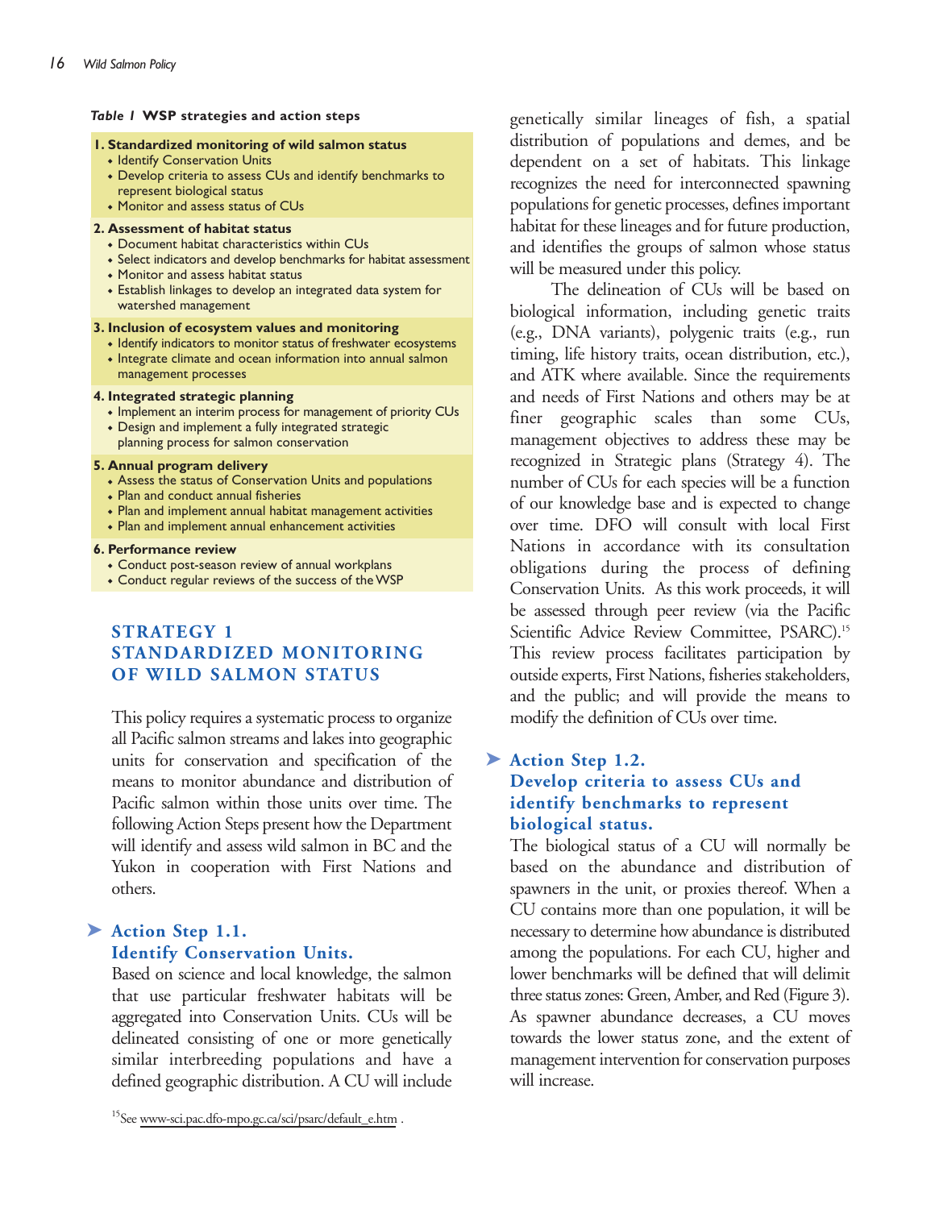*Table 1* **WSP strategies and action steps**

**1. Standardized monitoring of wild salmon status**
- Identify Conservation Units
- Develop criteria to assess CUs and identify benchmarks to represent biological status
- Monitor and assess status of CUs

**2. Assessment of habitat status**
- Document habitat characteristics within CUs
- Select indicators and develop benchmarks for habitat assessment
- Monitor and assess habitat status
- Establish linkages to develop an integrated data system for watershed management

**3. Inclusion of ecosystem values and monitoring**
- Identify indicators to monitor status of freshwater ecosystems
- Integrate climate and ocean information into annual salmon management processes

**4. Integrated strategic planning**
- Implement an interim process for management of priority CUs
- Design and implement a fully integrated strategic planning process for salmon conservation

**5. Annual program delivery**
- Assess the status of Conservation Units and populations
- Plan and conduct annual fisheries
- Plan and implement annual habitat management activities
- Plan and implement annual enhancement activities

**6. Performance review**
- Conduct post-season review of annual workplans
- Conduct regular reviews of the success of the WSP

## STRATEGY 1 STANDARDIZED MONITORING OF WILD SALMON STATUS

This policy requires a systematic process to organize all Pacific salmon streams and lakes into geographic units for conservation and specification of the means to monitor abundance and distribution of Pacific salmon within those units over time. The following Action Steps present how the Department will identify and assess wild salmon in BC and the Yukon in cooperation with First Nations and others.

### ➤ Action Step 1.1. Identify Conservation Units.

Based on science and local knowledge, the salmon that use particular freshwater habitats will be aggregated into Conservation Units. CUs will be delineated consisting of one or more genetically similar interbreeding populations and have a defined geographic distribution. A CU will include genetically similar lineages of fish, a spatial distribution of populations and demes, and be dependent on a set of habitats. This linkage recognizes the need for interconnected spawning populations for genetic processes, defines important habitat for these lineages and for future production, and identifies the groups of salmon whose status will be measured under this policy.

The delineation of CUs will be based on biological information, including genetic traits (e.g., DNA variants), polygenic traits (e.g., run timing, life history traits, ocean distribution, etc.), and ATK where available. Since the requirements and needs of First Nations and others may be at finer geographic scales than some CUs, management objectives to address these may be recognized in Strategic plans (Strategy 4). The number of CUs for each species will be a function of our knowledge base and is expected to change over time. DFO will consult with local First Nations in accordance with its consultation obligations during the process of defining Conservation Units. As this work proceeds, it will be assessed through peer review (via the Pacific Scientific Advice Review Committee, PSARC).[15] This review process facilitates participation by outside experts, First Nations, fisheries stakeholders, and the public; and will provide the means to modify the definition of CUs over time.

### ➤ Action Step 1.2. Develop criteria to assess CUs and identify benchmarks to represent biological status.

The biological status of a CU will normally be based on the abundance and distribution of spawners in the unit, or proxies thereof. When a CU contains more than one population, it will be necessary to determine how abundance is distributed among the populations. For each CU, higher and lower benchmarks will be defined that will delimit three status zones: Green, Amber, and Red (Figure 3). As spawner abundance decreases, a CU moves towards the lower status zone, and the extent of management intervention for conservation purposes will increase.

[15] See www-sci.pac.dfo-mpo.gc.ca/sci/psarc/default_e.htm .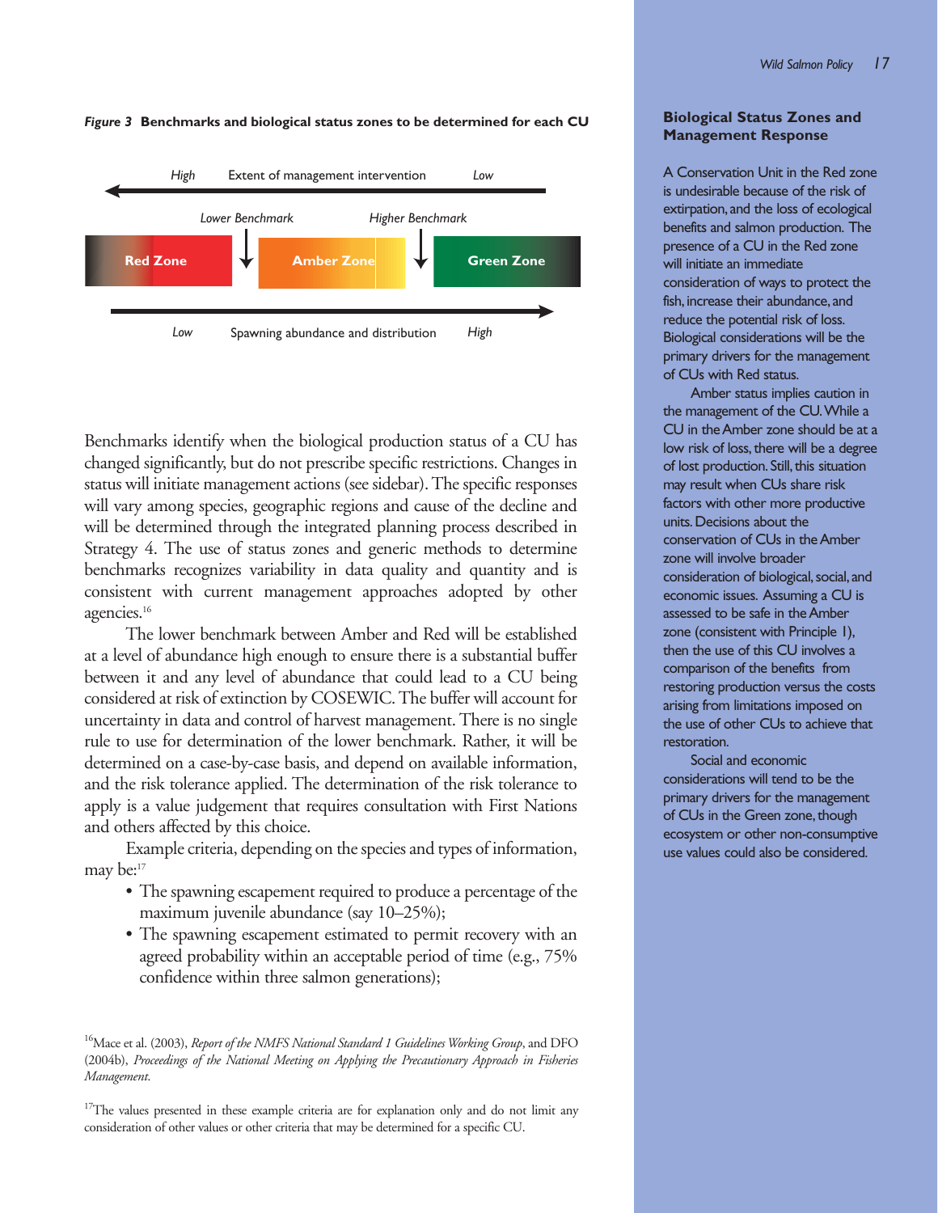*Figure 3* **Benchmarks and biological status zones to be determined for each CU**

*High* Extent of management intervention *Low*

*Lower Benchmark* *Higher Benchmark*

**Red Zone** **Amber Zone** **Green Zone**

*Low* Spawning abundance and distribution *High*

Benchmarks identify when the biological production status of a CU has changed significantly, but do not prescribe specific restrictions. Changes in status will initiate management actions (see sidebar). The specific responses will vary among species, geographic regions and cause of the decline and will be determined through the integrated planning process described in Strategy 4. The use of status zones and generic methods to determine benchmarks recognizes variability in data quality and quantity and is consistent with current management approaches adopted by other agencies.[16]

The lower benchmark between Amber and Red will be established at a level of abundance high enough to ensure there is a substantial buffer between it and any level of abundance that could lead to a CU being considered at risk of extinction by COSEWIC. The buffer will account for uncertainty in data and control of harvest management. There is no single rule to use for determination of the lower benchmark. Rather, it will be determined on a case-by-case basis, and depend on available information, and the risk tolerance applied. The determination of the risk tolerance to apply is a value judgement that requires consultation with First Nations and others affected by this choice.

Example criteria, depending on the species and types of information, may be:[17]

- The spawning escapement required to produce a percentage of the maximum juvenile abundance (say 10–25%);
- The spawning escapement estimated to permit recovery with an agreed probability within an acceptable period of time (e.g., 75% confidence within three salmon generations);

## Biological Status Zones and Management Response

A Conservation Unit in the Red zone is undesirable because of the risk of extirpation, and the loss of ecological benefits and salmon production. The presence of a CU in the Red zone will initiate an immediate consideration of ways to protect the fish, increase their abundance, and reduce the potential risk of loss. Biological considerations will be the primary drivers for the management of CUs with Red status.

Amber status implies caution in the management of the CU. While a CU in the Amber zone should be at a low risk of loss, there will be a degree of lost production. Still, this situation may result when CUs share risk factors with other more productive units. Decisions about the conservation of CUs in the Amber zone will involve broader consideration of biological, social, and economic issues. Assuming a CU is assessed to be safe in the Amber zone (consistent with Principle 1), then the use of this CU involves a comparison of the benefits from restoring production versus the costs arising from limitations imposed on the use of other CUs to achieve that restoration.

Social and economic considerations will tend to be the primary drivers for the management of CUs in the Green zone, though ecosystem or other non-consumptive use values could also be considered.

---

[16] Mace et al. (2003), *Report of the NMFS National Standard 1 Guidelines Working Group*, and DFO (2004b), *Proceedings of the National Meeting on Applying the Precautionary Approach in Fisheries Management*.

[17] The values presented in these example criteria are for explanation only and do not limit any consideration of other values or other criteria that may be determined for a specific CU.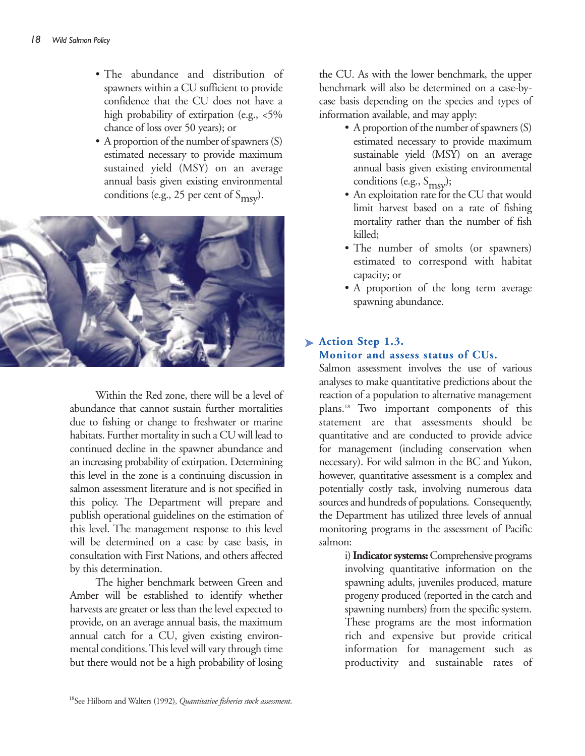- The abundance and distribution of spawners within a CU sufficient to provide confidence that the CU does not have a high probability of extirpation (e.g., <5% chance of loss over 50 years); or
- A proportion of the number of spawners (S) estimated necessary to provide maximum sustained yield (MSY) on an average annual basis given existing environmental conditions (e.g., 25 per cent of $S_{msy}$).

Within the Red zone, there will be a level of abundance that cannot sustain further mortalities due to fishing or change to freshwater or marine habitats. Further mortality in such a CU will lead to continued decline in the spawner abundance and an increasing probability of extirpation. Determining this level in the zone is a continuing discussion in salmon assessment literature and is not specified in this policy. The Department will prepare and publish operational guidelines on the estimation of this level. The management response to this level will be determined on a case by case basis, in consultation with First Nations, and others affected by this determination.

The higher benchmark between Green and Amber will be established to identify whether harvests are greater or less than the level expected to provide, on an average annual basis, the maximum annual catch for a CU, given existing environmental conditions. This level will vary through time but there would not be a high probability of losing the CU. As with the lower benchmark, the upper benchmark will also be determined on a case-by-case basis depending on the species and types of information available, and may apply:

- A proportion of the number of spawners (S) estimated necessary to provide maximum sustainable yield (MSY) on an average annual basis given existing environmental conditions (e.g., $S_{msy}$);
- An exploitation rate for the CU that would limit harvest based on a rate of fishing mortality rather than the number of fish killed;
- The number of smolts (or spawners) estimated to correspond with habitat capacity; or
- A proportion of the long term average spawning abundance.

### Action Step 1.3. Monitor and assess status of CUs.

Salmon assessment involves the use of various analyses to make quantitative predictions about the reaction of a population to alternative management plans.[18] Two important components of this statement are that assessments should be quantitative and are conducted to provide advice for management (including conservation when necessary). For wild salmon in the BC and Yukon, however, quantitative assessment is a complex and potentially costly task, involving numerous data sources and hundreds of populations. Consequently, the Department has utilized three levels of annual monitoring programs in the assessment of Pacific salmon:

i) **Indicator systems:** Comprehensive programs involving quantitative information on the spawning adults, juveniles produced, mature progeny produced (reported in the catch and spawning numbers) from the specific system. These programs are the most information rich and expensive but provide critical information for management such as productivity and sustainable rates of

[18]See Hilborn and Walters (1992), *Quantitative fisheries stock assessment*.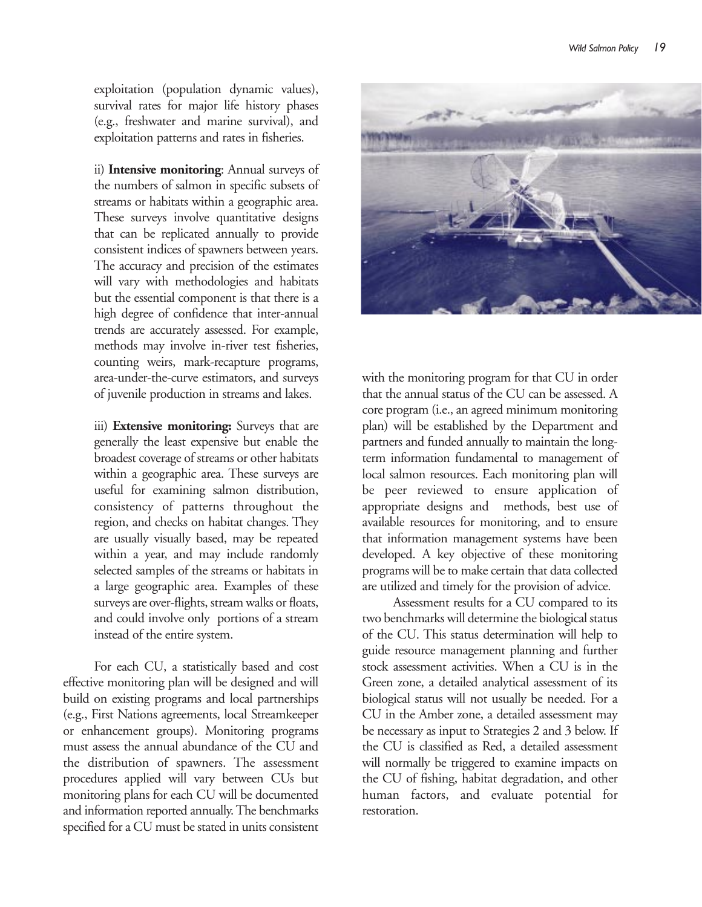exploitation (population dynamic values), survival rates for major life history phases (e.g., freshwater and marine survival), and exploitation patterns and rates in fisheries.

ii) **Intensive monitoring**: Annual surveys of the numbers of salmon in specific subsets of streams or habitats within a geographic area. These surveys involve quantitative designs that can be replicated annually to provide consistent indices of spawners between years. The accuracy and precision of the estimates will vary with methodologies and habitats but the essential component is that there is a high degree of confidence that inter-annual trends are accurately assessed. For example, methods may involve in-river test fisheries, counting weirs, mark-recapture programs, area-under-the-curve estimators, and surveys of juvenile production in streams and lakes.

iii) **Extensive monitoring:** Surveys that are generally the least expensive but enable the broadest coverage of streams or other habitats within a geographic area. These surveys are useful for examining salmon distribution, consistency of patterns throughout the region, and checks on habitat changes. They are usually visually based, may be repeated within a year, and may include randomly selected samples of the streams or habitats in a large geographic area. Examples of these surveys are over-flights, stream walks or floats, and could involve only portions of a stream instead of the entire system.

For each CU, a statistically based and cost effective monitoring plan will be designed and will build on existing programs and local partnerships (e.g., First Nations agreements, local Streamkeeper or enhancement groups). Monitoring programs must assess the annual abundance of the CU and the distribution of spawners. The assessment procedures applied will vary between CUs but monitoring plans for each CU will be documented and information reported annually. The benchmarks specified for a CU must be stated in units consistent with the monitoring program for that CU in order that the annual status of the CU can be assessed. A core program (i.e., an agreed minimum monitoring plan) will be established by the Department and partners and funded annually to maintain the long-term information fundamental to management of local salmon resources. Each monitoring plan will be peer reviewed to ensure application of appropriate designs and methods, best use of available resources for monitoring, and to ensure that information management systems have been developed. A key objective of these monitoring programs will be to make certain that data collected are utilized and timely for the provision of advice.

Assessment results for a CU compared to its two benchmarks will determine the biological status of the CU. This status determination will help to guide resource management planning and further stock assessment activities. When a CU is in the Green zone, a detailed analytical assessment of its biological status will not usually be needed. For a CU in the Amber zone, a detailed assessment may be necessary as input to Strategies 2 and 3 below. If the CU is classified as Red, a detailed assessment will normally be triggered to examine impacts on the CU of fishing, habitat degradation, and other human factors, and evaluate potential for restoration.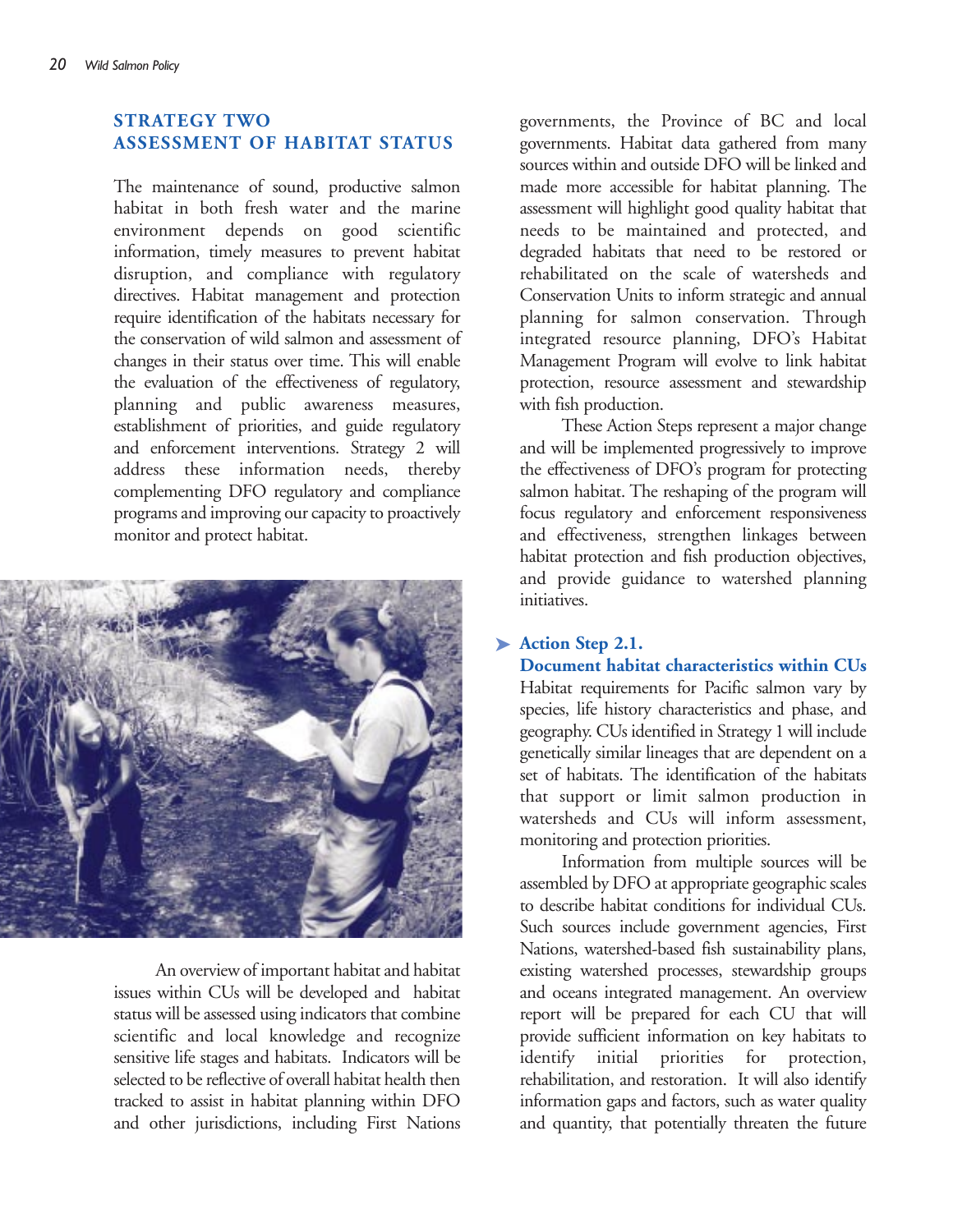## STRATEGY TWO ASSESSMENT OF HABITAT STATUS

The maintenance of sound, productive salmon habitat in both fresh water and the marine environment depends on good scientific information, timely measures to prevent habitat disruption, and compliance with regulatory directives. Habitat management and protection require identification of the habitats necessary for the conservation of wild salmon and assessment of changes in their status over time. This will enable the evaluation of the effectiveness of regulatory, planning and public awareness measures, establishment of priorities, and guide regulatory and enforcement interventions. Strategy 2 will address these information needs, thereby complementing DFO regulatory and compliance programs and improving our capacity to proactively monitor and protect habitat.

An overview of important habitat and habitat issues within CUs will be developed and habitat status will be assessed using indicators that combine scientific and local knowledge and recognize sensitive life stages and habitats. Indicators will be selected to be reflective of overall habitat health then tracked to assist in habitat planning within DFO and other jurisdictions, including First Nations governments, the Province of BC and local governments. Habitat data gathered from many sources within and outside DFO will be linked and made more accessible for habitat planning. The assessment will highlight good quality habitat that needs to be maintained and protected, and degraded habitats that need to be restored or rehabilitated on the scale of watersheds and Conservation Units to inform strategic and annual planning for salmon conservation. Through integrated resource planning, DFO's Habitat Management Program will evolve to link habitat protection, resource assessment and stewardship with fish production.

These Action Steps represent a major change and will be implemented progressively to improve the effectiveness of DFO's program for protecting salmon habitat. The reshaping of the program will focus regulatory and enforcement responsiveness and effectiveness, strengthen linkages between habitat protection and fish production objectives, and provide guidance to watershed planning initiatives.

### Action Step 2.1. Document habitat characteristics within CUs

Habitat requirements for Pacific salmon vary by species, life history characteristics and phase, and geography. CUs identified in Strategy 1 will include genetically similar lineages that are dependent on a set of habitats. The identification of the habitats that support or limit salmon production in watersheds and CUs will inform assessment, monitoring and protection priorities.

Information from multiple sources will be assembled by DFO at appropriate geographic scales to describe habitat conditions for individual CUs. Such sources include government agencies, First Nations, watershed-based fish sustainability plans, existing watershed processes, stewardship groups and oceans integrated management. An overview report will be prepared for each CU that will provide sufficient information on key habitats to identify initial priorities for protection, rehabilitation, and restoration. It will also identify information gaps and factors, such as water quality and quantity, that potentially threaten the future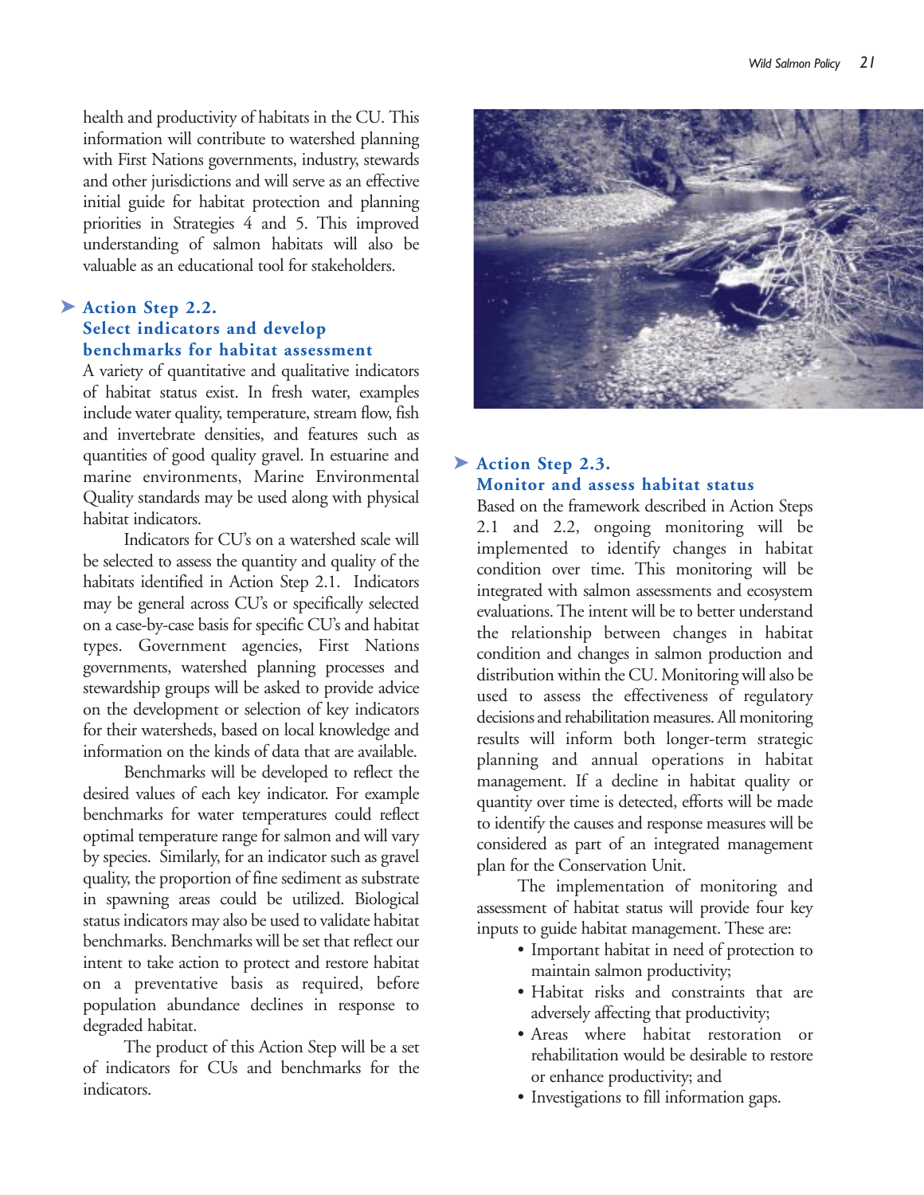health and productivity of habitats in the CU. This information will contribute to watershed planning with First Nations governments, industry, stewards and other jurisdictions and will serve as an effective initial guide for habitat protection and planning priorities in Strategies 4 and 5. This improved understanding of salmon habitats will also be valuable as an educational tool for stakeholders.

### Action Step 2.2. Select indicators and develop benchmarks for habitat assessment

A variety of quantitative and qualitative indicators of habitat status exist. In fresh water, examples include water quality, temperature, stream flow, fish and invertebrate densities, and features such as quantities of good quality gravel. In estuarine and marine environments, Marine Environmental Quality standards may be used along with physical habitat indicators.

Indicators for CU's on a watershed scale will be selected to assess the quantity and quality of the habitats identified in Action Step 2.1. Indicators may be general across CU's or specifically selected on a case-by-case basis for specific CU's and habitat types. Government agencies, First Nations governments, watershed planning processes and stewardship groups will be asked to provide advice on the development or selection of key indicators for their watersheds, based on local knowledge and information on the kinds of data that are available.

Benchmarks will be developed to reflect the desired values of each key indicator. For example benchmarks for water temperatures could reflect optimal temperature range for salmon and will vary by species. Similarly, for an indicator such as gravel quality, the proportion of fine sediment as substrate in spawning areas could be utilized. Biological status indicators may also be used to validate habitat benchmarks. Benchmarks will be set that reflect our intent to take action to protect and restore habitat on a preventative basis as required, before population abundance declines in response to degraded habitat.

The product of this Action Step will be a set of indicators for CUs and benchmarks for the indicators.

### Action Step 2.3. Monitor and assess habitat status

Based on the framework described in Action Steps 2.1 and 2.2, ongoing monitoring will be implemented to identify changes in habitat condition over time. This monitoring will be integrated with salmon assessments and ecosystem evaluations. The intent will be to better understand the relationship between changes in habitat condition and changes in salmon production and distribution within the CU. Monitoring will also be used to assess the effectiveness of regulatory decisions and rehabilitation measures. All monitoring results will inform both longer-term strategic planning and annual operations in habitat management. If a decline in habitat quality or quantity over time is detected, efforts will be made to identify the causes and response measures will be considered as part of an integrated management plan for the Conservation Unit.

The implementation of monitoring and assessment of habitat status will provide four key inputs to guide habitat management. These are:

- Important habitat in need of protection to maintain salmon productivity;
- Habitat risks and constraints that are adversely affecting that productivity;
- Areas where habitat restoration or rehabilitation would be desirable to restore or enhance productivity; and
- Investigations to fill information gaps.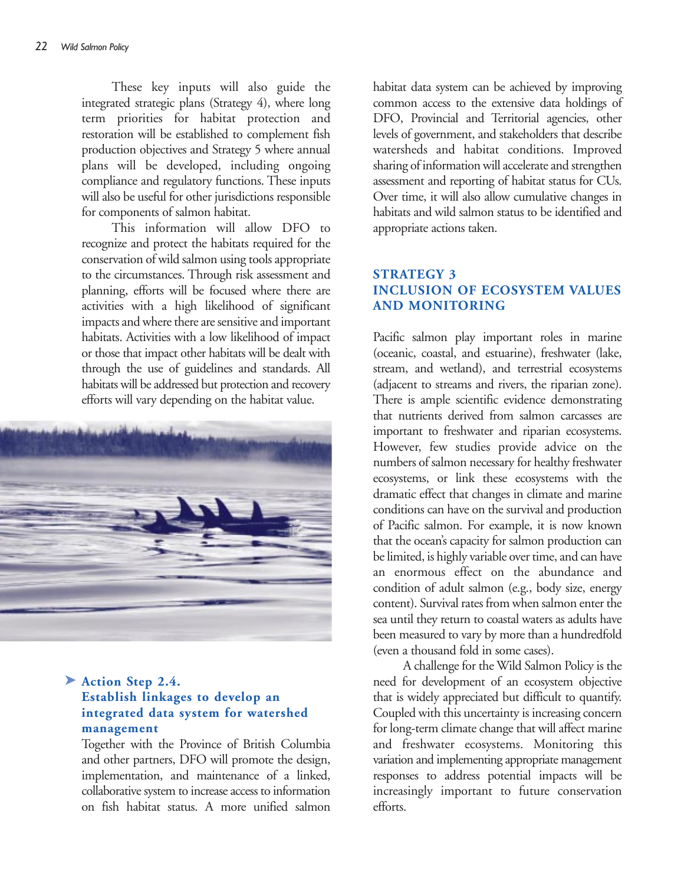These key inputs will also guide the integrated strategic plans (Strategy 4), where long term priorities for habitat protection and restoration will be established to complement fish production objectives and Strategy 5 where annual plans will be developed, including ongoing compliance and regulatory functions. These inputs will also be useful for other jurisdictions responsible for components of salmon habitat.

This information will allow DFO to recognize and protect the habitats required for the conservation of wild salmon using tools appropriate to the circumstances. Through risk assessment and planning, efforts will be focused where there are activities with a high likelihood of significant impacts and where there are sensitive and important habitats. Activities with a low likelihood of impact or those that impact other habitats will be dealt with through the use of guidelines and standards. All habitats will be addressed but protection and recovery efforts will vary depending on the habitat value.

### Action Step 2.4. Establish linkages to develop an integrated data system for watershed management

Together with the Province of British Columbia and other partners, DFO will promote the design, implementation, and maintenance of a linked, collaborative system to increase access to information on fish habitat status. A more unified salmon habitat data system can be achieved by improving common access to the extensive data holdings of DFO, Provincial and Territorial agencies, other levels of government, and stakeholders that describe watersheds and habitat conditions. Improved sharing of information will accelerate and strengthen assessment and reporting of habitat status for CUs. Over time, it will also allow cumulative changes in habitats and wild salmon status to be identified and appropriate actions taken.

## STRATEGY 3 INCLUSION OF ECOSYSTEM VALUES AND MONITORING

Pacific salmon play important roles in marine (oceanic, coastal, and estuarine), freshwater (lake, stream, and wetland), and terrestrial ecosystems (adjacent to streams and rivers, the riparian zone). There is ample scientific evidence demonstrating that nutrients derived from salmon carcasses are important to freshwater and riparian ecosystems. However, few studies provide advice on the numbers of salmon necessary for healthy freshwater ecosystems, or link these ecosystems with the dramatic effect that changes in climate and marine conditions can have on the survival and production of Pacific salmon. For example, it is now known that the ocean's capacity for salmon production can be limited, is highly variable over time, and can have an enormous effect on the abundance and condition of adult salmon (e.g., body size, energy content). Survival rates from when salmon enter the sea until they return to coastal waters as adults have been measured to vary by more than a hundredfold (even a thousand fold in some cases).

A challenge for the Wild Salmon Policy is the need for development of an ecosystem objective that is widely appreciated but difficult to quantify. Coupled with this uncertainty is increasing concern for long-term climate change that will affect marine and freshwater ecosystems. Monitoring this variation and implementing appropriate management responses to address potential impacts will be increasingly important to future conservation efforts.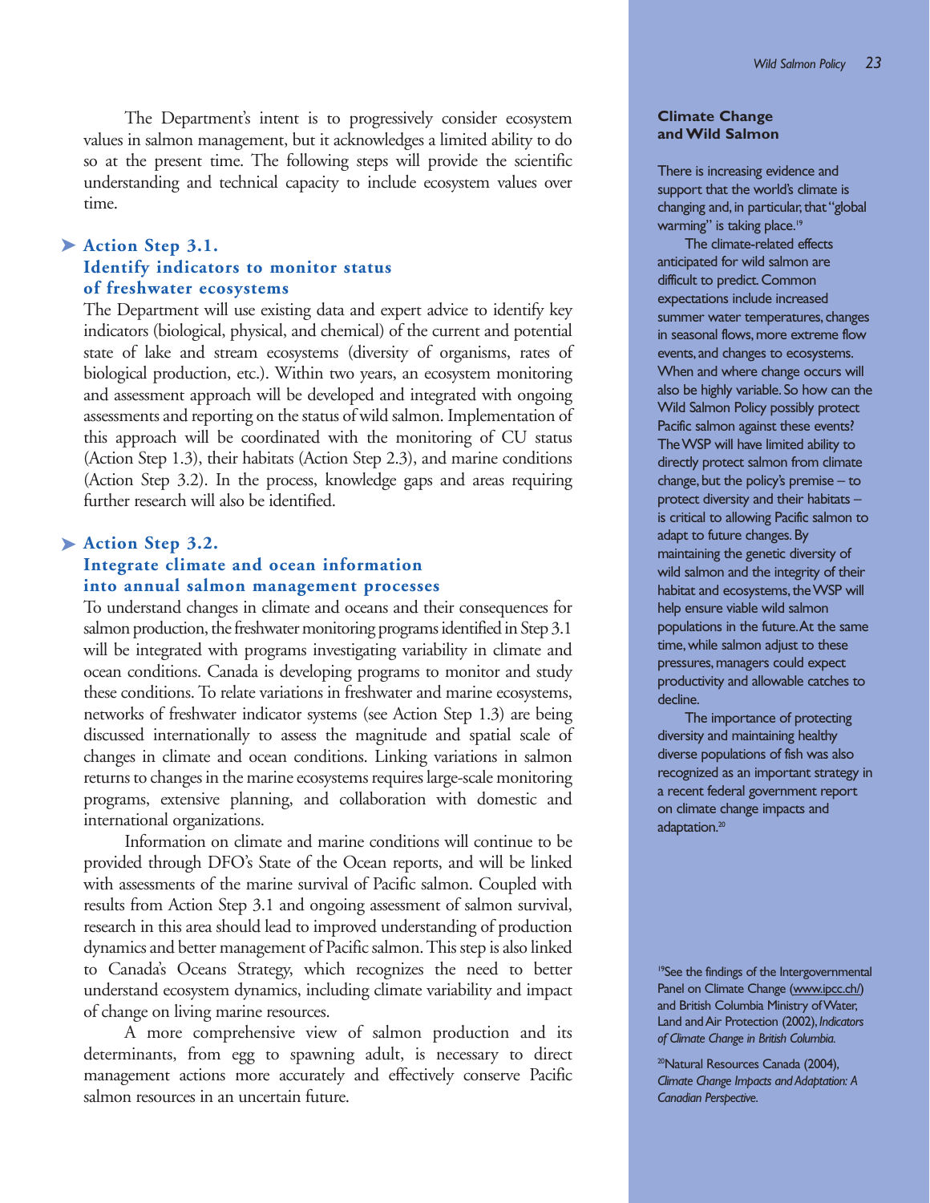The Department's intent is to progressively consider ecosystem values in salmon management, but it acknowledges a limited ability to do so at the present time. The following steps will provide the scientific understanding and technical capacity to include ecosystem values over time.

### Action Step 3.1. Identify indicators to monitor status of freshwater ecosystems

The Department will use existing data and expert advice to identify key indicators (biological, physical, and chemical) of the current and potential state of lake and stream ecosystems (diversity of organisms, rates of biological production, etc.). Within two years, an ecosystem monitoring and assessment approach will be developed and integrated with ongoing assessments and reporting on the status of wild salmon. Implementation of this approach will be coordinated with the monitoring of CU status (Action Step 1.3), their habitats (Action Step 2.3), and marine conditions (Action Step 3.2). In the process, knowledge gaps and areas requiring further research will also be identified.

### Action Step 3.2. Integrate climate and ocean information into annual salmon management processes

To understand changes in climate and oceans and their consequences for salmon production, the freshwater monitoring programs identified in Step 3.1 will be integrated with programs investigating variability in climate and ocean conditions. Canada is developing programs to monitor and study these conditions. To relate variations in freshwater and marine ecosystems, networks of freshwater indicator systems (see Action Step 1.3) are being discussed internationally to assess the magnitude and spatial scale of changes in climate and ocean conditions. Linking variations in salmon returns to changes in the marine ecosystems requires large-scale monitoring programs, extensive planning, and collaboration with domestic and international organizations.

Information on climate and marine conditions will continue to be provided through DFO's State of the Ocean reports, and will be linked with assessments of the marine survival of Pacific salmon. Coupled with results from Action Step 3.1 and ongoing assessment of salmon survival, research in this area should lead to improved understanding of production dynamics and better management of Pacific salmon. This step is also linked to Canada's Oceans Strategy, which recognizes the need to better understand ecosystem dynamics, including climate variability and impact of change on living marine resources.

A more comprehensive view of salmon production and its determinants, from egg to spawning adult, is necessary to direct management actions more accurately and effectively conserve Pacific salmon resources in an uncertain future.

**Climate Change and Wild Salmon**

There is increasing evidence and support that the world's climate is changing and, in particular, that "global warming" is taking place.[19]

The climate-related effects anticipated for wild salmon are difficult to predict. Common expectations include increased summer water temperatures, changes in seasonal flows, more extreme flow events, and changes to ecosystems. When and where change occurs will also be highly variable. So how can the Wild Salmon Policy possibly protect Pacific salmon against these events? The WSP will have limited ability to directly protect salmon from climate change, but the policy's premise – to protect diversity and their habitats – is critical to allowing Pacific salmon to adapt to future changes. By maintaining the genetic diversity of wild salmon and the integrity of their habitat and ecosystems, the WSP will help ensure viable wild salmon populations in the future. At the same time, while salmon adjust to these pressures, managers could expect productivity and allowable catches to decline.

The importance of protecting diversity and maintaining healthy diverse populations of fish was also recognized as an important strategy in a recent federal government report on climate change impacts and adaptation.[20]

[19] See the findings of the Intergovernmental Panel on Climate Change (www.ipcc.ch/) and British Columbia Ministry of Water, Land and Air Protection (2002), *Indicators of Climate Change in British Columbia.*

[20] Natural Resources Canada (2004), *Climate Change Impacts and Adaptation: A Canadian Perspective.*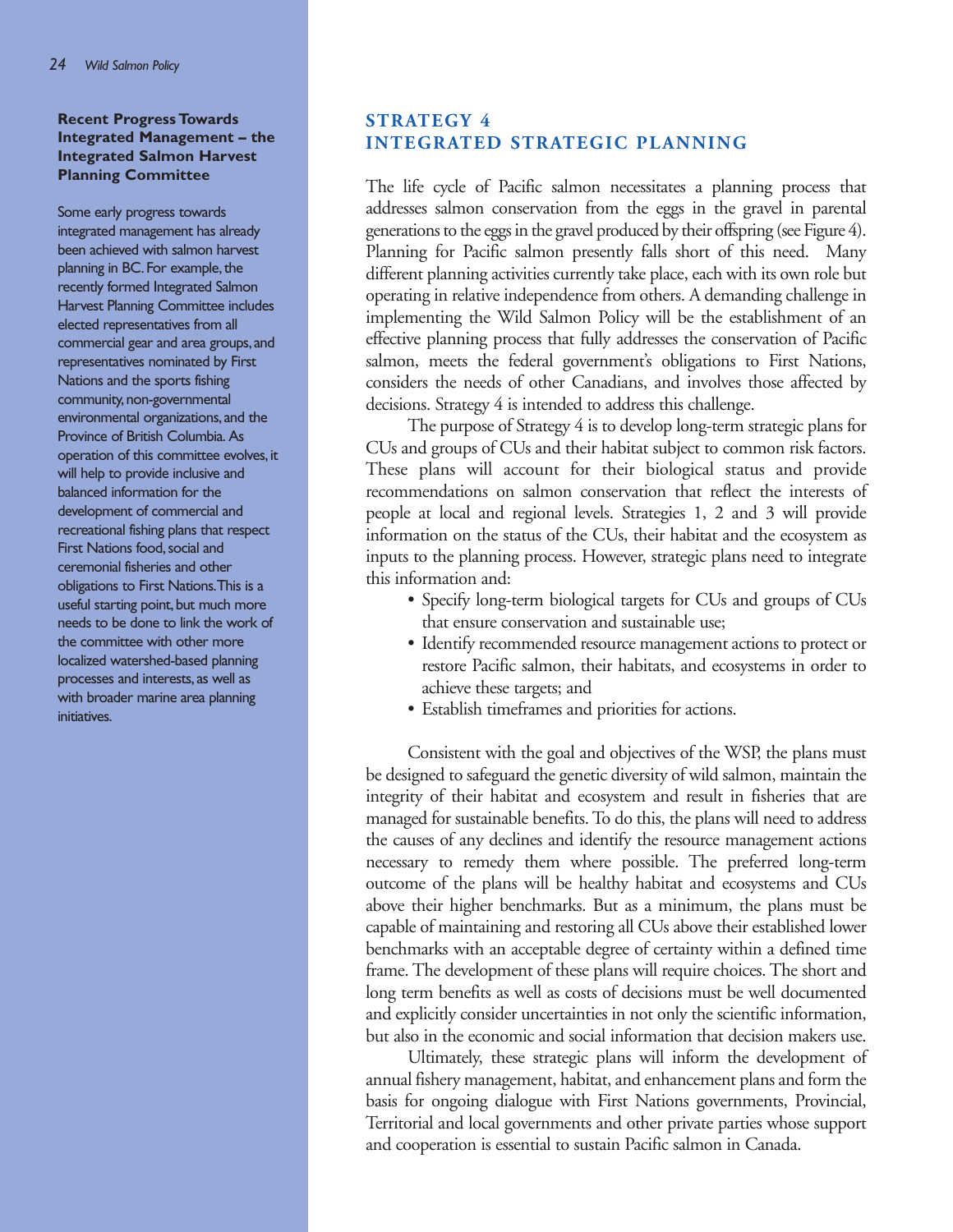## STRATEGY 4 INTEGRATED STRATEGIC PLANNING

The life cycle of Pacific salmon necessitates a planning process that addresses salmon conservation from the eggs in the gravel in parental generations to the eggs in the gravel produced by their offspring (see Figure 4). Planning for Pacific salmon presently falls short of this need. Many different planning activities currently take place, each with its own role but operating in relative independence from others. A demanding challenge in implementing the Wild Salmon Policy will be the establishment of an effective planning process that fully addresses the conservation of Pacific salmon, meets the federal government's obligations to First Nations, considers the needs of other Canadians, and involves those affected by decisions. Strategy 4 is intended to address this challenge.

The purpose of Strategy 4 is to develop long-term strategic plans for CUs and groups of CUs and their habitat subject to common risk factors. These plans will account for their biological status and provide recommendations on salmon conservation that reflect the interests of people at local and regional levels. Strategies 1, 2 and 3 will provide information on the status of the CUs, their habitat and the ecosystem as inputs to the planning process. However, strategic plans need to integrate this information and:

- Specify long-term biological targets for CUs and groups of CUs that ensure conservation and sustainable use;
- Identify recommended resource management actions to protect or restore Pacific salmon, their habitats, and ecosystems in order to achieve these targets; and
- Establish timeframes and priorities for actions.

Consistent with the goal and objectives of the WSP, the plans must be designed to safeguard the genetic diversity of wild salmon, maintain the integrity of their habitat and ecosystem and result in fisheries that are managed for sustainable benefits. To do this, the plans will need to address the causes of any declines and identify the resource management actions necessary to remedy them where possible. The preferred long-term outcome of the plans will be healthy habitat and ecosystems and CUs above their higher benchmarks. But as a minimum, the plans must be capable of maintaining and restoring all CUs above their established lower benchmarks with an acceptable degree of certainty within a defined time frame. The development of these plans will require choices. The short and long term benefits as well as costs of decisions must be well documented and explicitly consider uncertainties in not only the scientific information, but also in the economic and social information that decision makers use.

Ultimately, these strategic plans will inform the development of annual fishery management, habitat, and enhancement plans and form the basis for ongoing dialogue with First Nations governments, Provincial, Territorial and local governments and other private parties whose support and cooperation is essential to sustain Pacific salmon in Canada.

**Recent Progress Towards Integrated Management – the Integrated Salmon Harvest Planning Committee**

Some early progress towards integrated management has already been achieved with salmon harvest planning in BC. For example, the recently formed Integrated Salmon Harvest Planning Committee includes elected representatives from all commercial gear and area groups, and representatives nominated by First Nations and the sports fishing community, non-governmental environmental organizations, and the Province of British Columbia. As operation of this committee evolves, it will help to provide inclusive and balanced information for the development of commercial and recreational fishing plans that respect First Nations food, social and ceremonial fisheries and other obligations to First Nations. This is a useful starting point, but much more needs to be done to link the work of the committee with other more localized watershed-based planning processes and interests, as well as with broader marine area planning initiatives.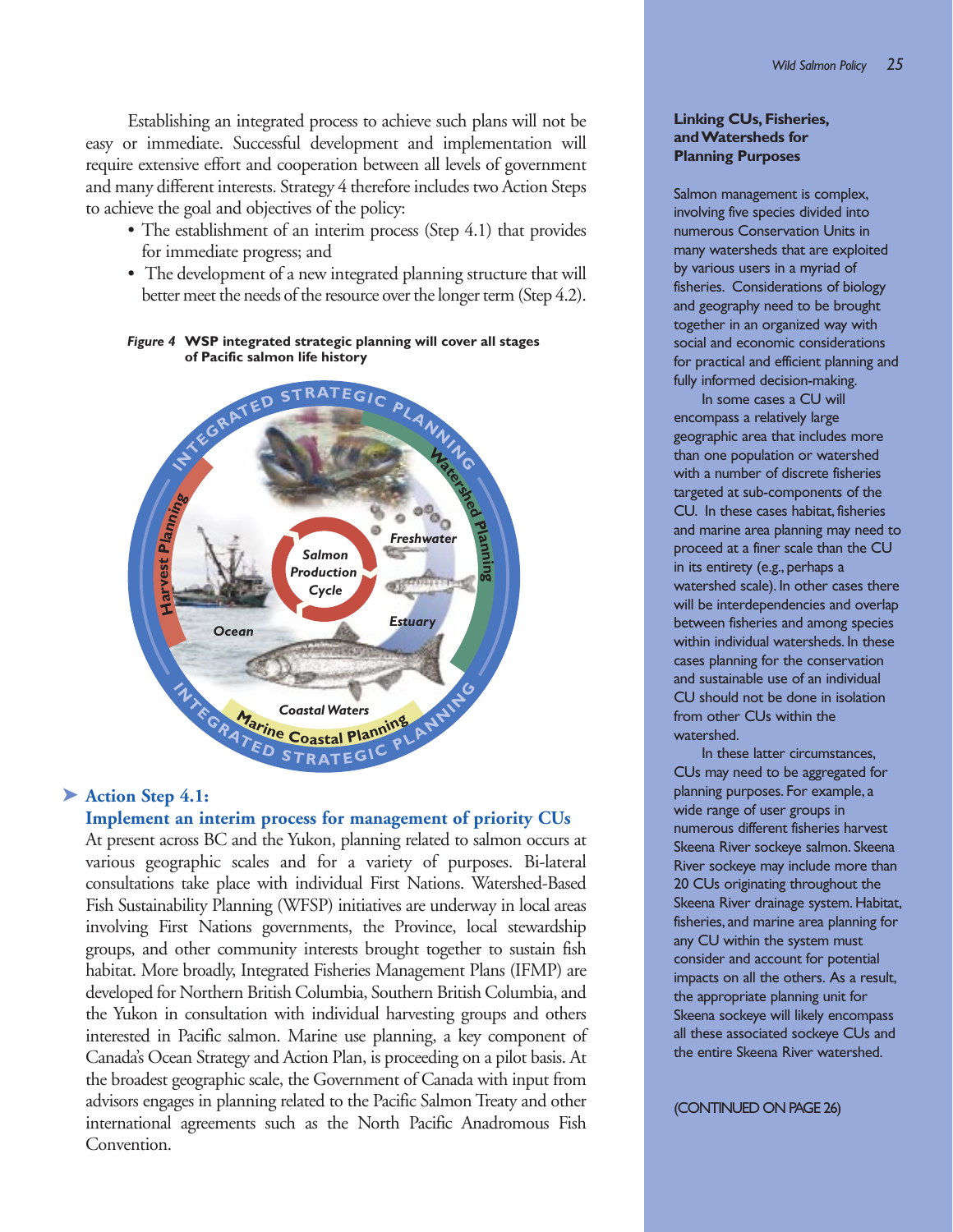Establishing an integrated process to achieve such plans will not be easy or immediate. Successful development and implementation will require extensive effort and cooperation between all levels of government and many different interests. Strategy 4 therefore includes two Action Steps to achieve the goal and objectives of the policy:

- The establishment of an interim process (Step 4.1) that provides for immediate progress; and
- The development of a new integrated planning structure that will better meet the needs of the resource over the longer term (Step 4.2).

*Figure 4* **WSP integrated strategic planning will cover all stages of Pacific salmon life history**

### ➤ Action Step 4.1: Implement an interim process for management of priority CUs

At present across BC and the Yukon, planning related to salmon occurs at various geographic scales and for a variety of purposes. Bi-lateral consultations take place with individual First Nations. Watershed-Based Fish Sustainability Planning (WFSP) initiatives are underway in local areas involving First Nations governments, the Province, local stewardship groups, and other community interests brought together to sustain fish habitat. More broadly, Integrated Fisheries Management Plans (IFMP) are developed for Northern British Columbia, Southern British Columbia, and the Yukon in consultation with individual harvesting groups and others interested in Pacific salmon. Marine use planning, a key component of Canada's Ocean Strategy and Action Plan, is proceeding on a pilot basis. At the broadest geographic scale, the Government of Canada with input from advisors engages in planning related to the Pacific Salmon Treaty and other international agreements such as the North Pacific Anadromous Fish Convention.

**Linking CUs, Fisheries, and Watersheds for Planning Purposes**

Salmon management is complex, involving five species divided into numerous Conservation Units in many watersheds that are exploited by various users in a myriad of fisheries. Considerations of biology and geography need to be brought together in an organized way with social and economic considerations for practical and efficient planning and fully informed decision-making.

In some cases a CU will encompass a relatively large geographic area that includes more than one population or watershed with a number of discrete fisheries targeted at sub-components of the CU. In these cases habitat, fisheries and marine area planning may need to proceed at a finer scale than the CU in its entirety (e.g., perhaps a watershed scale). In other cases there will be interdependencies and overlap between fisheries and among species within individual watersheds. In these cases planning for the conservation and sustainable use of an individual CU should not be done in isolation from other CUs within the watershed.

In these latter circumstances, CUs may need to be aggregated for planning purposes. For example, a wide range of user groups in numerous different fisheries harvest Skeena River sockeye salmon. Skeena River sockeye may include more than 20 CUs originating throughout the Skeena River drainage system. Habitat, fisheries, and marine area planning for any CU within the system must consider and account for potential impacts on all the others. As a result, the appropriate planning unit for Skeena sockeye will likely encompass all these associated sockeye CUs and the entire Skeena River watershed.

(CONTINUED ON PAGE 26)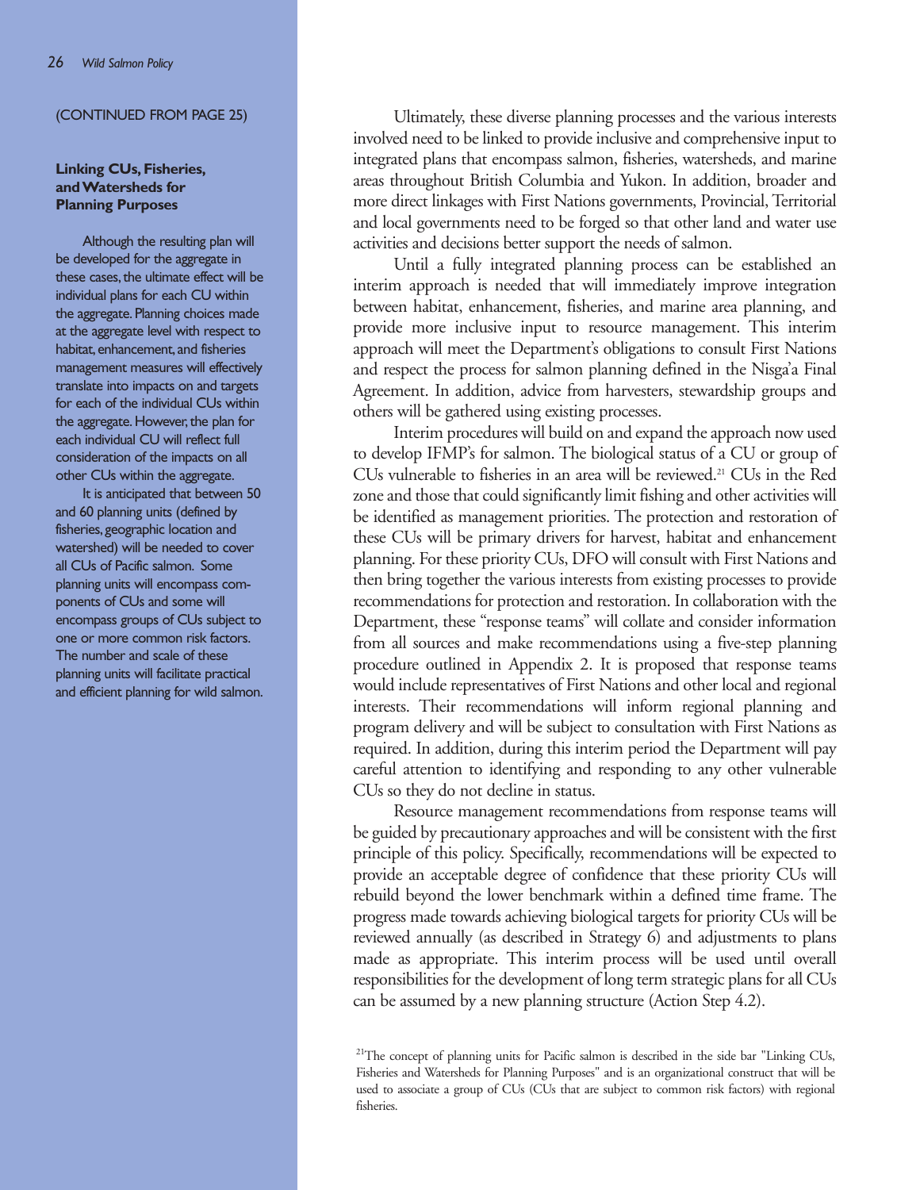(CONTINUED FROM PAGE 25)

### Linking CUs, Fisheries, and Watersheds for Planning Purposes

Although the resulting plan will be developed for the aggregate in these cases, the ultimate effect will be individual plans for each CU within the aggregate. Planning choices made at the aggregate level with respect to habitat, enhancement, and fisheries management measures will effectively translate into impacts on and targets for each of the individual CUs within the aggregate. However, the plan for each individual CU will reflect full consideration of the impacts on all other CUs within the aggregate.

It is anticipated that between 50 and 60 planning units (defined by fisheries, geographic location and watershed) will be needed to cover all CUs of Pacific salmon. Some planning units will encompass components of CUs and some will encompass groups of CUs subject to one or more common risk factors. The number and scale of these planning units will facilitate practical and efficient planning for wild salmon.

Ultimately, these diverse planning processes and the various interests involved need to be linked to provide inclusive and comprehensive input to integrated plans that encompass salmon, fisheries, watersheds, and marine areas throughout British Columbia and Yukon. In addition, broader and more direct linkages with First Nations governments, Provincial, Territorial and local governments need to be forged so that other land and water use activities and decisions better support the needs of salmon.

Until a fully integrated planning process can be established an interim approach is needed that will immediately improve integration between habitat, enhancement, fisheries, and marine area planning, and provide more inclusive input to resource management. This interim approach will meet the Department's obligations to consult First Nations and respect the process for salmon planning defined in the Nisga'a Final Agreement. In addition, advice from harvesters, stewardship groups and others will be gathered using existing processes.

Interim procedures will build on and expand the approach now used to develop IFMP's for salmon. The biological status of a CU or group of CUs vulnerable to fisheries in an area will be reviewed.[21] CUs in the Red zone and those that could significantly limit fishing and other activities will be identified as management priorities. The protection and restoration of these CUs will be primary drivers for harvest, habitat and enhancement planning. For these priority CUs, DFO will consult with First Nations and then bring together the various interests from existing processes to provide recommendations for protection and restoration. In collaboration with the Department, these "response teams" will collate and consider information from all sources and make recommendations using a five-step planning procedure outlined in Appendix 2. It is proposed that response teams would include representatives of First Nations and other local and regional interests. Their recommendations will inform regional planning and program delivery and will be subject to consultation with First Nations as required. In addition, during this interim period the Department will pay careful attention to identifying and responding to any other vulnerable CUs so they do not decline in status.

Resource management recommendations from response teams will be guided by precautionary approaches and will be consistent with the first principle of this policy. Specifically, recommendations will be expected to provide an acceptable degree of confidence that these priority CUs will rebuild beyond the lower benchmark within a defined time frame. The progress made towards achieving biological targets for priority CUs will be reviewed annually (as described in Strategy 6) and adjustments to plans made as appropriate. This interim process will be used until overall responsibilities for the development of long term strategic plans for all CUs can be assumed by a new planning structure (Action Step 4.2).

[21] The concept of planning units for Pacific salmon is described in the side bar "Linking CUs, Fisheries and Watersheds for Planning Purposes" and is an organizational construct that will be used to associate a group of CUs (CUs that are subject to common risk factors) with regional fisheries.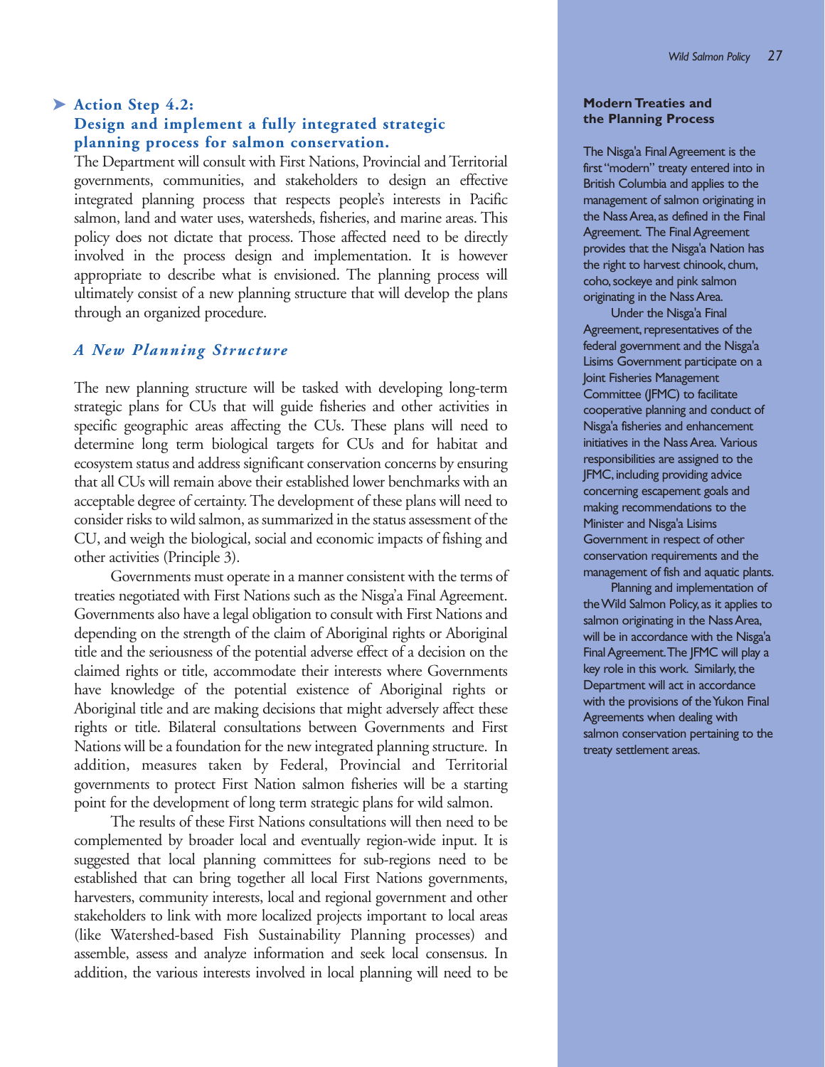### ➤ Action Step 4.2: Design and implement a fully integrated strategic planning process for salmon conservation.

The Department will consult with First Nations, Provincial and Territorial governments, communities, and stakeholders to design an effective integrated planning process that respects people's interests in Pacific salmon, land and water uses, watersheds, fisheries, and marine areas. This policy does not dictate that process. Those affected need to be directly involved in the process design and implementation. It is however appropriate to describe what is envisioned. The planning process will ultimately consist of a new planning structure that will develop the plans through an organized procedure.

#### *A New Planning Structure*

The new planning structure will be tasked with developing long-term strategic plans for CUs that will guide fisheries and other activities in specific geographic areas affecting the CUs. These plans will need to determine long term biological targets for CUs and for habitat and ecosystem status and address significant conservation concerns by ensuring that all CUs will remain above their established lower benchmarks with an acceptable degree of certainty. The development of these plans will need to consider risks to wild salmon, as summarized in the status assessment of the CU, and weigh the biological, social and economic impacts of fishing and other activities (Principle 3).

Governments must operate in a manner consistent with the terms of treaties negotiated with First Nations such as the Nisga'a Final Agreement. Governments also have a legal obligation to consult with First Nations and depending on the strength of the claim of Aboriginal rights or Aboriginal title and the seriousness of the potential adverse effect of a decision on the claimed rights or title, accommodate their interests where Governments have knowledge of the potential existence of Aboriginal rights or Aboriginal title and are making decisions that might adversely affect these rights or title. Bilateral consultations between Governments and First Nations will be a foundation for the new integrated planning structure. In addition, measures taken by Federal, Provincial and Territorial governments to protect First Nation salmon fisheries will be a starting point for the development of long term strategic plans for wild salmon.

The results of these First Nations consultations will then need to be complemented by broader local and eventually region-wide input. It is suggested that local planning committees for sub-regions need to be established that can bring together all local First Nations governments, harvesters, community interests, local and regional government and other stakeholders to link with more localized projects important to local areas (like Watershed-based Fish Sustainability Planning processes) and assemble, assess and analyze information and seek local consensus. In addition, the various interests involved in local planning will need to be

**Modern Treaties and the Planning Process**

The Nisga'a Final Agreement is the first "modern" treaty entered into in British Columbia and applies to the management of salmon originating in the Nass Area, as defined in the Final Agreement. The Final Agreement provides that the Nisga'a Nation has the right to harvest chinook, chum, coho, sockeye and pink salmon originating in the Nass Area.

Under the Nisga'a Final Agreement, representatives of the federal government and the Nisga'a Lisims Government participate on a Joint Fisheries Management Committee (JFMC) to facilitate cooperative planning and conduct of Nisga'a fisheries and enhancement initiatives in the Nass Area. Various responsibilities are assigned to the JFMC, including providing advice concerning escapement goals and making recommendations to the Minister and Nisga'a Lisims Government in respect of other conservation requirements and the management of fish and aquatic plants.

Planning and implementation of the Wild Salmon Policy, as it applies to salmon originating in the Nass Area, will be in accordance with the Nisga'a Final Agreement. The JFMC will play a key role in this work. Similarly, the Department will act in accordance with the provisions of the Yukon Final Agreements when dealing with salmon conservation pertaining to the treaty settlement areas.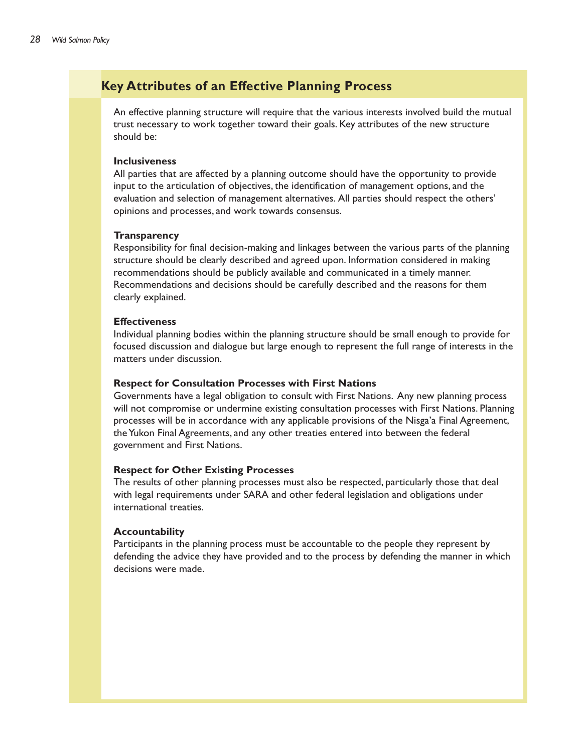## Key Attributes of an Effective Planning Process

An effective planning structure will require that the various interests involved build the mutual trust necessary to work together toward their goals. Key attributes of the new structure should be:

**Inclusiveness**
All parties that are affected by a planning outcome should have the opportunity to provide input to the articulation of objectives, the identification of management options, and the evaluation and selection of management alternatives. All parties should respect the others' opinions and processes, and work towards consensus.

**Transparency**
Responsibility for final decision-making and linkages between the various parts of the planning structure should be clearly described and agreed upon. Information considered in making recommendations should be publicly available and communicated in a timely manner. Recommendations and decisions should be carefully described and the reasons for them clearly explained.

**Effectiveness**
Individual planning bodies within the planning structure should be small enough to provide for focused discussion and dialogue but large enough to represent the full range of interests in the matters under discussion.

**Respect for Consultation Processes with First Nations**
Governments have a legal obligation to consult with First Nations. Any new planning process will not compromise or undermine existing consultation processes with First Nations. Planning processes will be in accordance with any applicable provisions of the Nisga'a Final Agreement, the Yukon Final Agreements, and any other treaties entered into between the federal government and First Nations.

**Respect for Other Existing Processes**
The results of other planning processes must also be respected, particularly those that deal with legal requirements under SARA and other federal legislation and obligations under international treaties.

**Accountability**
Participants in the planning process must be accountable to the people they represent by defending the advice they have provided and to the process by defending the manner in which decisions were made.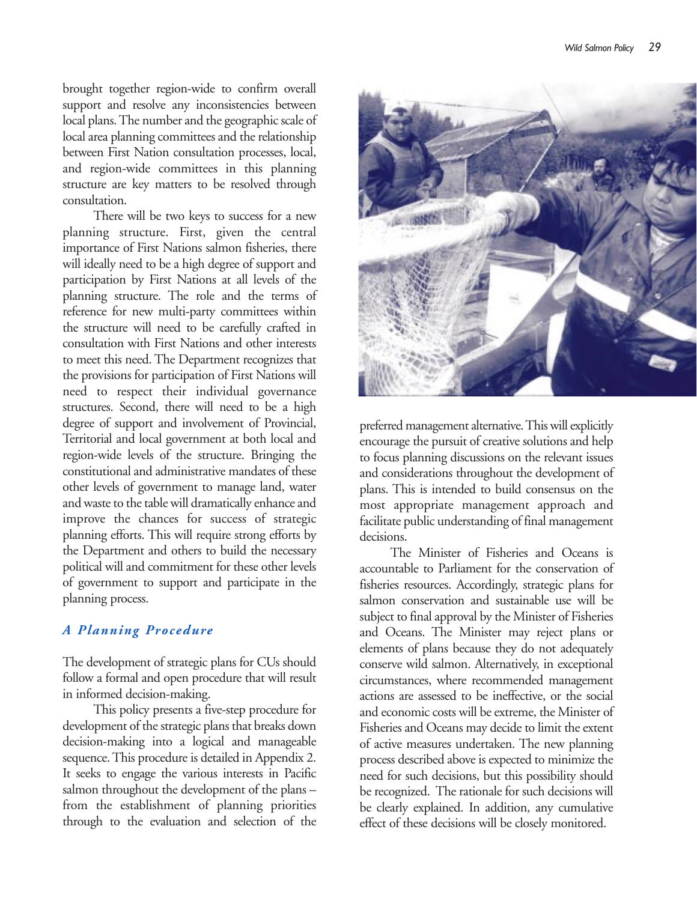brought together region-wide to confirm overall support and resolve any inconsistencies between local plans. The number and the geographic scale of local area planning committees and the relationship between First Nation consultation processes, local, and region-wide committees in this planning structure are key matters to be resolved through consultation.

There will be two keys to success for a new planning structure. First, given the central importance of First Nations salmon fisheries, there will ideally need to be a high degree of support and participation by First Nations at all levels of the planning structure. The role and the terms of reference for new multi-party committees within the structure will need to be carefully crafted in consultation with First Nations and other interests to meet this need. The Department recognizes that the provisions for participation of First Nations will need to respect their individual governance structures. Second, there will need to be a high degree of support and involvement of Provincial, Territorial and local government at both local and region-wide levels of the structure. Bringing the constitutional and administrative mandates of these other levels of government to manage land, water and waste to the table will dramatically enhance and improve the chances for success of strategic planning efforts. This will require strong efforts by the Department and others to build the necessary political will and commitment for these other levels of government to support and participate in the planning process.

### *A Planning Procedure*

The development of strategic plans for CUs should follow a formal and open procedure that will result in informed decision-making.

This policy presents a five-step procedure for development of the strategic plans that breaks down decision-making into a logical and manageable sequence. This procedure is detailed in Appendix 2. It seeks to engage the various interests in Pacific salmon throughout the development of the plans – from the establishment of planning priorities through to the evaluation and selection of the preferred management alternative. This will explicitly encourage the pursuit of creative solutions and help to focus planning discussions on the relevant issues and considerations throughout the development of plans. This is intended to build consensus on the most appropriate management approach and facilitate public understanding of final management decisions.

The Minister of Fisheries and Oceans is accountable to Parliament for the conservation of fisheries resources. Accordingly, strategic plans for salmon conservation and sustainable use will be subject to final approval by the Minister of Fisheries and Oceans. The Minister may reject plans or elements of plans because they do not adequately conserve wild salmon. Alternatively, in exceptional circumstances, where recommended management actions are assessed to be ineffective, or the social and economic costs will be extreme, the Minister of Fisheries and Oceans may decide to limit the extent of active measures undertaken. The new planning process described above is expected to minimize the need for such decisions, but this possibility should be recognized. The rationale for such decisions will be clearly explained. In addition, any cumulative effect of these decisions will be closely monitored.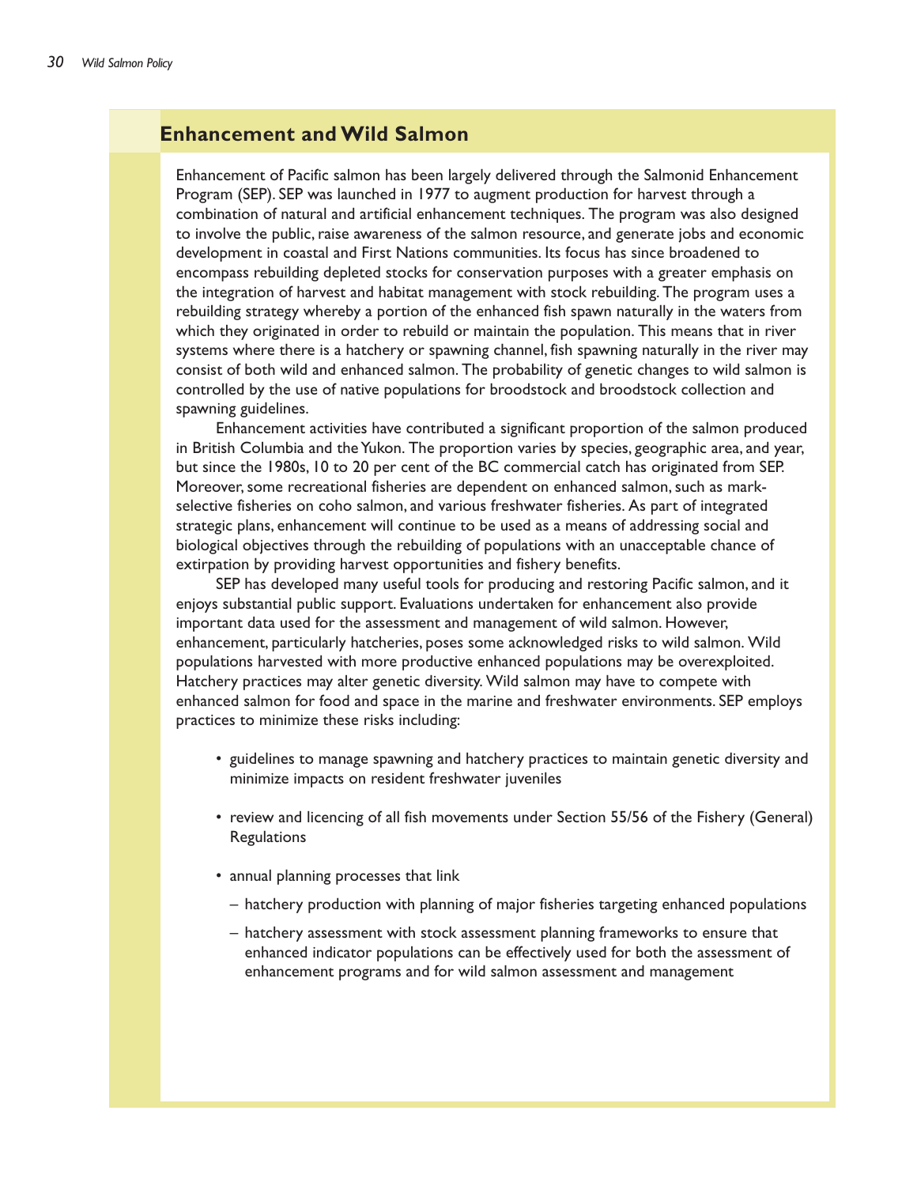## Enhancement and Wild Salmon

Enhancement of Pacific salmon has been largely delivered through the Salmonid Enhancement Program (SEP). SEP was launched in 1977 to augment production for harvest through a combination of natural and artificial enhancement techniques. The program was also designed to involve the public, raise awareness of the salmon resource, and generate jobs and economic development in coastal and First Nations communities. Its focus has since broadened to encompass rebuilding depleted stocks for conservation purposes with a greater emphasis on the integration of harvest and habitat management with stock rebuilding. The program uses a rebuilding strategy whereby a portion of the enhanced fish spawn naturally in the waters from which they originated in order to rebuild or maintain the population. This means that in river systems where there is a hatchery or spawning channel, fish spawning naturally in the river may consist of both wild and enhanced salmon. The probability of genetic changes to wild salmon is controlled by the use of native populations for broodstock and broodstock collection and spawning guidelines.

Enhancement activities have contributed a significant proportion of the salmon produced in British Columbia and the Yukon. The proportion varies by species, geographic area, and year, but since the 1980s, 10 to 20 per cent of the BC commercial catch has originated from SEP. Moreover, some recreational fisheries are dependent on enhanced salmon, such as mark-selective fisheries on coho salmon, and various freshwater fisheries. As part of integrated strategic plans, enhancement will continue to be used as a means of addressing social and biological objectives through the rebuilding of populations with an unacceptable chance of extirpation by providing harvest opportunities and fishery benefits.

SEP has developed many useful tools for producing and restoring Pacific salmon, and it enjoys substantial public support. Evaluations undertaken for enhancement also provide important data used for the assessment and management of wild salmon. However, enhancement, particularly hatcheries, poses some acknowledged risks to wild salmon. Wild populations harvested with more productive enhanced populations may be overexploited. Hatchery practices may alter genetic diversity. Wild salmon may have to compete with enhanced salmon for food and space in the marine and freshwater environments. SEP employs practices to minimize these risks including:

- guidelines to manage spawning and hatchery practices to maintain genetic diversity and minimize impacts on resident freshwater juveniles
- review and licencing of all fish movements under Section 55/56 of the Fishery (General) Regulations
- annual planning processes that link
  - hatchery production with planning of major fisheries targeting enhanced populations
  - hatchery assessment with stock assessment planning frameworks to ensure that enhanced indicator populations can be effectively used for both the assessment of enhancement programs and for wild salmon assessment and management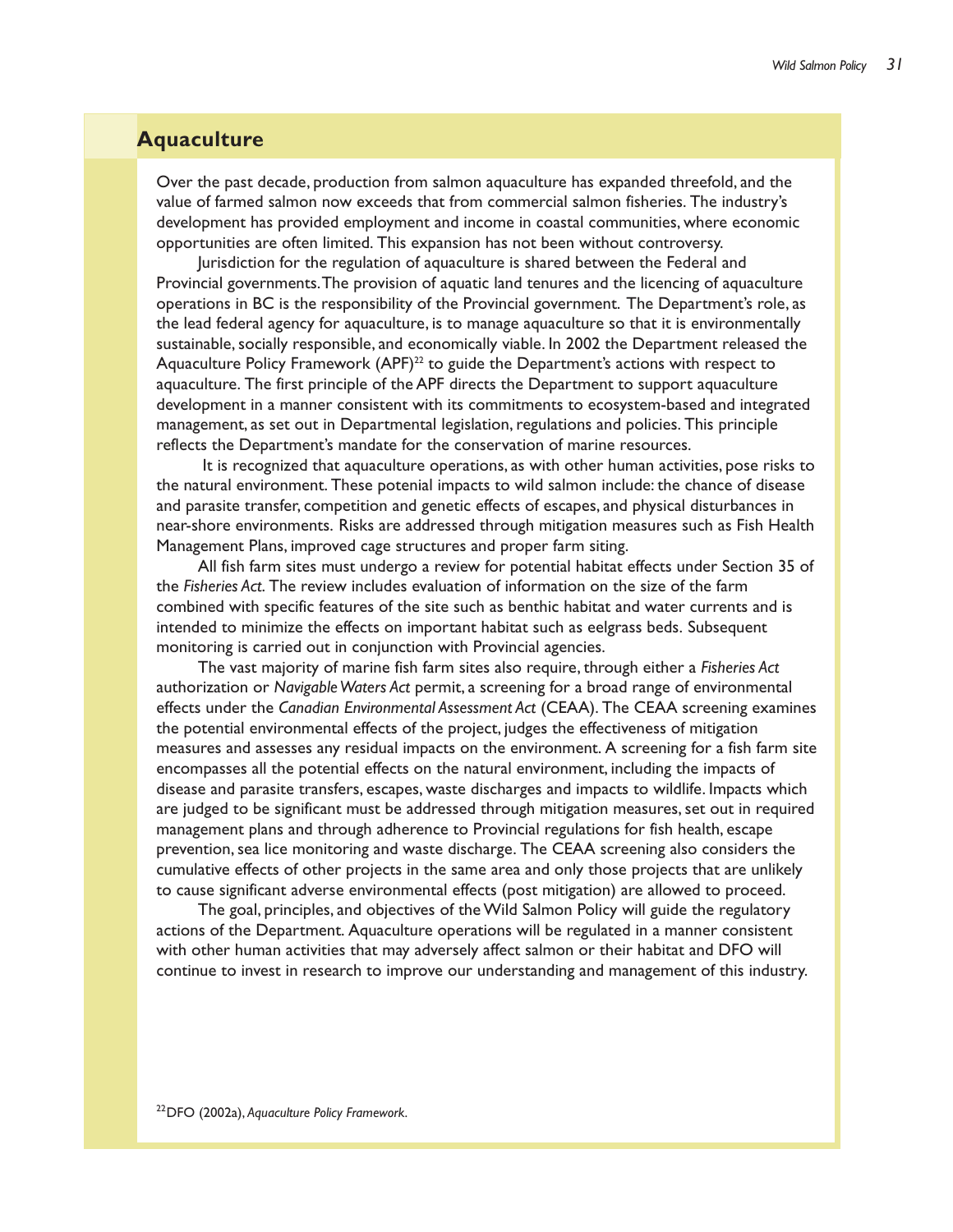## Aquaculture

Over the past decade, production from salmon aquaculture has expanded threefold, and the value of farmed salmon now exceeds that from commercial salmon fisheries. The industry's development has provided employment and income in coastal communities, where economic opportunities are often limited. This expansion has not been without controversy.

Jurisdiction for the regulation of aquaculture is shared between the Federal and Provincial governments. The provision of aquatic land tenures and the licencing of aquaculture operations in BC is the responsibility of the Provincial government. The Department's role, as the lead federal agency for aquaculture, is to manage aquaculture so that it is environmentally sustainable, socially responsible, and economically viable. In 2002 the Department released the Aquaculture Policy Framework (APF)[22] to guide the Department's actions with respect to aquaculture. The first principle of the APF directs the Department to support aquaculture development in a manner consistent with its commitments to ecosystem-based and integrated management, as set out in Departmental legislation, regulations and policies. This principle reflects the Department's mandate for the conservation of marine resources.

It is recognized that aquaculture operations, as with other human activities, pose risks to the natural environment. These potenial impacts to wild salmon include: the chance of disease and parasite transfer, competition and genetic effects of escapes, and physical disturbances in near-shore environments. Risks are addressed through mitigation measures such as Fish Health Management Plans, improved cage structures and proper farm siting.

All fish farm sites must undergo a review for potential habitat effects under Section 35 of the *Fisheries Act*. The review includes evaluation of information on the size of the farm combined with specific features of the site such as benthic habitat and water currents and is intended to minimize the effects on important habitat such as eelgrass beds. Subsequent monitoring is carried out in conjunction with Provincial agencies.

The vast majority of marine fish farm sites also require, through either a *Fisheries Act* authorization or *Navigable Waters Act* permit, a screening for a broad range of environmental effects under the *Canadian Environmental Assessment Act* (CEAA). The CEAA screening examines the potential environmental effects of the project, judges the effectiveness of mitigation measures and assesses any residual impacts on the environment. A screening for a fish farm site encompasses all the potential effects on the natural environment, including the impacts of disease and parasite transfers, escapes, waste discharges and impacts to wildlife. Impacts which are judged to be significant must be addressed through mitigation measures, set out in required management plans and through adherence to Provincial regulations for fish health, escape prevention, sea lice monitoring and waste discharge. The CEAA screening also considers the cumulative effects of other projects in the same area and only those projects that are unlikely to cause significant adverse environmental effects (post mitigation) are allowed to proceed.

The goal, principles, and objectives of the Wild Salmon Policy will guide the regulatory actions of the Department. Aquaculture operations will be regulated in a manner consistent with other human activities that may adversely affect salmon or their habitat and DFO will continue to invest in research to improve our understanding and management of this industry.

[22] DFO (2002a), *Aquaculture Policy Framework*.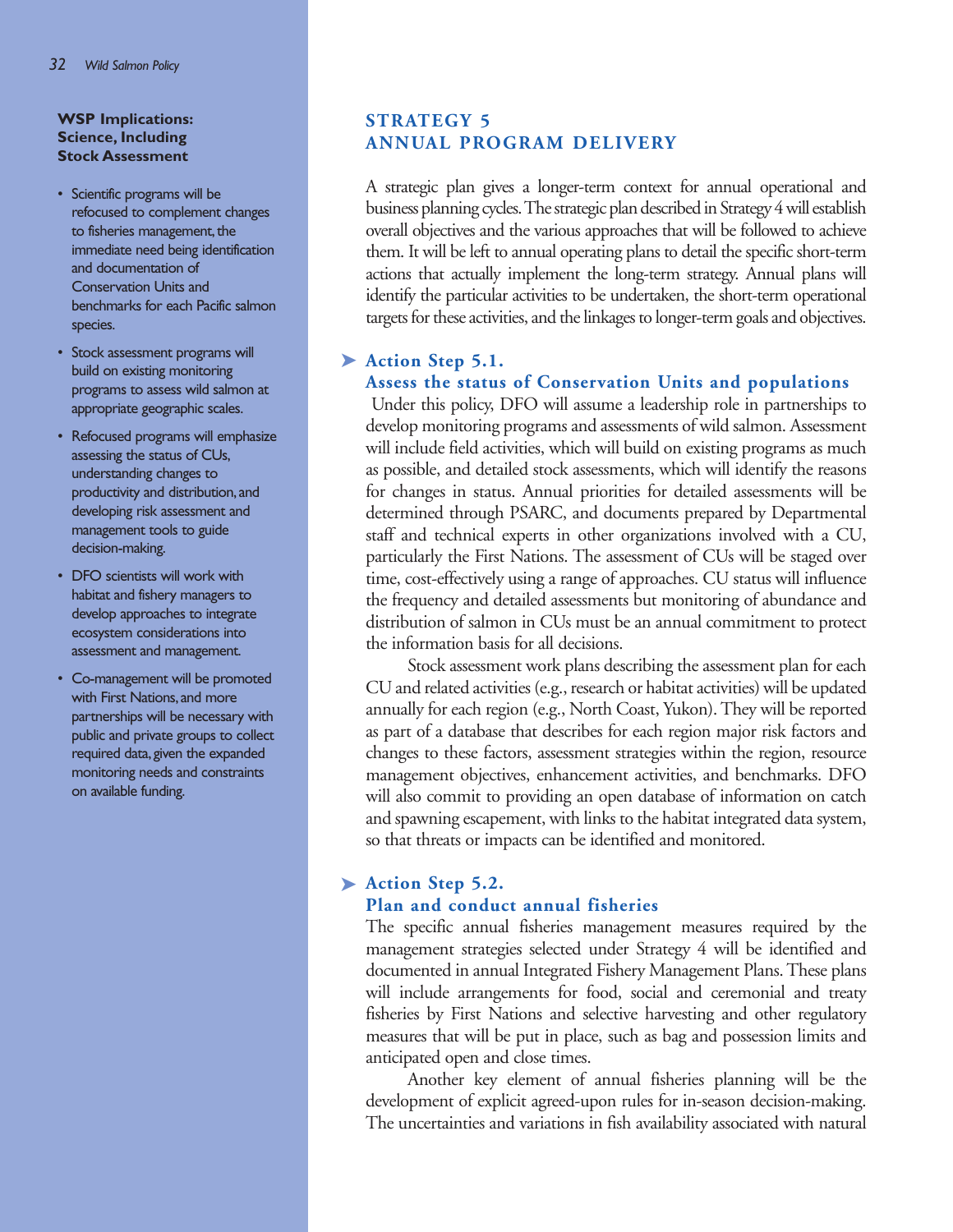### WSP Implications: Science, Including Stock Assessment

- Scientific programs will be refocused to complement changes to fisheries management, the immediate need being identification and documentation of Conservation Units and benchmarks for each Pacific salmon species.
- Stock assessment programs will build on existing monitoring programs to assess wild salmon at appropriate geographic scales.
- Refocused programs will emphasize assessing the status of CUs, understanding changes to productivity and distribution, and developing risk assessment and management tools to guide decision-making.
- DFO scientists will work with habitat and fishery managers to develop approaches to integrate ecosystem considerations into assessment and management.
- Co-management will be promoted with First Nations, and more partnerships will be necessary with public and private groups to collect required data, given the expanded monitoring needs and constraints on available funding.

## STRATEGY 5
## ANNUAL PROGRAM DELIVERY

A strategic plan gives a longer-term context for annual operational and business planning cycles. The strategic plan described in Strategy 4 will establish overall objectives and the various approaches that will be followed to achieve them. It will be left to annual operating plans to detail the specific short-term actions that actually implement the long-term strategy. Annual plans will identify the particular activities to be undertaken, the short-term operational targets for these activities, and the linkages to longer-term goals and objectives.

### Action Step 5.1.
### Assess the status of Conservation Units and populations

Under this policy, DFO will assume a leadership role in partnerships to develop monitoring programs and assessments of wild salmon. Assessment will include field activities, which will build on existing programs as much as possible, and detailed stock assessments, which will identify the reasons for changes in status. Annual priorities for detailed assessments will be determined through PSARC, and documents prepared by Departmental staff and technical experts in other organizations involved with a CU, particularly the First Nations. The assessment of CUs will be staged over time, cost-effectively using a range of approaches. CU status will influence the frequency and detailed assessments but monitoring of abundance and distribution of salmon in CUs must be an annual commitment to protect the information basis for all decisions.

Stock assessment work plans describing the assessment plan for each CU and related activities (e.g., research or habitat activities) will be updated annually for each region (e.g., North Coast, Yukon). They will be reported as part of a database that describes for each region major risk factors and changes to these factors, assessment strategies within the region, resource management objectives, enhancement activities, and benchmarks. DFO will also commit to providing an open database of information on catch and spawning escapement, with links to the habitat integrated data system, so that threats or impacts can be identified and monitored.

### Action Step 5.2.
### Plan and conduct annual fisheries

The specific annual fisheries management measures required by the management strategies selected under Strategy 4 will be identified and documented in annual Integrated Fishery Management Plans. These plans will include arrangements for food, social and ceremonial and treaty fisheries by First Nations and selective harvesting and other regulatory measures that will be put in place, such as bag and possession limits and anticipated open and close times.

Another key element of annual fisheries planning will be the development of explicit agreed-upon rules for in-season decision-making. The uncertainties and variations in fish availability associated with natural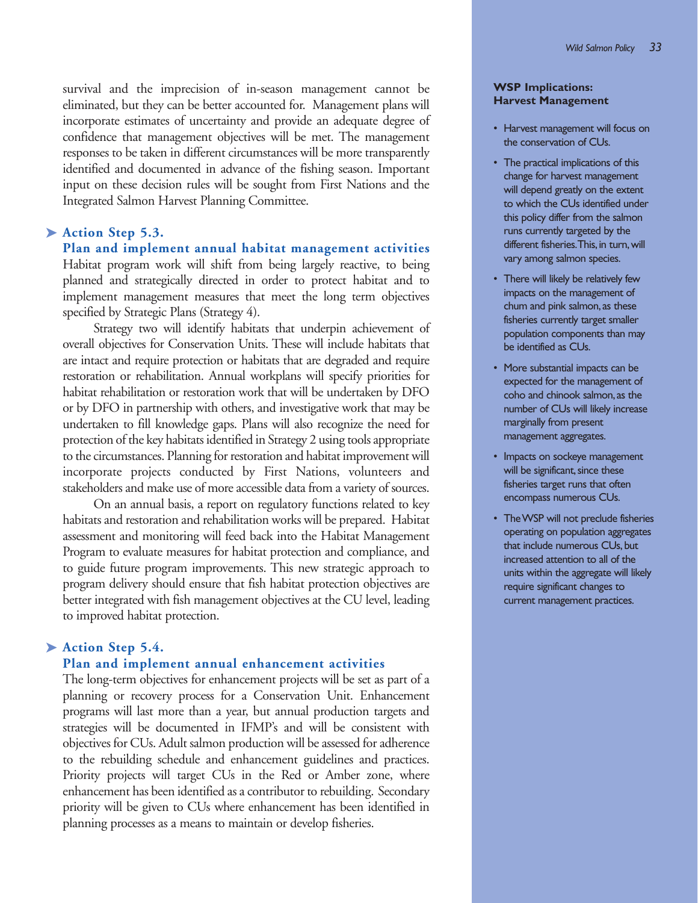survival and the imprecision of in-season management cannot be eliminated, but they can be better accounted for. Management plans will incorporate estimates of uncertainty and provide an adequate degree of confidence that management objectives will be met. The management responses to be taken in different circumstances will be more transparently identified and documented in advance of the fishing season. Important input on these decision rules will be sought from First Nations and the Integrated Salmon Harvest Planning Committee.

### ➤ Action Step 5.3. Plan and implement annual habitat management activities

Habitat program work will shift from being largely reactive, to being planned and strategically directed in order to protect habitat and to implement management measures that meet the long term objectives specified by Strategic Plans (Strategy 4).

Strategy two will identify habitats that underpin achievement of overall objectives for Conservation Units. These will include habitats that are intact and require protection or habitats that are degraded and require restoration or rehabilitation. Annual workplans will specify priorities for habitat rehabilitation or restoration work that will be undertaken by DFO or by DFO in partnership with others, and investigative work that may be undertaken to fill knowledge gaps. Plans will also recognize the need for protection of the key habitats identified in Strategy 2 using tools appropriate to the circumstances. Planning for restoration and habitat improvement will incorporate projects conducted by First Nations, volunteers and stakeholders and make use of more accessible data from a variety of sources.

On an annual basis, a report on regulatory functions related to key habitats and restoration and rehabilitation works will be prepared. Habitat assessment and monitoring will feed back into the Habitat Management Program to evaluate measures for habitat protection and compliance, and to guide future program improvements. This new strategic approach to program delivery should ensure that fish habitat protection objectives are better integrated with fish management objectives at the CU level, leading to improved habitat protection.

### ➤ Action Step 5.4. Plan and implement annual enhancement activities

The long-term objectives for enhancement projects will be set as part of a planning or recovery process for a Conservation Unit. Enhancement programs will last more than a year, but annual production targets and strategies will be documented in IFMP's and will be consistent with objectives for CUs. Adult salmon production will be assessed for adherence to the rebuilding schedule and enhancement guidelines and practices. Priority projects will target CUs in the Red or Amber zone, where enhancement has been identified as a contributor to rebuilding. Secondary priority will be given to CUs where enhancement has been identified in planning processes as a means to maintain or develop fisheries.

**WSP Implications: Harvest Management**

- Harvest management will focus on the conservation of CUs.
- The practical implications of this change for harvest management will depend greatly on the extent to which the CUs identified under this policy differ from the salmon runs currently targeted by the different fisheries. This, in turn, will vary among salmon species.
- There will likely be relatively few impacts on the management of chum and pink salmon, as these fisheries currently target smaller population components than may be identified as CUs.
- More substantial impacts can be expected for the management of coho and chinook salmon, as the number of CUs will likely increase marginally from present management aggregates.
- Impacts on sockeye management will be significant, since these fisheries target runs that often encompass numerous CUs.
- The WSP will not preclude fisheries operating on population aggregates that include numerous CUs, but increased attention to all of the units within the aggregate will likely require significant changes to current management practices.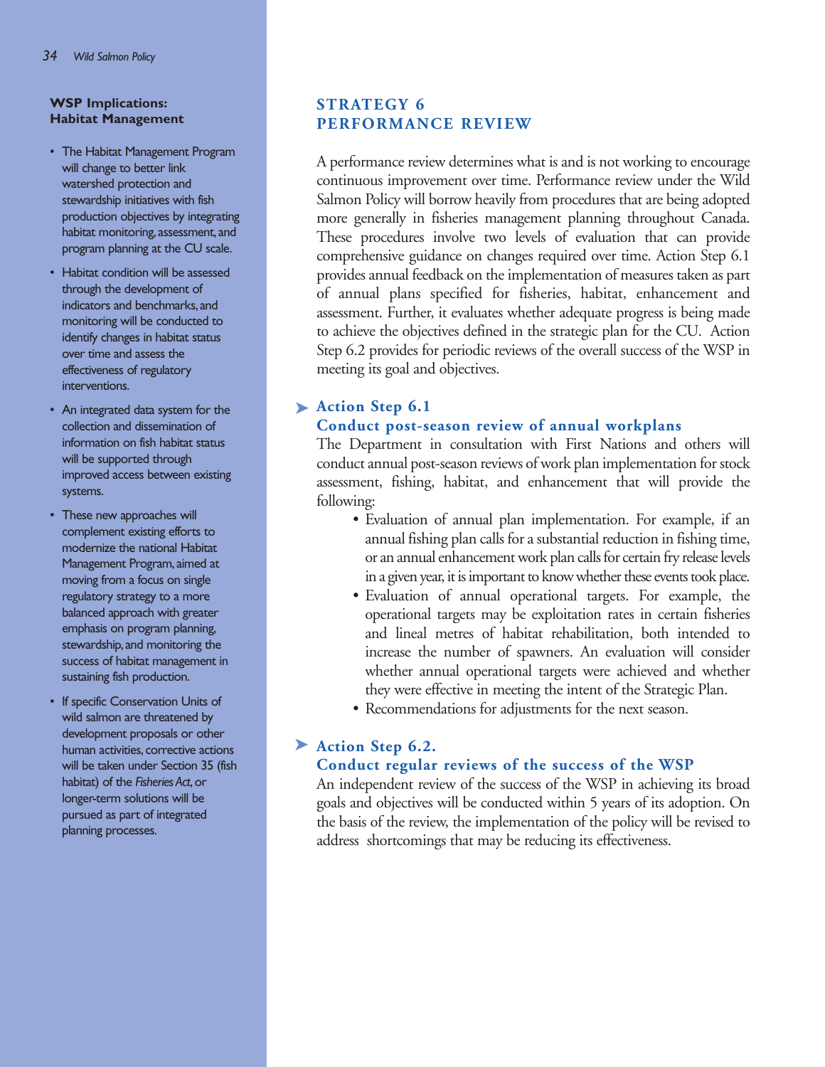## STRATEGY 6 PERFORMANCE REVIEW

A performance review determines what is and is not working to encourage continuous improvement over time. Performance review under the Wild Salmon Policy will borrow heavily from procedures that are being adopted more generally in fisheries management planning throughout Canada. These procedures involve two levels of evaluation that can provide comprehensive guidance on changes required over time. Action Step 6.1 provides annual feedback on the implementation of measures taken as part of annual plans specified for fisheries, habitat, enhancement and assessment. Further, it evaluates whether adequate progress is being made to achieve the objectives defined in the strategic plan for the CU. Action Step 6.2 provides for periodic reviews of the overall success of the WSP in meeting its goal and objectives.

### Action Step 6.1
### Conduct post-season review of annual workplans

The Department in consultation with First Nations and others will conduct annual post-season reviews of work plan implementation for stock assessment, fishing, habitat, and enhancement that will provide the following:

- Evaluation of annual plan implementation. For example, if an annual fishing plan calls for a substantial reduction in fishing time, or an annual enhancement work plan calls for certain fry release levels in a given year, it is important to know whether these events took place.
- Evaluation of annual operational targets. For example, the operational targets may be exploitation rates in certain fisheries and lineal metres of habitat rehabilitation, both intended to increase the number of spawners. An evaluation will consider whether annual operational targets were achieved and whether they were effective in meeting the intent of the Strategic Plan.
- Recommendations for adjustments for the next season.

### Action Step 6.2.
### Conduct regular reviews of the success of the WSP

An independent review of the success of the WSP in achieving its broad goals and objectives will be conducted within 5 years of its adoption. On the basis of the review, the implementation of the policy will be revised to address shortcomings that may be reducing its effectiveness.

**WSP Implications: Habitat Management**

- The Habitat Management Program will change to better link watershed protection and stewardship initiatives with fish production objectives by integrating habitat monitoring, assessment, and program planning at the CU scale.
- Habitat condition will be assessed through the development of indicators and benchmarks, and monitoring will be conducted to identify changes in habitat status over time and assess the effectiveness of regulatory interventions.
- An integrated data system for the collection and dissemination of information on fish habitat status will be supported through improved access between existing systems.
- These new approaches will complement existing efforts to modernize the national Habitat Management Program, aimed at moving from a focus on single regulatory strategy to a more balanced approach with greater emphasis on program planning, stewardship, and monitoring the success of habitat management in sustaining fish production.
- If specific Conservation Units of wild salmon are threatened by development proposals or other human activities, corrective actions will be taken under Section 35 (fish habitat) of the *Fisheries Act*, or longer-term solutions will be pursued as part of integrated planning processes.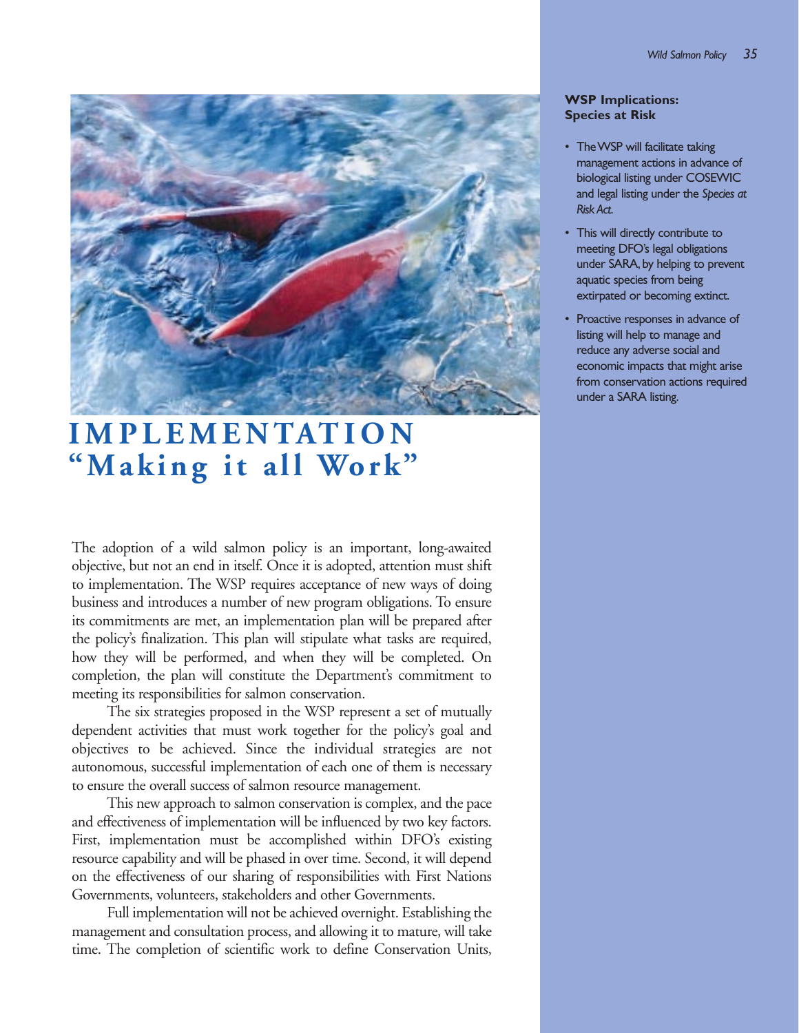## WSP Implications: Species at Risk

- The WSP will facilitate taking management actions in advance of biological listing under COSEWIC and legal listing under the *Species at Risk Act.*
- This will directly contribute to meeting DFO's legal obligations under SARA, by helping to prevent aquatic species from being extirpated or becoming extinct.
- Proactive responses in advance of listing will help to manage and reduce any adverse social and economic impacts that might arise from conservation actions required under a SARA listing.

# IMPLEMENTATION "Making it all Work"

The adoption of a wild salmon policy is an important, long-awaited objective, but not an end in itself. Once it is adopted, attention must shift to implementation. The WSP requires acceptance of new ways of doing business and introduces a number of new program obligations. To ensure its commitments are met, an implementation plan will be prepared after the policy's finalization. This plan will stipulate what tasks are required, how they will be performed, and when they will be completed. On completion, the plan will constitute the Department's commitment to meeting its responsibilities for salmon conservation.

The six strategies proposed in the WSP represent a set of mutually dependent activities that must work together for the policy's goal and objectives to be achieved. Since the individual strategies are not autonomous, successful implementation of each one of them is necessary to ensure the overall success of salmon resource management.

This new approach to salmon conservation is complex, and the pace and effectiveness of implementation will be influenced by two key factors. First, implementation must be accomplished within DFO's existing resource capability and will be phased in over time. Second, it will depend on the effectiveness of our sharing of responsibilities with First Nations Governments, volunteers, stakeholders and other Governments.

Full implementation will not be achieved overnight. Establishing the management and consultation process, and allowing it to mature, will take time. The completion of scientific work to define Conservation Units,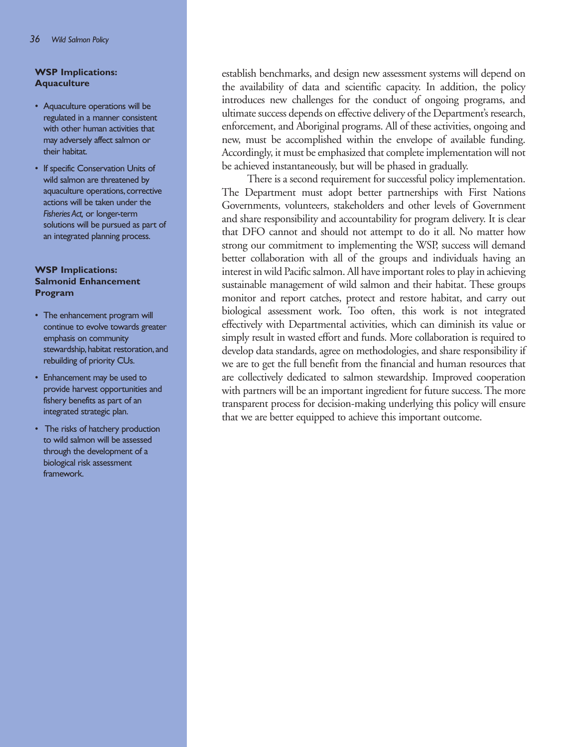establish benchmarks, and design new assessment systems will depend on the availability of data and scientific capacity. In addition, the policy introduces new challenges for the conduct of ongoing programs, and ultimate success depends on effective delivery of the Department's research, enforcement, and Aboriginal programs. All of these activities, ongoing and new, must be accomplished within the envelope of available funding. Accordingly, it must be emphasized that complete implementation will not be achieved instantaneously, but will be phased in gradually.

There is a second requirement for successful policy implementation. The Department must adopt better partnerships with First Nations Governments, volunteers, stakeholders and other levels of Government and share responsibility and accountability for program delivery. It is clear that DFO cannot and should not attempt to do it all. No matter how strong our commitment to implementing the WSP, success will demand better collaboration with all of the groups and individuals having an interest in wild Pacific salmon. All have important roles to play in achieving sustainable management of wild salmon and their habitat. These groups monitor and report catches, protect and restore habitat, and carry out biological assessment work. Too often, this work is not integrated effectively with Departmental activities, which can diminish its value or simply result in wasted effort and funds. More collaboration is required to develop data standards, agree on methodologies, and share responsibility if we are to get the full benefit from the financial and human resources that are collectively dedicated to salmon stewardship. Improved cooperation with partners will be an important ingredient for future success. The more transparent process for decision-making underlying this policy will ensure that we are better equipped to achieve this important outcome.

**WSP Implications: Aquaculture**

- Aquaculture operations will be regulated in a manner consistent with other human activities that may adversely affect salmon or their habitat.
- If specific Conservation Units of wild salmon are threatened by aquaculture operations, corrective actions will be taken under the *Fisheries Act*, or longer-term solutions will be pursued as part of an integrated planning process.

**WSP Implications: Salmonid Enhancement Program**

- The enhancement program will continue to evolve towards greater emphasis on community stewardship, habitat restoration, and rebuilding of priority CUs.
- Enhancement may be used to provide harvest opportunities and fishery benefits as part of an integrated strategic plan.
- The risks of hatchery production to wild salmon will be assessed through the development of a biological risk assessment framework.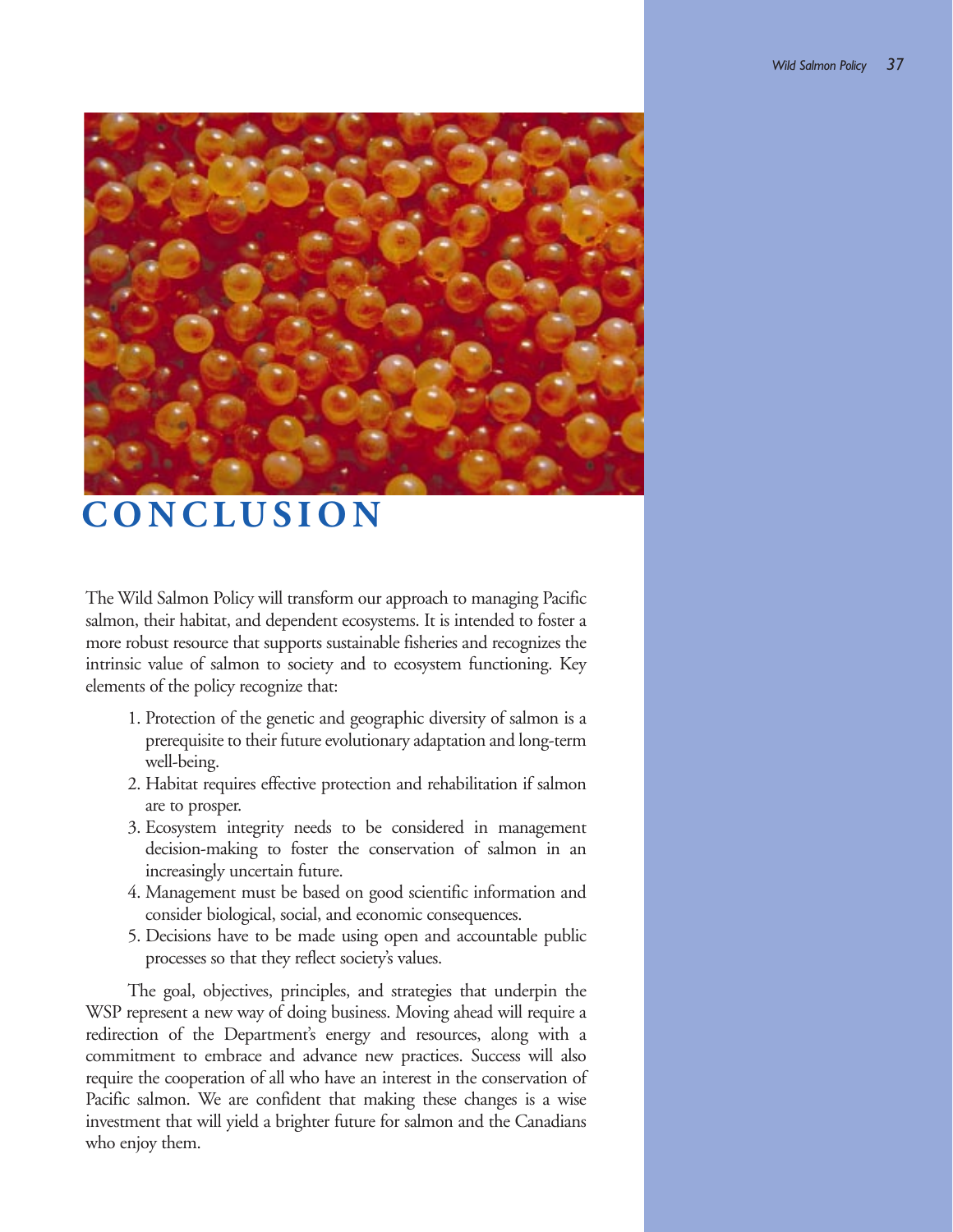# CONCLUSION

The Wild Salmon Policy will transform our approach to managing Pacific salmon, their habitat, and dependent ecosystems. It is intended to foster a more robust resource that supports sustainable fisheries and recognizes the intrinsic value of salmon to society and to ecosystem functioning. Key elements of the policy recognize that:

1. Protection of the genetic and geographic diversity of salmon is a prerequisite to their future evolutionary adaptation and long-term well-being.
2. Habitat requires effective protection and rehabilitation if salmon are to prosper.
3. Ecosystem integrity needs to be considered in management decision-making to foster the conservation of salmon in an increasingly uncertain future.
4. Management must be based on good scientific information and consider biological, social, and economic consequences.
5. Decisions have to be made using open and accountable public processes so that they reflect society's values.

The goal, objectives, principles, and strategies that underpin the WSP represent a new way of doing business. Moving ahead will require a redirection of the Department's energy and resources, along with a commitment to embrace and advance new practices. Success will also require the cooperation of all who have an interest in the conservation of Pacific salmon. We are confident that making these changes is a wise investment that will yield a brighter future for salmon and the Canadians who enjoy them.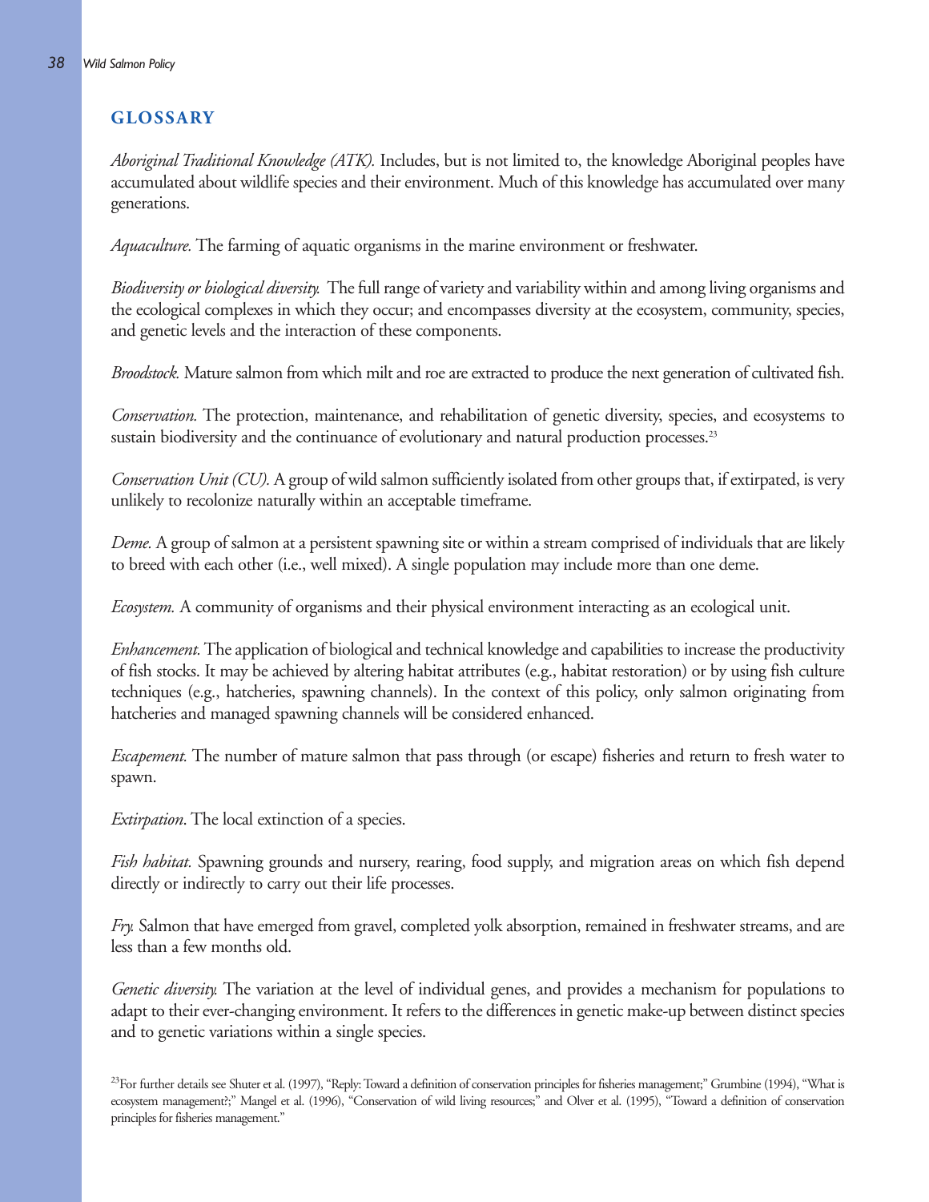## GLOSSARY

*Aboriginal Traditional Knowledge (ATK).* Includes, but is not limited to, the knowledge Aboriginal peoples have accumulated about wildlife species and their environment. Much of this knowledge has accumulated over many generations.

*Aquaculture.* The farming of aquatic organisms in the marine environment or freshwater.

*Biodiversity or biological diversity.* The full range of variety and variability within and among living organisms and the ecological complexes in which they occur; and encompasses diversity at the ecosystem, community, species, and genetic levels and the interaction of these components.

*Broodstock.* Mature salmon from which milt and roe are extracted to produce the next generation of cultivated fish.

*Conservation.* The protection, maintenance, and rehabilitation of genetic diversity, species, and ecosystems to sustain biodiversity and the continuance of evolutionary and natural production processes.[23]

*Conservation Unit (CU).* A group of wild salmon sufficiently isolated from other groups that, if extirpated, is very unlikely to recolonize naturally within an acceptable timeframe.

*Deme.* A group of salmon at a persistent spawning site or within a stream comprised of individuals that are likely to breed with each other (i.e., well mixed). A single population may include more than one deme.

*Ecosystem.* A community of organisms and their physical environment interacting as an ecological unit.

*Enhancement.* The application of biological and technical knowledge and capabilities to increase the productivity of fish stocks. It may be achieved by altering habitat attributes (e.g., habitat restoration) or by using fish culture techniques (e.g., hatcheries, spawning channels). In the context of this policy, only salmon originating from hatcheries and managed spawning channels will be considered enhanced.

*Escapement.* The number of mature salmon that pass through (or escape) fisheries and return to fresh water to spawn.

*Extirpation*. The local extinction of a species.

*Fish habitat.* Spawning grounds and nursery, rearing, food supply, and migration areas on which fish depend directly or indirectly to carry out their life processes.

*Fry.* Salmon that have emerged from gravel, completed yolk absorption, remained in freshwater streams, and are less than a few months old.

*Genetic diversity.* The variation at the level of individual genes, and provides a mechanism for populations to adapt to their ever-changing environment. It refers to the differences in genetic make-up between distinct species and to genetic variations within a single species.

[23]For further details see Shuter et al. (1997), "Reply: Toward a definition of conservation principles for fisheries management;" Grumbine (1994), "What is ecosystem management?;" Mangel et al. (1996), "Conservation of wild living resources;" and Olver et al. (1995), "Toward a definition of conservation principles for fisheries management."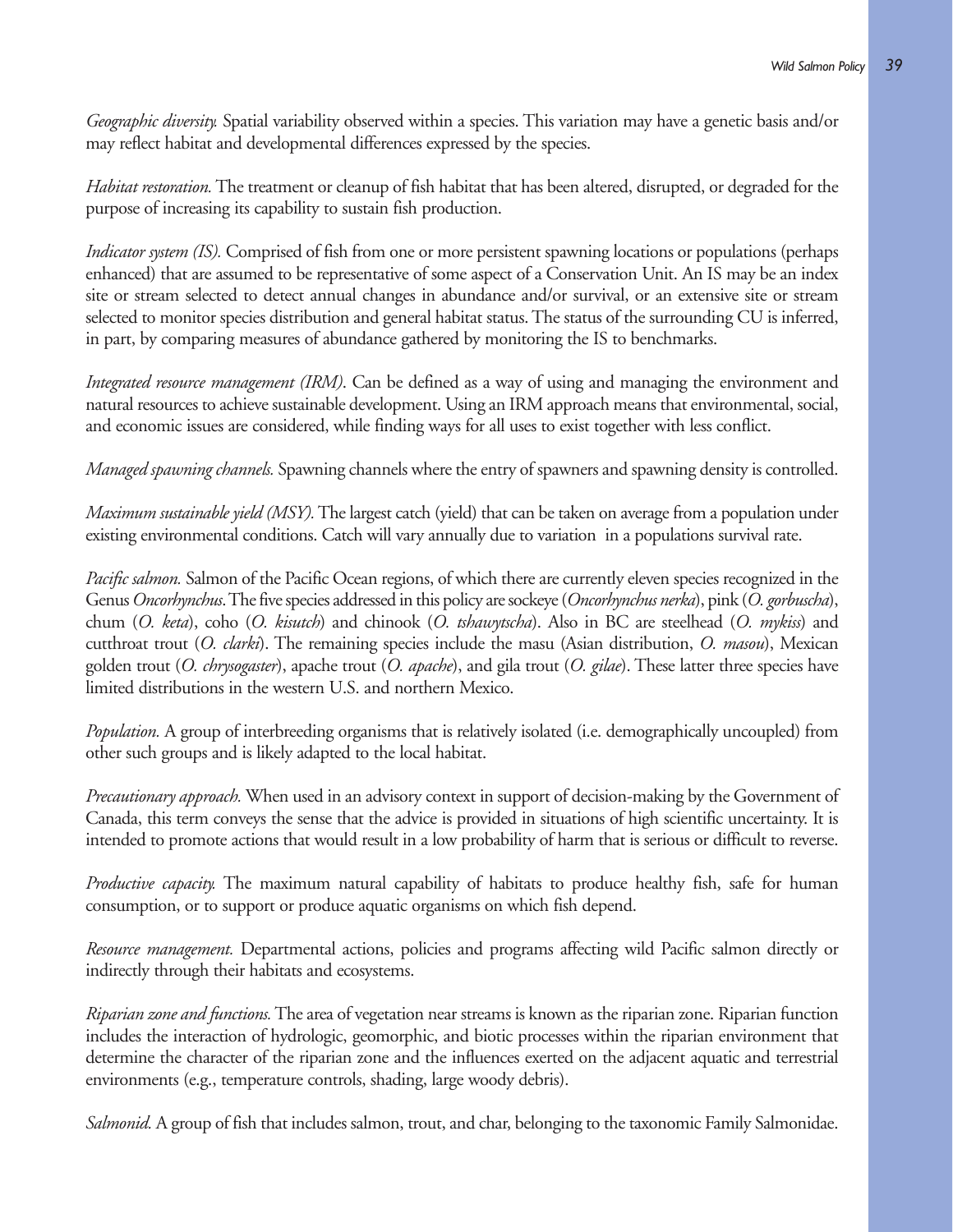*Geographic diversity.* Spatial variability observed within a species. This variation may have a genetic basis and/or may reflect habitat and developmental differences expressed by the species.

*Habitat restoration.* The treatment or cleanup of fish habitat that has been altered, disrupted, or degraded for the purpose of increasing its capability to sustain fish production.

*Indicator system (IS).* Comprised of fish from one or more persistent spawning locations or populations (perhaps enhanced) that are assumed to be representative of some aspect of a Conservation Unit. An IS may be an index site or stream selected to detect annual changes in abundance and/or survival, or an extensive site or stream selected to monitor species distribution and general habitat status. The status of the surrounding CU is inferred, in part, by comparing measures of abundance gathered by monitoring the IS to benchmarks.

*Integrated resource management (IRM).* Can be defined as a way of using and managing the environment and natural resources to achieve sustainable development. Using an IRM approach means that environmental, social, and economic issues are considered, while finding ways for all uses to exist together with less conflict.

*Managed spawning channels.* Spawning channels where the entry of spawners and spawning density is controlled.

*Maximum sustainable yield (MSY).* The largest catch (yield) that can be taken on average from a population under existing environmental conditions. Catch will vary annually due to variation in a populations survival rate.

*Pacific salmon.* Salmon of the Pacific Ocean regions, of which there are currently eleven species recognized in the Genus *Oncorhynchus*. The five species addressed in this policy are sockeye (*Oncorhynchus nerka*), pink (*O. gorbuscha*), chum (*O. keta*), coho (*O. kisutch*) and chinook (*O. tshawytscha*). Also in BC are steelhead (*O. mykiss*) and cutthroat trout (*O. clarki*). The remaining species include the masu (Asian distribution, *O. masou*), Mexican golden trout (*O. chrysogaster*), apache trout (*O. apache*), and gila trout (*O. gilae*). These latter three species have limited distributions in the western U.S. and northern Mexico.

*Population.* A group of interbreeding organisms that is relatively isolated (i.e. demographically uncoupled) from other such groups and is likely adapted to the local habitat.

*Precautionary approach.* When used in an advisory context in support of decision-making by the Government of Canada, this term conveys the sense that the advice is provided in situations of high scientific uncertainty. It is intended to promote actions that would result in a low probability of harm that is serious or difficult to reverse.

*Productive capacity.* The maximum natural capability of habitats to produce healthy fish, safe for human consumption, or to support or produce aquatic organisms on which fish depend.

*Resource management.* Departmental actions, policies and programs affecting wild Pacific salmon directly or indirectly through their habitats and ecosystems.

*Riparian zone and functions.* The area of vegetation near streams is known as the riparian zone. Riparian function includes the interaction of hydrologic, geomorphic, and biotic processes within the riparian environment that determine the character of the riparian zone and the influences exerted on the adjacent aquatic and terrestrial environments (e.g., temperature controls, shading, large woody debris).

*Salmonid.* A group of fish that includes salmon, trout, and char, belonging to the taxonomic Family Salmonidae.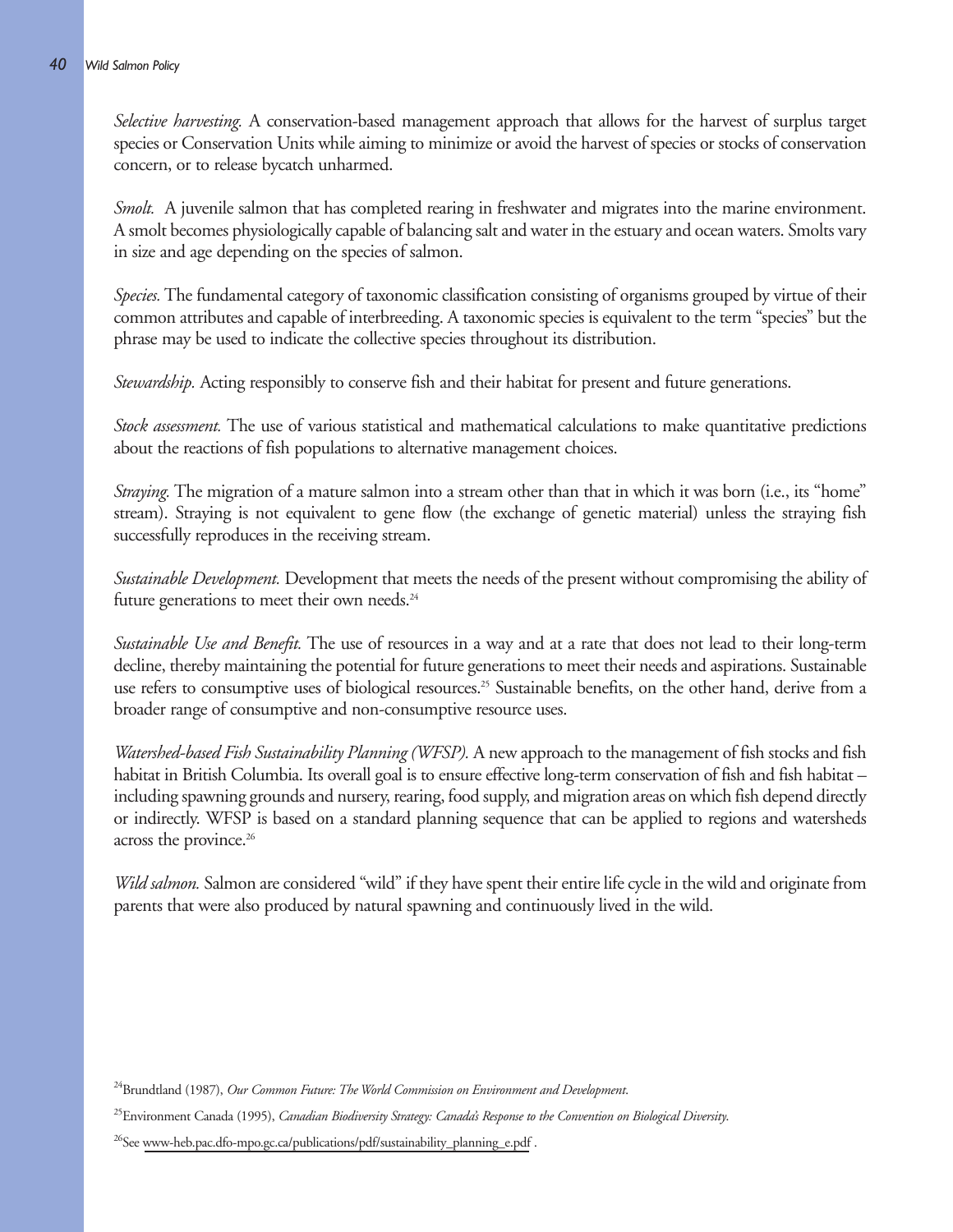*Selective harvesting.* A conservation-based management approach that allows for the harvest of surplus target species or Conservation Units while aiming to minimize or avoid the harvest of species or stocks of conservation concern, or to release bycatch unharmed.

*Smolt.* A juvenile salmon that has completed rearing in freshwater and migrates into the marine environment. A smolt becomes physiologically capable of balancing salt and water in the estuary and ocean waters. Smolts vary in size and age depending on the species of salmon.

*Species.* The fundamental category of taxonomic classification consisting of organisms grouped by virtue of their common attributes and capable of interbreeding. A taxonomic species is equivalent to the term "species" but the phrase may be used to indicate the collective species throughout its distribution.

*Stewardship.* Acting responsibly to conserve fish and their habitat for present and future generations.

*Stock assessment.* The use of various statistical and mathematical calculations to make quantitative predictions about the reactions of fish populations to alternative management choices.

*Straying.* The migration of a mature salmon into a stream other than that in which it was born (i.e., its "home" stream). Straying is not equivalent to gene flow (the exchange of genetic material) unless the straying fish successfully reproduces in the receiving stream.

*Sustainable Development.* Development that meets the needs of the present without compromising the ability of future generations to meet their own needs.[24]

*Sustainable Use and Benefit.* The use of resources in a way and at a rate that does not lead to their long-term decline, thereby maintaining the potential for future generations to meet their needs and aspirations. Sustainable use refers to consumptive uses of biological resources.[25] Sustainable benefits, on the other hand, derive from a broader range of consumptive and non-consumptive resource uses.

*Watershed-based Fish Sustainability Planning (WFSP).* A new approach to the management of fish stocks and fish habitat in British Columbia. Its overall goal is to ensure effective long-term conservation of fish and fish habitat – including spawning grounds and nursery, rearing, food supply, and migration areas on which fish depend directly or indirectly. WFSP is based on a standard planning sequence that can be applied to regions and watersheds across the province.[26]

*Wild salmon.* Salmon are considered "wild" if they have spent their entire life cycle in the wild and originate from parents that were also produced by natural spawning and continuously lived in the wild.

[24]Brundtland (1987), *Our Common Future: The World Commission on Environment and Development*.

[25]Environment Canada (1995), *Canadian Biodiversity Strategy: Canada's Response to the Convention on Biological Diversity*.

[26]See www-heb.pac.dfo-mpo.gc.ca/publications/pdf/sustainability_planning_e.pdf .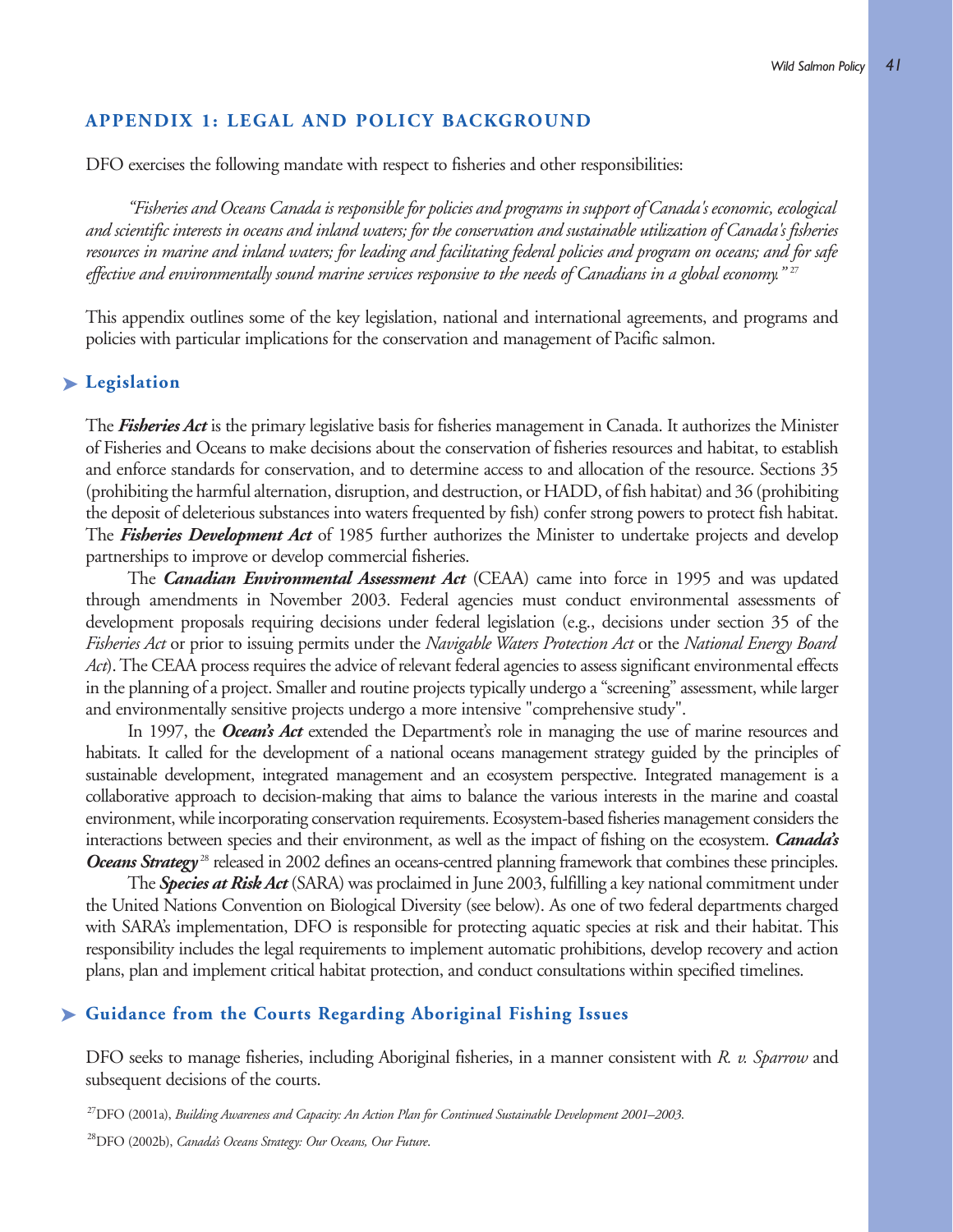## APPENDIX 1: LEGAL AND POLICY BACKGROUND

DFO exercises the following mandate with respect to fisheries and other responsibilities:

> *"Fisheries and Oceans Canada is responsible for policies and programs in support of Canada's economic, ecological and scientific interests in oceans and inland waters; for the conservation and sustainable utilization of Canada's fisheries resources in marine and inland waters; for leading and facilitating federal policies and program on oceans; and for safe effective and environmentally sound marine services responsive to the needs of Canadians in a global economy."* [27]

This appendix outlines some of the key legislation, national and international agreements, and programs and policies with particular implications for the conservation and management of Pacific salmon.

### Legislation

The ***Fisheries Act*** is the primary legislative basis for fisheries management in Canada. It authorizes the Minister of Fisheries and Oceans to make decisions about the conservation of fisheries resources and habitat, to establish and enforce standards for conservation, and to determine access to and allocation of the resource. Sections 35 (prohibiting the harmful alternation, disruption, and destruction, or HADD, of fish habitat) and 36 (prohibiting the deposit of deleterious substances into waters frequented by fish) confer strong powers to protect fish habitat. The ***Fisheries Development Act*** of 1985 further authorizes the Minister to undertake projects and develop partnerships to improve or develop commercial fisheries.

The ***Canadian Environmental Assessment Act*** (CEAA) came into force in 1995 and was updated through amendments in November 2003. Federal agencies must conduct environmental assessments of development proposals requiring decisions under federal legislation (e.g., decisions under section 35 of the *Fisheries Act* or prior to issuing permits under the *Navigable Waters Protection Act* or the *National Energy Board Act*). The CEAA process requires the advice of relevant federal agencies to assess significant environmental effects in the planning of a project. Smaller and routine projects typically undergo a "screening" assessment, while larger and environmentally sensitive projects undergo a more intensive "comprehensive study".

In 1997, the ***Ocean's Act*** extended the Department's role in managing the use of marine resources and habitats. It called for the development of a national oceans management strategy guided by the principles of sustainable development, integrated management and an ecosystem perspective. Integrated management is a collaborative approach to decision-making that aims to balance the various interests in the marine and coastal environment, while incorporating conservation requirements. Ecosystem-based fisheries management considers the interactions between species and their environment, as well as the impact of fishing on the ecosystem. ***Canada's Oceans Strategy*** [28] released in 2002 defines an oceans-centred planning framework that combines these principles.

The ***Species at Risk Act*** (SARA) was proclaimed in June 2003, fulfilling a key national commitment under the United Nations Convention on Biological Diversity (see below). As one of two federal departments charged with SARA's implementation, DFO is responsible for protecting aquatic species at risk and their habitat. This responsibility includes the legal requirements to implement automatic prohibitions, develop recovery and action plans, plan and implement critical habitat protection, and conduct consultations within specified timelines.

### Guidance from the Courts Regarding Aboriginal Fishing Issues

DFO seeks to manage fisheries, including Aboriginal fisheries, in a manner consistent with *R. v. Sparrow* and subsequent decisions of the courts.

[27] DFO (2001a), *Building Awareness and Capacity: An Action Plan for Continued Sustainable Development 2001–2003.*

[28] DFO (2002b), *Canada's Oceans Strategy: Our Oceans, Our Future.*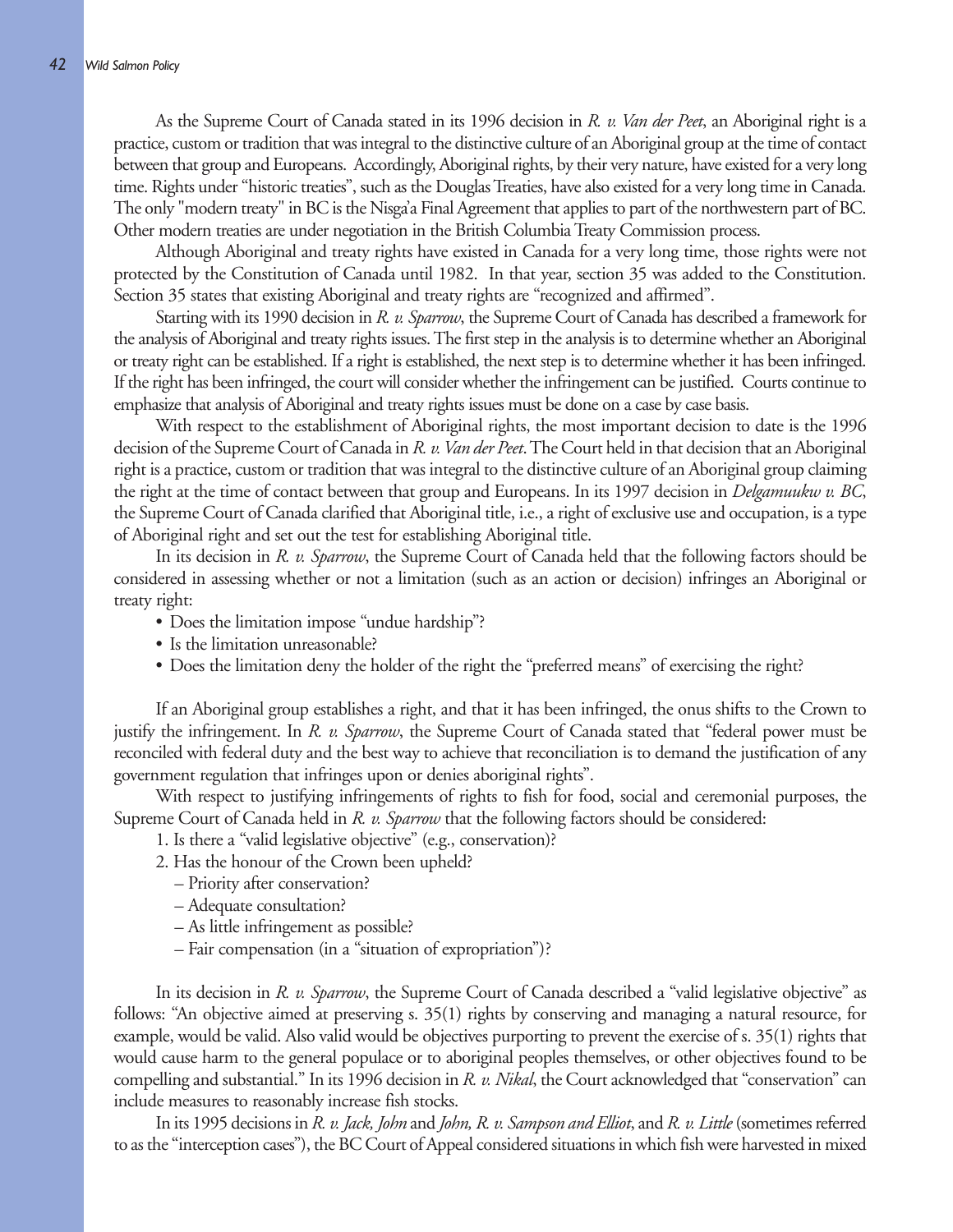As the Supreme Court of Canada stated in its 1996 decision in *R. v. Van der Peet*, an Aboriginal right is a practice, custom or tradition that was integral to the distinctive culture of an Aboriginal group at the time of contact between that group and Europeans. Accordingly, Aboriginal rights, by their very nature, have existed for a very long time. Rights under "historic treaties", such as the Douglas Treaties, have also existed for a very long time in Canada. The only "modern treaty" in BC is the Nisga'a Final Agreement that applies to part of the northwestern part of BC. Other modern treaties are under negotiation in the British Columbia Treaty Commission process.

Although Aboriginal and treaty rights have existed in Canada for a very long time, those rights were not protected by the Constitution of Canada until 1982. In that year, section 35 was added to the Constitution. Section 35 states that existing Aboriginal and treaty rights are "recognized and affirmed".

Starting with its 1990 decision in *R. v. Sparrow*, the Supreme Court of Canada has described a framework for the analysis of Aboriginal and treaty rights issues. The first step in the analysis is to determine whether an Aboriginal or treaty right can be established. If a right is established, the next step is to determine whether it has been infringed. If the right has been infringed, the court will consider whether the infringement can be justified. Courts continue to emphasize that analysis of Aboriginal and treaty rights issues must be done on a case by case basis.

With respect to the establishment of Aboriginal rights, the most important decision to date is the 1996 decision of the Supreme Court of Canada in *R. v. Van der Peet*. The Court held in that decision that an Aboriginal right is a practice, custom or tradition that was integral to the distinctive culture of an Aboriginal group claiming the right at the time of contact between that group and Europeans. In its 1997 decision in *Delgamuukw v. BC*, the Supreme Court of Canada clarified that Aboriginal title, i.e., a right of exclusive use and occupation, is a type of Aboriginal right and set out the test for establishing Aboriginal title.

In its decision in *R. v. Sparrow*, the Supreme Court of Canada held that the following factors should be considered in assessing whether or not a limitation (such as an action or decision) infringes an Aboriginal or treaty right:

- Does the limitation impose "undue hardship"?
- Is the limitation unreasonable?
- Does the limitation deny the holder of the right the "preferred means" of exercising the right?

If an Aboriginal group establishes a right, and that it has been infringed, the onus shifts to the Crown to justify the infringement. In *R. v. Sparrow*, the Supreme Court of Canada stated that "federal power must be reconciled with federal duty and the best way to achieve that reconciliation is to demand the justification of any government regulation that infringes upon or denies aboriginal rights".

With respect to justifying infringements of rights to fish for food, social and ceremonial purposes, the Supreme Court of Canada held in *R. v. Sparrow* that the following factors should be considered:

1. Is there a "valid legislative objective" (e.g., conservation)?
2. Has the honour of the Crown been upheld?
   – Priority after conservation?
   – Adequate consultation?
   – As little infringement as possible?
   – Fair compensation (in a "situation of expropriation")?

In its decision in *R. v. Sparrow*, the Supreme Court of Canada described a "valid legislative objective" as follows: "An objective aimed at preserving s. 35(1) rights by conserving and managing a natural resource, for example, would be valid. Also valid would be objectives purporting to prevent the exercise of s. 35(1) rights that would cause harm to the general populace or to aboriginal peoples themselves, or other objectives found to be compelling and substantial." In its 1996 decision in *R. v. Nikal*, the Court acknowledged that "conservation" can include measures to reasonably increase fish stocks.

In its 1995 decisions in *R. v. Jack, John* and *John, R. v. Sampson and Elliot*, and *R. v. Little* (sometimes referred to as the "interception cases"), the BC Court of Appeal considered situations in which fish were harvested in mixed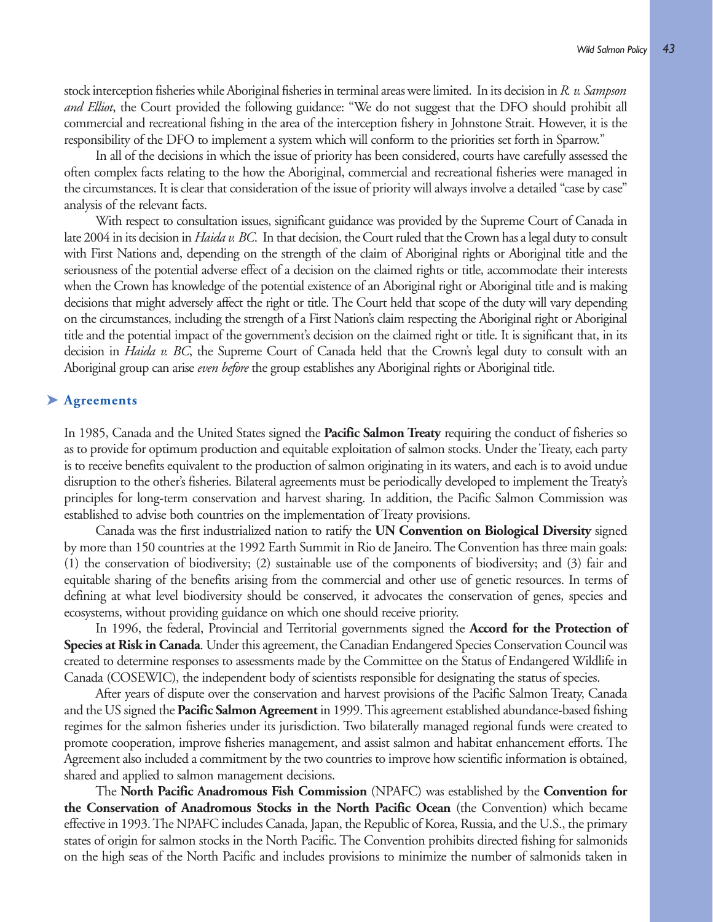stock interception fisheries while Aboriginal fisheries in terminal areas were limited. In its decision in *R. v. Sampson and Elliot*, the Court provided the following guidance: "We do not suggest that the DFO should prohibit all commercial and recreational fishing in the area of the interception fishery in Johnstone Strait. However, it is the responsibility of the DFO to implement a system which will conform to the priorities set forth in Sparrow."

In all of the decisions in which the issue of priority has been considered, courts have carefully assessed the often complex facts relating to the how the Aboriginal, commercial and recreational fisheries were managed in the circumstances. It is clear that consideration of the issue of priority will always involve a detailed "case by case" analysis of the relevant facts.

With respect to consultation issues, significant guidance was provided by the Supreme Court of Canada in late 2004 in its decision in *Haida v. BC*. In that decision, the Court ruled that the Crown has a legal duty to consult with First Nations and, depending on the strength of the claim of Aboriginal rights or Aboriginal title and the seriousness of the potential adverse effect of a decision on the claimed rights or title, accommodate their interests when the Crown has knowledge of the potential existence of an Aboriginal right or Aboriginal title and is making decisions that might adversely affect the right or title. The Court held that scope of the duty will vary depending on the circumstances, including the strength of a First Nation's claim respecting the Aboriginal right or Aboriginal title and the potential impact of the government's decision on the claimed right or title. It is significant that, in its decision in *Haida v. BC*, the Supreme Court of Canada held that the Crown's legal duty to consult with an Aboriginal group can arise *even before* the group establishes any Aboriginal rights or Aboriginal title.

## Agreements

In 1985, Canada and the United States signed the **Pacific Salmon Treaty** requiring the conduct of fisheries so as to provide for optimum production and equitable exploitation of salmon stocks. Under the Treaty, each party is to receive benefits equivalent to the production of salmon originating in its waters, and each is to avoid undue disruption to the other's fisheries. Bilateral agreements must be periodically developed to implement the Treaty's principles for long-term conservation and harvest sharing. In addition, the Pacific Salmon Commission was established to advise both countries on the implementation of Treaty provisions.

Canada was the first industrialized nation to ratify the **UN Convention on Biological Diversity** signed by more than 150 countries at the 1992 Earth Summit in Rio de Janeiro. The Convention has three main goals: (1) the conservation of biodiversity; (2) sustainable use of the components of biodiversity; and (3) fair and equitable sharing of the benefits arising from the commercial and other use of genetic resources. In terms of defining at what level biodiversity should be conserved, it advocates the conservation of genes, species and ecosystems, without providing guidance on which one should receive priority.

In 1996, the federal, Provincial and Territorial governments signed the **Accord for the Protection of Species at Risk in Canada**. Under this agreement, the Canadian Endangered Species Conservation Council was created to determine responses to assessments made by the Committee on the Status of Endangered Wildlife in Canada (COSEWIC), the independent body of scientists responsible for designating the status of species.

After years of dispute over the conservation and harvest provisions of the Pacific Salmon Treaty, Canada and the US signed the **Pacific Salmon Agreement** in 1999. This agreement established abundance-based fishing regimes for the salmon fisheries under its jurisdiction. Two bilaterally managed regional funds were created to promote cooperation, improve fisheries management, and assist salmon and habitat enhancement efforts. The Agreement also included a commitment by the two countries to improve how scientific information is obtained, shared and applied to salmon management decisions.

The **North Pacific Anadromous Fish Commission** (NPAFC) was established by the **Convention for the Conservation of Anadromous Stocks in the North Pacific Ocean** (the Convention) which became effective in 1993. The NPAFC includes Canada, Japan, the Republic of Korea, Russia, and the U.S., the primary states of origin for salmon stocks in the North Pacific. The Convention prohibits directed fishing for salmonids on the high seas of the North Pacific and includes provisions to minimize the number of salmonids taken in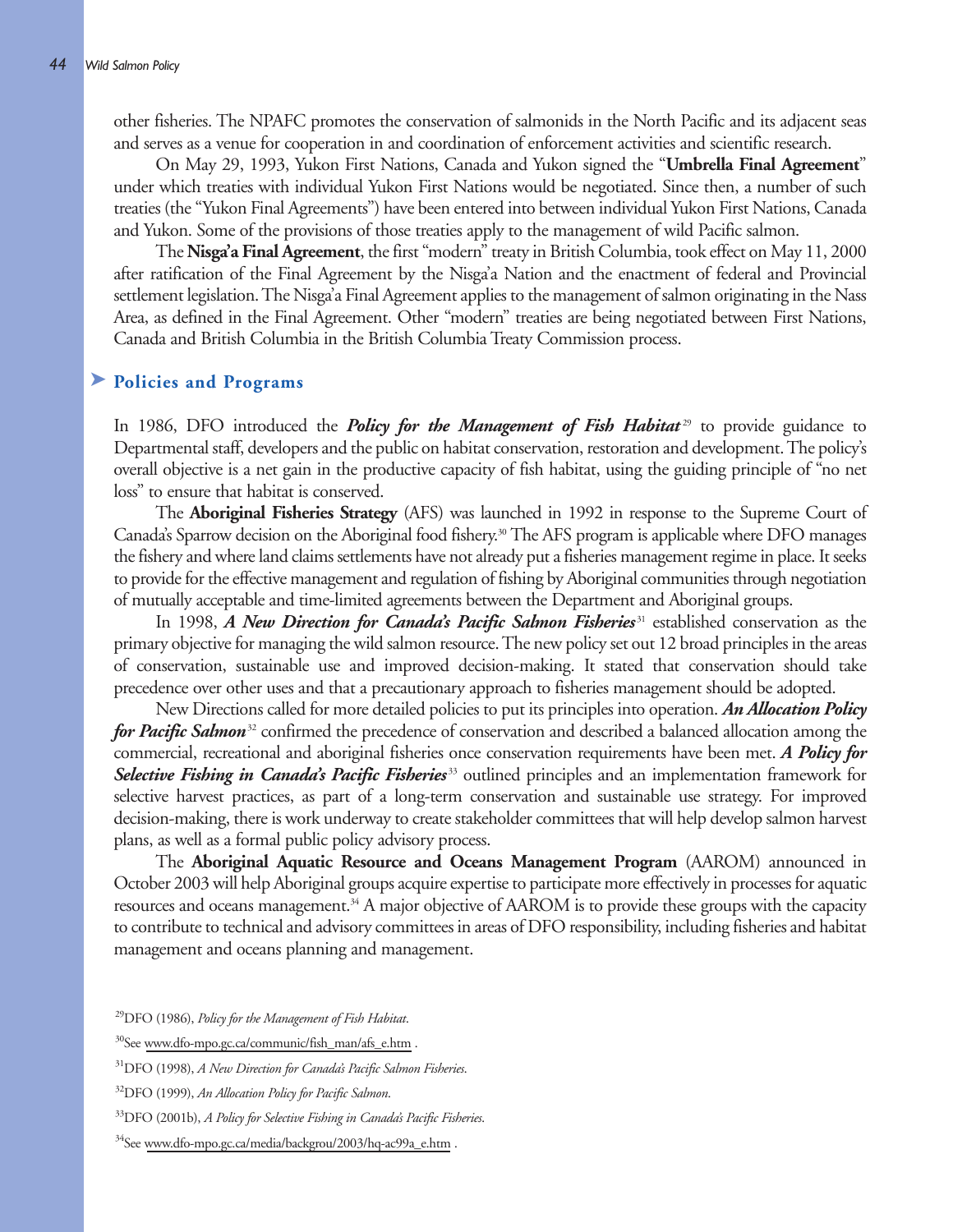other fisheries. The NPAFC promotes the conservation of salmonids in the North Pacific and its adjacent seas and serves as a venue for cooperation in and coordination of enforcement activities and scientific research.

On May 29, 1993, Yukon First Nations, Canada and Yukon signed the "**Umbrella Final Agreement**" under which treaties with individual Yukon First Nations would be negotiated. Since then, a number of such treaties (the "Yukon Final Agreements") have been entered into between individual Yukon First Nations, Canada and Yukon. Some of the provisions of those treaties apply to the management of wild Pacific salmon.

The **Nisga'a Final Agreement**, the first "modern" treaty in British Columbia, took effect on May 11, 2000 after ratification of the Final Agreement by the Nisga'a Nation and the enactment of federal and Provincial settlement legislation. The Nisga'a Final Agreement applies to the management of salmon originating in the Nass Area, as defined in the Final Agreement. Other "modern" treaties are being negotiated between First Nations, Canada and British Columbia in the British Columbia Treaty Commission process.

## Policies and Programs

In 1986, DFO introduced the ***Policy for the Management of Fish Habitat***[29] to provide guidance to Departmental staff, developers and the public on habitat conservation, restoration and development. The policy's overall objective is a net gain in the productive capacity of fish habitat, using the guiding principle of "no net loss" to ensure that habitat is conserved.

The **Aboriginal Fisheries Strategy** (AFS) was launched in 1992 in response to the Supreme Court of Canada's Sparrow decision on the Aboriginal food fishery.[30] The AFS program is applicable where DFO manages the fishery and where land claims settlements have not already put a fisheries management regime in place. It seeks to provide for the effective management and regulation of fishing by Aboriginal communities through negotiation of mutually acceptable and time-limited agreements between the Department and Aboriginal groups.

In 1998, ***A New Direction for Canada's Pacific Salmon Fisheries***[31] established conservation as the primary objective for managing the wild salmon resource. The new policy set out 12 broad principles in the areas of conservation, sustainable use and improved decision-making. It stated that conservation should take precedence over other uses and that a precautionary approach to fisheries management should be adopted.

New Directions called for more detailed policies to put its principles into operation. ***An Allocation Policy for Pacific Salmon***[32] confirmed the precedence of conservation and described a balanced allocation among the commercial, recreational and aboriginal fisheries once conservation requirements have been met. ***A Policy for Selective Fishing in Canada's Pacific Fisheries***[33] outlined principles and an implementation framework for selective harvest practices, as part of a long-term conservation and sustainable use strategy. For improved decision-making, there is work underway to create stakeholder committees that will help develop salmon harvest plans, as well as a formal public policy advisory process.

The **Aboriginal Aquatic Resource and Oceans Management Program** (AAROM) announced in October 2003 will help Aboriginal groups acquire expertise to participate more effectively in processes for aquatic resources and oceans management.[34] A major objective of AAROM is to provide these groups with the capacity to contribute to technical and advisory committees in areas of DFO responsibility, including fisheries and habitat management and oceans planning and management.

---

[29]DFO (1986), *Policy for the Management of Fish Habitat*.

[30]See www.dfo-mpo.gc.ca/communic/fish_man/afs_e.htm .

[31]DFO (1998), *A New Direction for Canada's Pacific Salmon Fisheries*.

[32]DFO (1999), *An Allocation Policy for Pacific Salmon*.

[33]DFO (2001b), *A Policy for Selective Fishing in Canada's Pacific Fisheries*.

[34]See www.dfo-mpo.gc.ca/media/backgrou/2003/hq-ac99a_e.htm .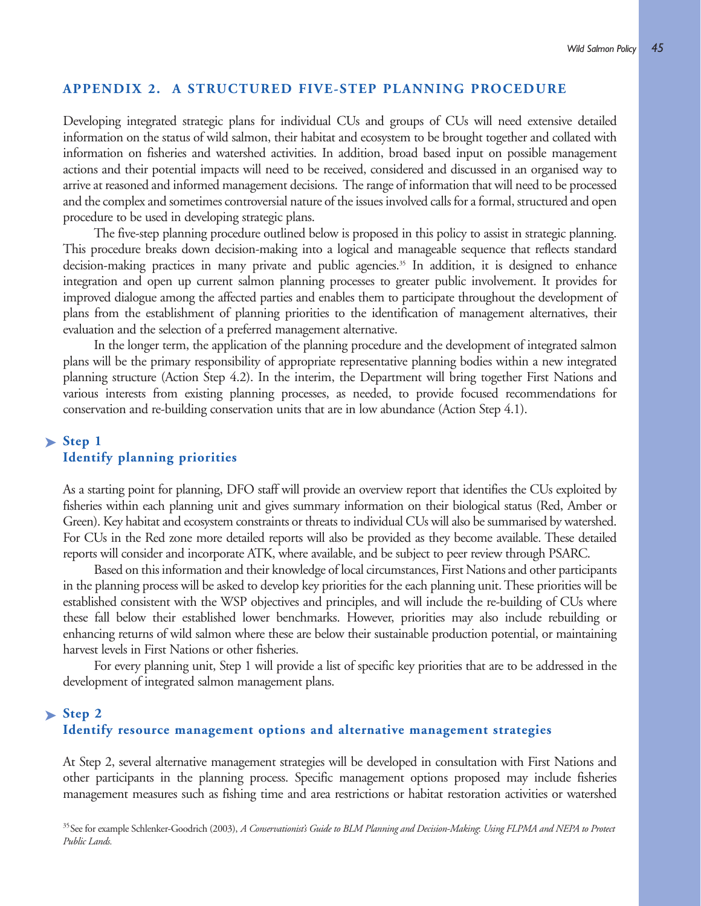## APPENDIX 2. A STRUCTURED FIVE-STEP PLANNING PROCEDURE

Developing integrated strategic plans for individual CUs and groups of CUs will need extensive detailed information on the status of wild salmon, their habitat and ecosystem to be brought together and collated with information on fisheries and watershed activities. In addition, broad based input on possible management actions and their potential impacts will need to be received, considered and discussed in an organised way to arrive at reasoned and informed management decisions. The range of information that will need to be processed and the complex and sometimes controversial nature of the issues involved calls for a formal, structured and open procedure to be used in developing strategic plans.

The five-step planning procedure outlined below is proposed in this policy to assist in strategic planning. This procedure breaks down decision-making into a logical and manageable sequence that reflects standard decision-making practices in many private and public agencies.[35] In addition, it is designed to enhance integration and open up current salmon planning processes to greater public involvement. It provides for improved dialogue among the affected parties and enables them to participate throughout the development of plans from the establishment of planning priorities to the identification of management alternatives, their evaluation and the selection of a preferred management alternative.

In the longer term, the application of the planning procedure and the development of integrated salmon plans will be the primary responsibility of appropriate representative planning bodies within a new integrated planning structure (Action Step 4.2). In the interim, the Department will bring together First Nations and various interests from existing planning processes, as needed, to provide focused recommendations for conservation and re-building conservation units that are in low abundance (Action Step 4.1).

### Step 1
### Identify planning priorities

As a starting point for planning, DFO staff will provide an overview report that identifies the CUs exploited by fisheries within each planning unit and gives summary information on their biological status (Red, Amber or Green). Key habitat and ecosystem constraints or threats to individual CUs will also be summarised by watershed. For CUs in the Red zone more detailed reports will also be provided as they become available. These detailed reports will consider and incorporate ATK, where available, and be subject to peer review through PSARC.

Based on this information and their knowledge of local circumstances, First Nations and other participants in the planning process will be asked to develop key priorities for the each planning unit. These priorities will be established consistent with the WSP objectives and principles, and will include the re-building of CUs where these fall below their established lower benchmarks. However, priorities may also include rebuilding or enhancing returns of wild salmon where these are below their sustainable production potential, or maintaining harvest levels in First Nations or other fisheries.

For every planning unit, Step 1 will provide a list of specific key priorities that are to be addressed in the development of integrated salmon management plans.

### Step 2
### Identify resource management options and alternative management strategies

At Step 2, several alternative management strategies will be developed in consultation with First Nations and other participants in the planning process. Specific management options proposed may include fisheries management measures such as fishing time and area restrictions or habitat restoration activities or watershed

[35] See for example Schlenker-Goodrich (2003), *A Conservationist's Guide to BLM Planning and Decision-Making: Using FLPMA and NEPA to Protect Public Lands.*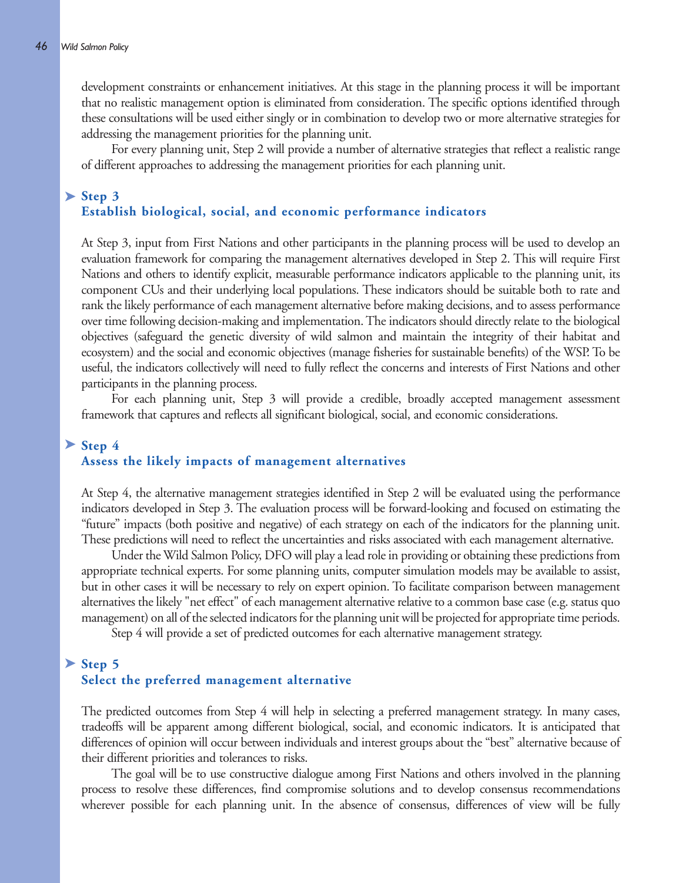development constraints or enhancement initiatives. At this stage in the planning process it will be important that no realistic management option is eliminated from consideration. The specific options identified through these consultations will be used either singly or in combination to develop two or more alternative strategies for addressing the management priorities for the planning unit.

For every planning unit, Step 2 will provide a number of alternative strategies that reflect a realistic range of different approaches to addressing the management priorities for each planning unit.

### Step 3
### Establish biological, social, and economic performance indicators

At Step 3, input from First Nations and other participants in the planning process will be used to develop an evaluation framework for comparing the management alternatives developed in Step 2. This will require First Nations and others to identify explicit, measurable performance indicators applicable to the planning unit, its component CUs and their underlying local populations. These indicators should be suitable both to rate and rank the likely performance of each management alternative before making decisions, and to assess performance over time following decision-making and implementation. The indicators should directly relate to the biological objectives (safeguard the genetic diversity of wild salmon and maintain the integrity of their habitat and ecosystem) and the social and economic objectives (manage fisheries for sustainable benefits) of the WSP. To be useful, the indicators collectively will need to fully reflect the concerns and interests of First Nations and other participants in the planning process.

For each planning unit, Step 3 will provide a credible, broadly accepted management assessment framework that captures and reflects all significant biological, social, and economic considerations.

### Step 4
### Assess the likely impacts of management alternatives

At Step 4, the alternative management strategies identified in Step 2 will be evaluated using the performance indicators developed in Step 3. The evaluation process will be forward-looking and focused on estimating the "future" impacts (both positive and negative) of each strategy on each of the indicators for the planning unit. These predictions will need to reflect the uncertainties and risks associated with each management alternative.

Under the Wild Salmon Policy, DFO will play a lead role in providing or obtaining these predictions from appropriate technical experts. For some planning units, computer simulation models may be available to assist, but in other cases it will be necessary to rely on expert opinion. To facilitate comparison between management alternatives the likely "net effect" of each management alternative relative to a common base case (e.g. status quo management) on all of the selected indicators for the planning unit will be projected for appropriate time periods.

Step 4 will provide a set of predicted outcomes for each alternative management strategy.

### Step 5
### Select the preferred management alternative

The predicted outcomes from Step 4 will help in selecting a preferred management strategy. In many cases, tradeoffs will be apparent among different biological, social, and economic indicators. It is anticipated that differences of opinion will occur between individuals and interest groups about the "best" alternative because of their different priorities and tolerances to risks.

The goal will be to use constructive dialogue among First Nations and others involved in the planning process to resolve these differences, find compromise solutions and to develop consensus recommendations wherever possible for each planning unit. In the absence of consensus, differences of view will be fully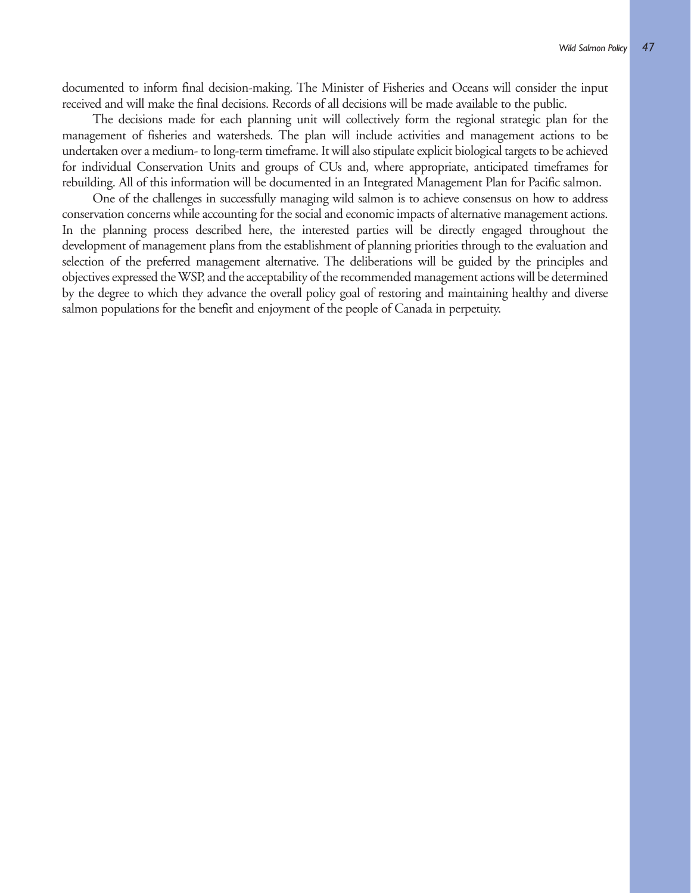documented to inform final decision-making. The Minister of Fisheries and Oceans will consider the input received and will make the final decisions. Records of all decisions will be made available to the public.

The decisions made for each planning unit will collectively form the regional strategic plan for the management of fisheries and watersheds. The plan will include activities and management actions to be undertaken over a medium- to long-term timeframe. It will also stipulate explicit biological targets to be achieved for individual Conservation Units and groups of CUs and, where appropriate, anticipated timeframes for rebuilding. All of this information will be documented in an Integrated Management Plan for Pacific salmon.

One of the challenges in successfully managing wild salmon is to achieve consensus on how to address conservation concerns while accounting for the social and economic impacts of alternative management actions. In the planning process described here, the interested parties will be directly engaged throughout the development of management plans from the establishment of planning priorities through to the evaluation and selection of the preferred management alternative. The deliberations will be guided by the principles and objectives expressed the WSP, and the acceptability of the recommended management actions will be determined by the degree to which they advance the overall policy goal of restoring and maintaining healthy and diverse salmon populations for the benefit and enjoyment of the people of Canada in perpetuity.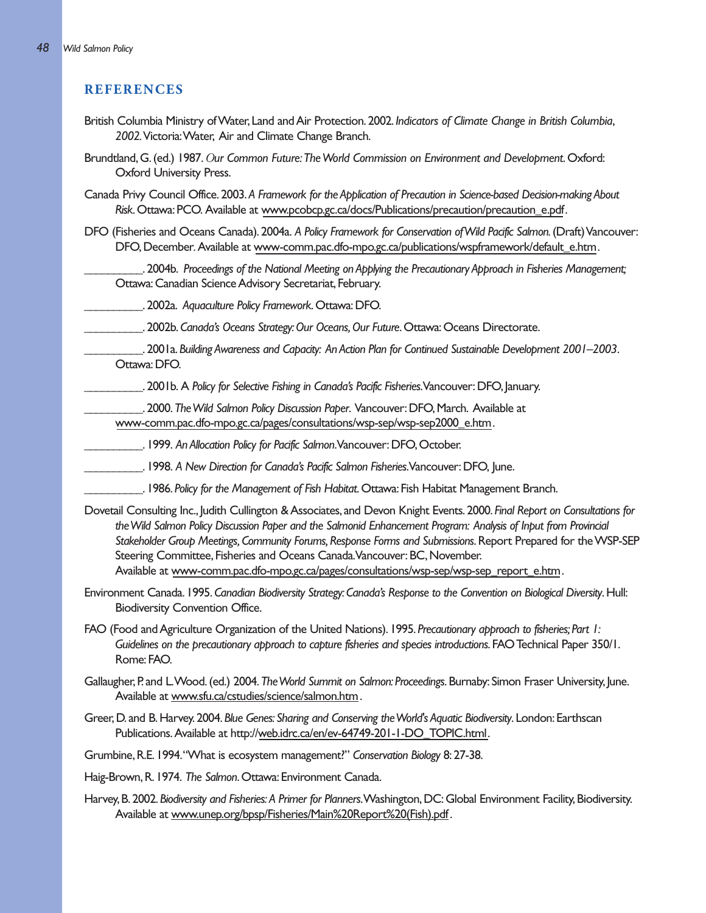## REFERENCES

British Columbia Ministry of Water, Land and Air Protection. 2002. *Indicators of Climate Change in British Columbia, 2002.* Victoria: Water, Air and Climate Change Branch.

Brundtland, G. (ed.) 1987. *Our Common Future: The World Commission on Environment and Development.* Oxford: Oxford University Press.

Canada Privy Council Office. 2003. *A Framework for the Application of Precaution in Science-based Decision-making About Risk*. Ottawa: PCO. Available at www.pcobcp.gc.ca/docs/Publications/precaution/precaution_e.pdf.

DFO (Fisheries and Oceans Canada). 2004a. *A Policy Framework for Conservation of Wild Pacific Salmon.* (Draft) Vancouver: DFO, December. Available at www-comm.pac.dfo-mpo.gc.ca/publications/wspframework/default_e.htm.

__________. 2004b. *Proceedings of the National Meeting on Applying the Precautionary Approach in Fisheries Management;* Ottawa: Canadian Science Advisory Secretariat, February.

__________. 2002a. *Aquaculture Policy Framework.* Ottawa: DFO.

__________. 2002b. *Canada's Oceans Strategy: Our Oceans, Our Future*. Ottawa: Oceans Directorate.

__________. 2001a. *Building Awareness and Capacity: An Action Plan for Continued Sustainable Development 2001–2003*. Ottawa: DFO.

__________. 2001b. A *Policy for Selective Fishing in Canada's Pacific Fisheries.* Vancouver: DFO, January.

__________. 2000. *The Wild Salmon Policy Discussion Paper.* Vancouver: DFO, March. Available at www-comm.pac.dfo-mpo.gc.ca/pages/consultations/wsp-sep/wsp-sep2000_e.htm.

__________. 1999. *An Allocation Policy for Pacific Salmon.* Vancouver: DFO, October.

__________. 1998. *A New Direction for Canada's Pacific Salmon Fisheries.* Vancouver: DFO, June.

__________. 1986. *Policy for the Management of Fish Habitat.* Ottawa: Fish Habitat Management Branch.

Dovetail Consulting Inc., Judith Cullington & Associates, and Devon Knight Events. 2000. *Final Report on Consultations for the Wild Salmon Policy Discussion Paper and the Salmonid Enhancement Program: Analysis of Input from Provincial Stakeholder Group Meetings, Community Forums, Response Forms and Submissions*. Report Prepared for the WSP-SEP Steering Committee, Fisheries and Oceans Canada. Vancouver: BC, November. Available at www-comm.pac.dfo-mpo.gc.ca/pages/consultations/wsp-sep/wsp-sep_report_e.htm.

Environment Canada. 1995. *Canadian Biodiversity Strategy: Canada's Response to the Convention on Biological Diversity*. Hull: Biodiversity Convention Office.

FAO (Food and Agriculture Organization of the United Nations). 1995. *Precautionary approach to fisheries; Part 1: Guidelines on the precautionary approach to capture fisheries and species introductions.* FAO Technical Paper 350/1. Rome: FAO.

Gallaugher, P. and L. Wood. (ed.) 2004. *The World Summit on Salmon: Proceedings*. Burnaby: Simon Fraser University, June. Available at www.sfu.ca/cstudies/science/salmon.htm.

Greer, D. and B. Harvey. 2004. *Blue Genes: Sharing and Conserving the World's Aquatic Biodiversity*. London: Earthscan Publications. Available at http://web.idrc.ca/en/ev-64749-201-1-DO_TOPIC.html.

Grumbine, R.E. 1994. "What is ecosystem management?" *Conservation Biology* 8: 27-38.

Haig-Brown, R. 1974. *The Salmon*. Ottawa: Environment Canada.

Harvey, B. 2002. *Biodiversity and Fisheries: A Primer for Planners.* Washington, DC: Global Environment Facility, Biodiversity. Available at www.unep.org/bpsp/Fisheries/Main%20Report%20(Fish).pdf.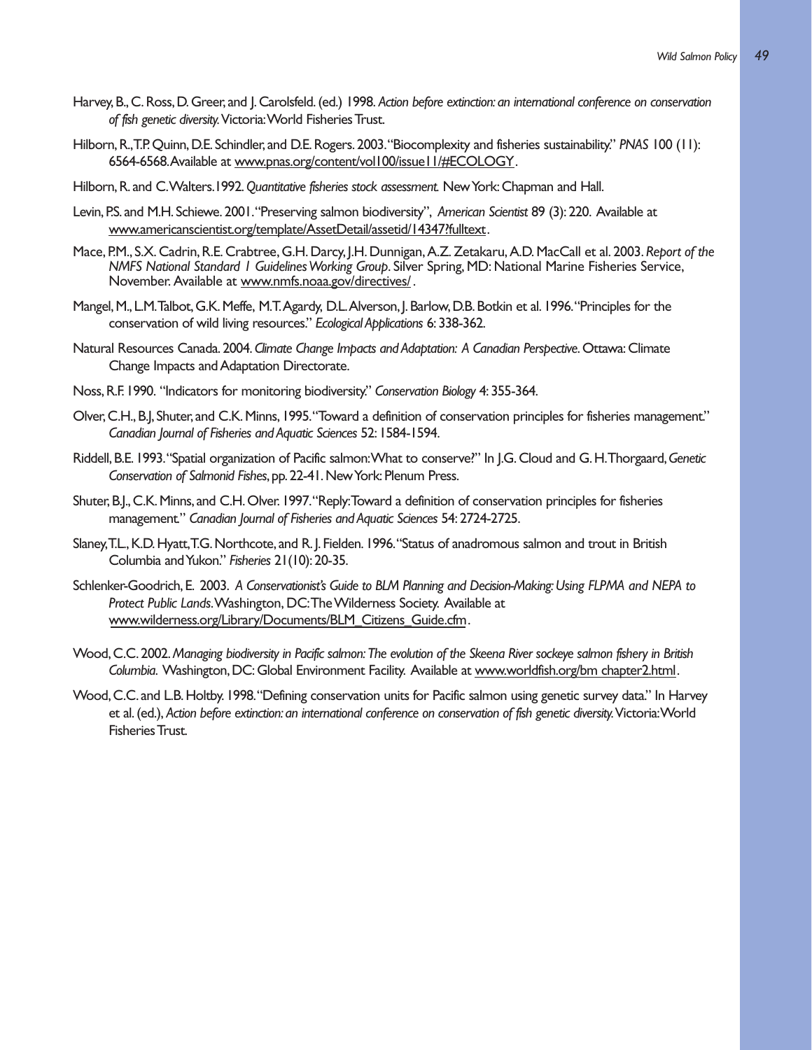Harvey, B., C. Ross, D. Greer, and J. Carolsfeld. (ed.) 1998. *Action before extinction: an international conference on conservation of fish genetic diversity.* Victoria: World Fisheries Trust.

Hilborn, R., T.P. Quinn, D.E. Schindler, and D.E. Rogers. 2003. "Biocomplexity and fisheries sustainability." *PNAS* 100 (11): 6564-6568. Available at www.pnas.org/content/vol100/issue11/#ECOLOGY.

Hilborn, R. and C. Walters. 1992. *Quantitative fisheries stock assessment.* New York: Chapman and Hall.

Levin, P.S. and M.H. Schiewe. 2001. "Preserving salmon biodiversity", *American Scientist* 89 (3): 220. Available at www.americanscientist.org/template/AssetDetail/assetid/14347?fulltext.

Mace, P.M., S.X. Cadrin, R.E. Crabtree, G.H. Darcy, J.H. Dunnigan, A.Z. Zetakaru, A.D. MacCall et al. 2003. *Report of the NMFS National Standard 1 Guidelines Working Group*. Silver Spring, MD: National Marine Fisheries Service, November. Available at www.nmfs.noaa.gov/directives/.

Mangel, M., L.M. Talbot, G.K. Meffe, M.T. Agardy, D.L. Alverson, J. Barlow, D.B. Botkin et al. 1996. "Principles for the conservation of wild living resources." *Ecological Applications* 6: 338-362.

Natural Resources Canada. 2004. *Climate Change Impacts and Adaptation: A Canadian Perspective*. Ottawa: Climate Change Impacts and Adaptation Directorate.

Noss, R.F. 1990. "Indicators for monitoring biodiversity." *Conservation Biology* 4: 355-364.

Olver, C.H., B.J, Shuter, and C.K. Minns, 1995. "Toward a definition of conservation principles for fisheries management." *Canadian Journal of Fisheries and Aquatic Sciences* 52: 1584-1594.

Riddell, B.E. 1993. "Spatial organization of Pacific salmon: What to conserve?" In J.G. Cloud and G. H. Thorgaard, *Genetic Conservation of Salmonid Fishes*, pp. 22-41. New York: Plenum Press.

Shuter, B.J., C.K. Minns, and C.H. Olver. 1997. "Reply: Toward a definition of conservation principles for fisheries management." *Canadian Journal of Fisheries and Aquatic Sciences* 54: 2724-2725.

Slaney, T.L., K.D. Hyatt, T.G. Northcote, and R. J. Fielden. 1996. "Status of anadromous salmon and trout in British Columbia and Yukon." *Fisheries* 21(10): 20-35.

Schlenker-Goodrich, E. 2003. *A Conservationist's Guide to BLM Planning and Decision-Making: Using FLPMA and NEPA to Protect Public Lands*. Washington, DC: The Wilderness Society. Available at www.wilderness.org/Library/Documents/BLM_Citizens_Guide.cfm.

Wood, C.C. 2002. *Managing biodiversity in Pacific salmon: The evolution of the Skeena River sockeye salmon fishery in British Columbia.* Washington, DC: Global Environment Facility. Available at www.worldfish.org/bm chapter2.html.

Wood, C.C. and L.B. Holtby. 1998. "Defining conservation units for Pacific salmon using genetic survey data." In Harvey et al. (ed.), *Action before extinction: an international conference on conservation of fish genetic diversity.* Victoria: World Fisheries Trust.